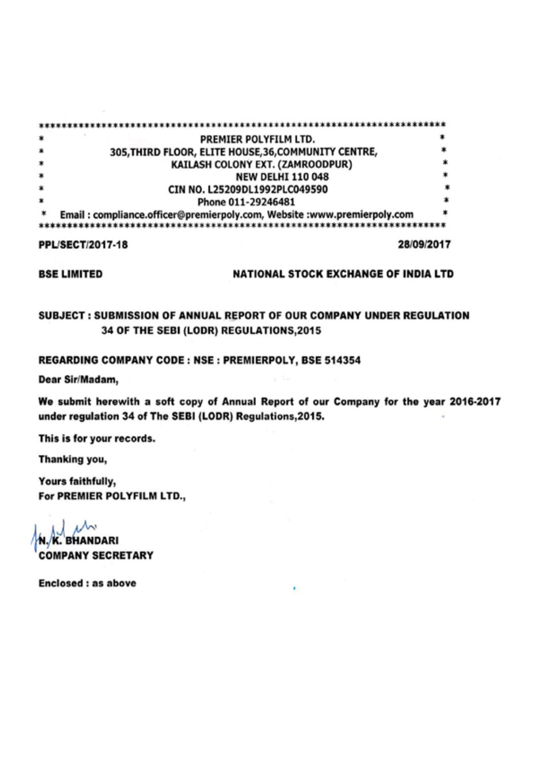PREMIER POLYFILM LTD.
305,THIRD FLOOR, ELITE HOUSE,36,COMMUNITY CENTRE,
KAILASH COLONY EXT. (ZAMROODPUR)
NEW DELHI 110 048
CIN NO. L25209DL1992PLC049590
Phone 011-29246481
Email : compliance.officer@premierpoly.com, Website :www.premierpoly.com

**PPL/SECT/2017-18** **28/09/2017**

**BSE LIMITED** **NATIONAL STOCK EXCHANGE OF INDIA LTD**

**SUBJECT : SUBMISSION OF ANNUAL REPORT OF OUR COMPANY UNDER REGULATION 34 OF THE SEBI (LODR) REGULATIONS,2015**

**REGARDING COMPANY CODE : NSE : PREMIERPOLY, BSE 514354**

**Dear Sir/Madam,**

**We submit herewith a soft copy of Annual Report of our Company for the year 2016-2017 under regulation 34 of The SEBI (LODR) Regulations,2015.**

**This is for your records.**

**Thanking you,**

**Yours faithfully,**
**For PREMIER POLYFILM LTD.,**

**N. K. BHANDARI**
**COMPANY SECRETARY**

**Enclosed : as above**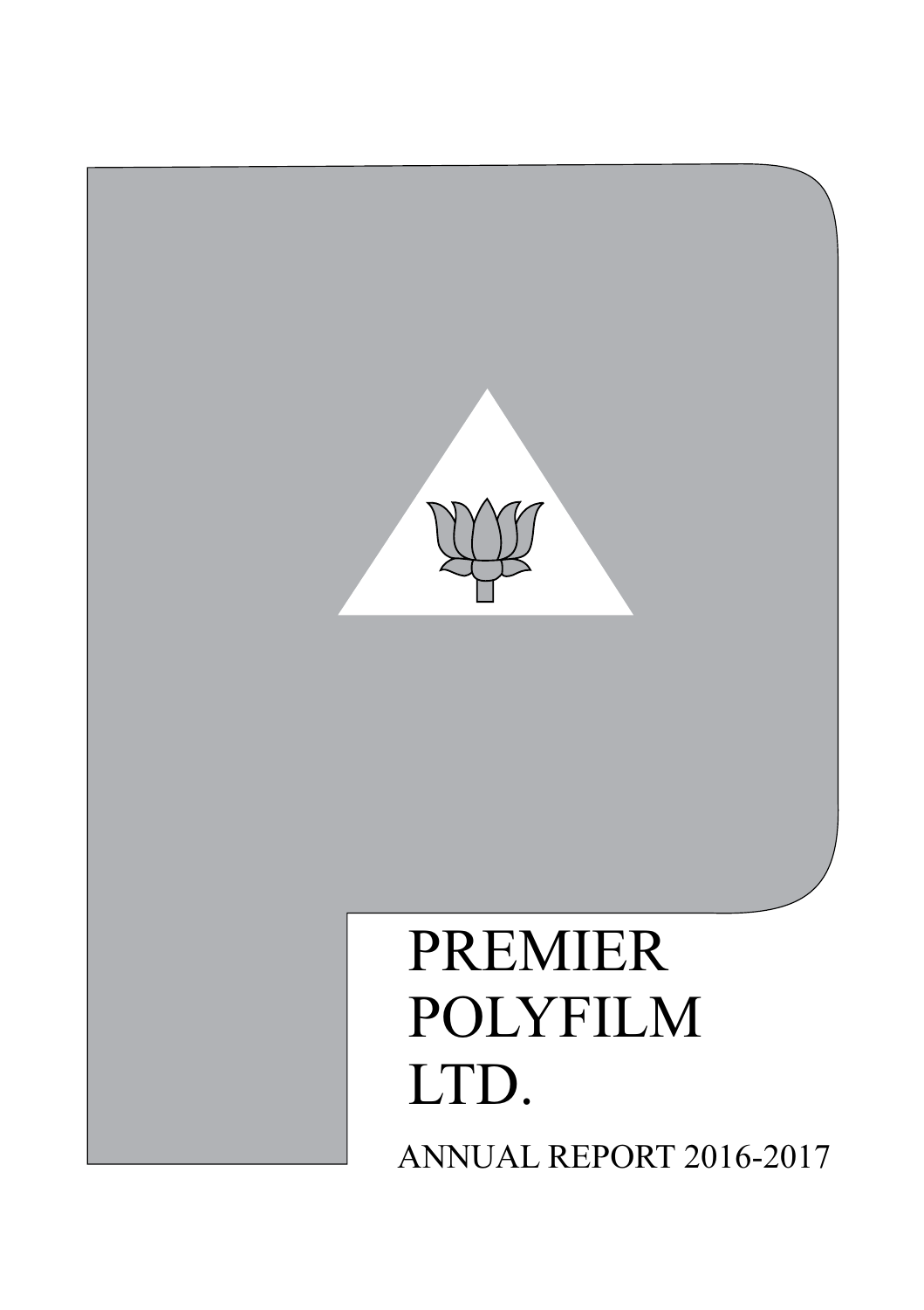# PREMIER POLYFILM LTD.

ANNUAL REPORT 2016-2017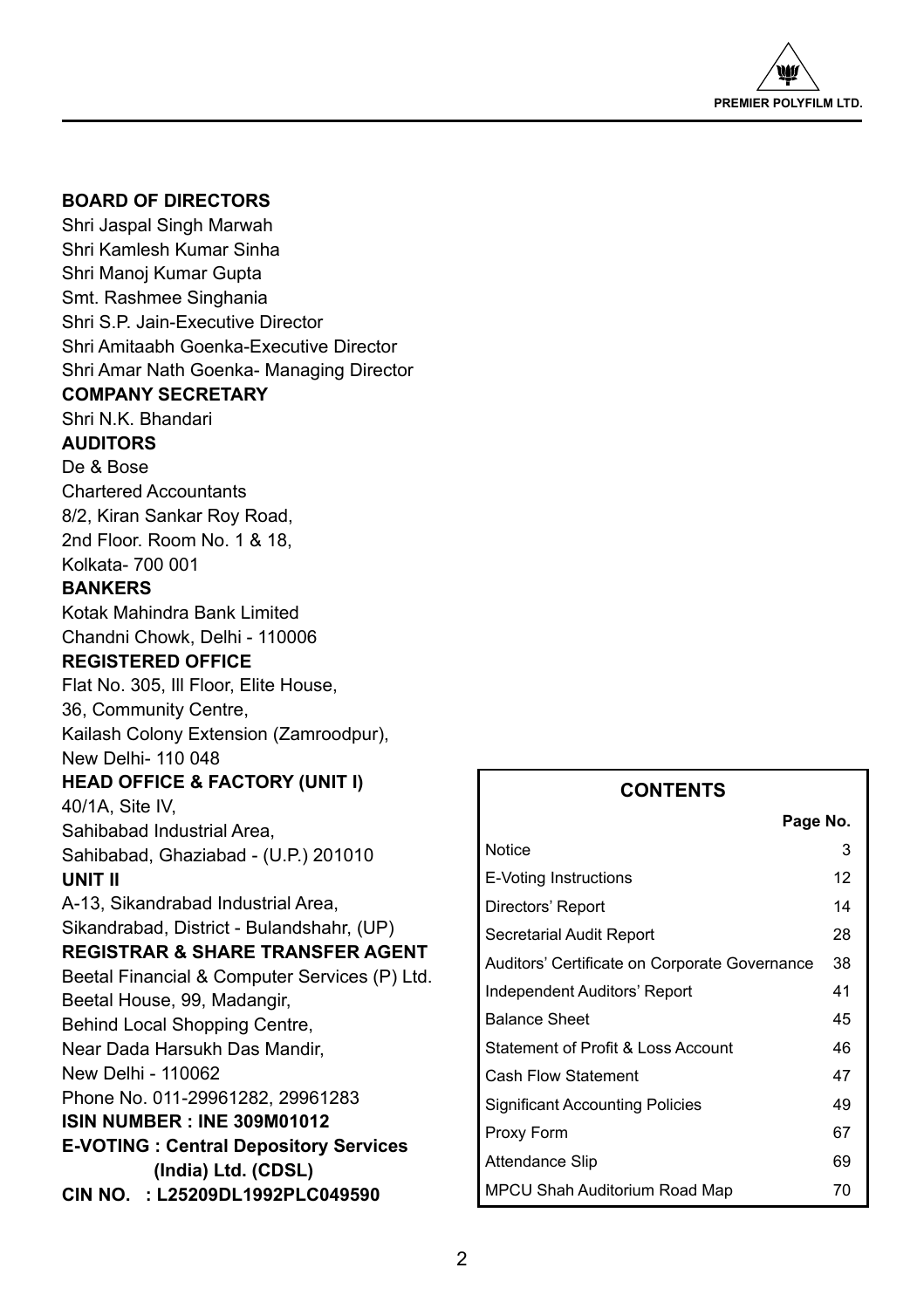## BOARD OF DIRECTORS

Shri Jaspal Singh Marwah
Shri Kamlesh Kumar Sinha
Shri Manoj Kumar Gupta
Smt. Rashmee Singhania
Shri S.P. Jain-Executive Director
Shri Amitaabh Goenka-Executive Director
Shri Amar Nath Goenka- Managing Director

## COMPANY SECRETARY

Shri N.K. Bhandari

## AUDITORS

De & Bose
Chartered Accountants
8/2, Kiran Sankar Roy Road,
2nd Floor. Room No. 1 & 18,
Kolkata- 700 001

## BANKERS

Kotak Mahindra Bank Limited
Chandni Chowk, Delhi - 110006

## REGISTERED OFFICE

Flat No. 305, Ill Floor, Elite House,
36, Community Centre,
Kailash Colony Extension (Zamroodpur),
New Delhi- 110 048

## HEAD OFFICE & FACTORY (UNIT I)

40/1A, Site IV,
Sahibabad Industrial Area,
Sahibabad, Ghaziabad - (U.P.) 201010

## UNIT II

A-13, Sikandrabad Industrial Area,
Sikandrabad, District - Bulandshahr, (UP)

## REGISTRAR & SHARE TRANSFER AGENT

Beetal Financial & Computer Services (P) Ltd.
Beetal House, 99, Madangir,
Behind Local Shopping Centre,
Near Dada Harsukh Das Mandir,
New Delhi - 110062
Phone No. 011-29961282, 29961283

**ISIN NUMBER : INE 309M01012**

**E-VOTING : Central Depository Services (India) Ltd. (CDSL)**

**CIN NO. : L25209DL1992PLC049590**

## CONTENTS

| | Page No. |
|---|---|
| Notice | 3 |
| E-Voting Instructions | 12 |
| Directors' Report | 14 |
| Secretarial Audit Report | 28 |
| Auditors' Certificate on Corporate Governance | 38 |
| Independent Auditors' Report | 41 |
| Balance Sheet | 45 |
| Statement of Profit & Loss Account | 46 |
| Cash Flow Statement | 47 |
| Significant Accounting Policies | 49 |
| Proxy Form | 67 |
| Attendance Slip | 69 |
| MPCU Shah Auditorium Road Map | 70 |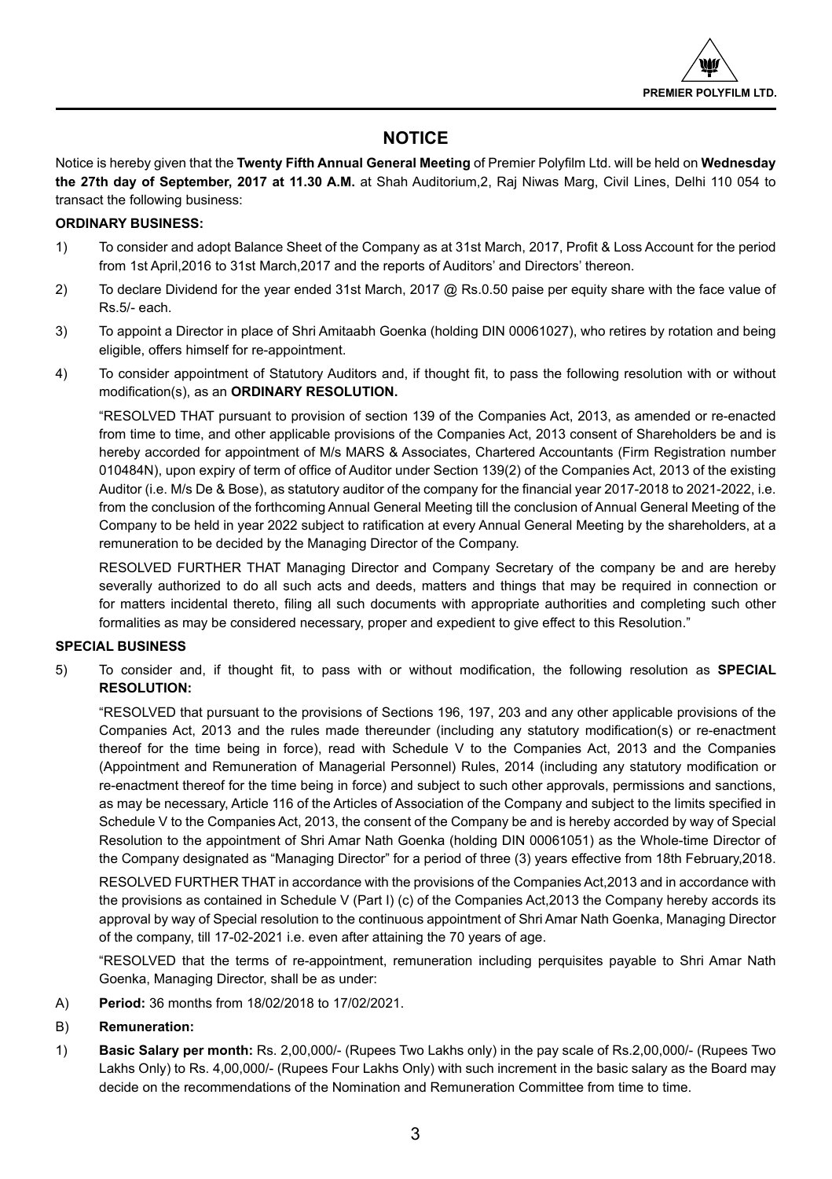# NOTICE

Notice is hereby given that the **Twenty Fifth Annual General Meeting** of Premier Polyfilm Ltd. will be held on **Wednesday the 27th day of September, 2017 at 11.30 A.M.** at Shah Auditorium,2, Raj Niwas Marg, Civil Lines, Delhi 110 054 to transact the following business:

**ORDINARY BUSINESS:**

1) To consider and adopt Balance Sheet of the Company as at 31st March, 2017, Profit & Loss Account for the period from 1st April,2016 to 31st March,2017 and the reports of Auditors' and Directors' thereon.

2) To declare Dividend for the year ended 31st March, 2017 @ Rs.0.50 paise per equity share with the face value of Rs.5/- each.

3) To appoint a Director in place of Shri Amitaabh Goenka (holding DIN 00061027), who retires by rotation and being eligible, offers himself for re-appointment.

4) To consider appointment of Statutory Auditors and, if thought fit, to pass the following resolution with or without modification(s), as an **ORDINARY RESOLUTION.**

   "RESOLVED THAT pursuant to provision of section 139 of the Companies Act, 2013, as amended or re-enacted from time to time, and other applicable provisions of the Companies Act, 2013 consent of Shareholders be and is hereby accorded for appointment of M/s MARS & Associates, Chartered Accountants (Firm Registration number 010484N), upon expiry of term of office of Auditor under Section 139(2) of the Companies Act, 2013 of the existing Auditor (i.e. M/s De & Bose), as statutory auditor of the company for the financial year 2017-2018 to 2021-2022, i.e. from the conclusion of the forthcoming Annual General Meeting till the conclusion of Annual General Meeting of the Company to be held in year 2022 subject to ratification at every Annual General Meeting by the shareholders, at a remuneration to be decided by the Managing Director of the Company.

   RESOLVED FURTHER THAT Managing Director and Company Secretary of the company be and are hereby severally authorized to do all such acts and deeds, matters and things that may be required in connection or for matters incidental thereto, filing all such documents with appropriate authorities and completing such other formalities as may be considered necessary, proper and expedient to give effect to this Resolution."

**SPECIAL BUSINESS**

5) To consider and, if thought fit, to pass with or without modification, the following resolution as **SPECIAL RESOLUTION:**

   "RESOLVED that pursuant to the provisions of Sections 196, 197, 203 and any other applicable provisions of the Companies Act, 2013 and the rules made thereunder (including any statutory modification(s) or re-enactment thereof for the time being in force), read with Schedule V to the Companies Act, 2013 and the Companies (Appointment and Remuneration of Managerial Personnel) Rules, 2014 (including any statutory modification or re-enactment thereof for the time being in force) and subject to such other approvals, permissions and sanctions, as may be necessary, Article 116 of the Articles of Association of the Company and subject to the limits specified in Schedule V to the Companies Act, 2013, the consent of the Company be and is hereby accorded by way of Special Resolution to the appointment of Shri Amar Nath Goenka (holding DIN 00061051) as the Whole-time Director of the Company designated as "Managing Director" for a period of three (3) years effective from 18th February,2018.

   RESOLVED FURTHER THAT in accordance with the provisions of the Companies Act,2013 and in accordance with the provisions as contained in Schedule V (Part I) (c) of the Companies Act,2013 the Company hereby accords its approval by way of Special resolution to the continuous appointment of Shri Amar Nath Goenka, Managing Director of the company, till 17-02-2021 i.e. even after attaining the 70 years of age.

   "RESOLVED that the terms of re-appointment, remuneration including perquisites payable to Shri Amar Nath Goenka, Managing Director, shall be as under:

A) **Period:** 36 months from 18/02/2018 to 17/02/2021.

B) **Remuneration:**

1) **Basic Salary per month:** Rs. 2,00,000/- (Rupees Two Lakhs only) in the pay scale of Rs.2,00,000/- (Rupees Two Lakhs Only) to Rs. 4,00,000/- (Rupees Four Lakhs Only) with such increment in the basic salary as the Board may decide on the recommendations of the Nomination and Remuneration Committee from time to time.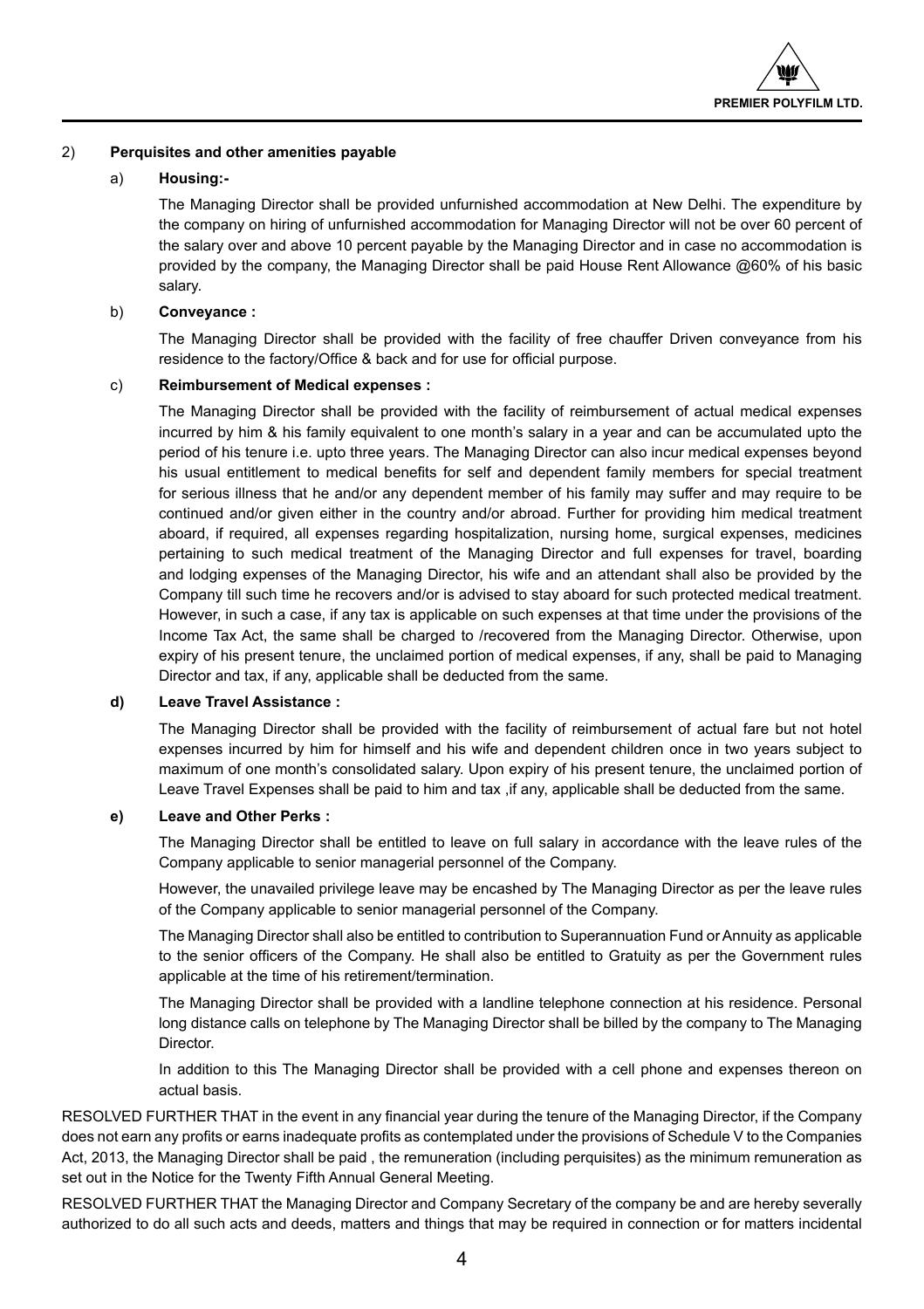2) **Perquisites and other amenities payable**

a) **Housing:-**

The Managing Director shall be provided unfurnished accommodation at New Delhi. The expenditure by the company on hiring of unfurnished accommodation for Managing Director will not be over 60 percent of the salary over and above 10 percent payable by the Managing Director and in case no accommodation is provided by the company, the Managing Director shall be paid House Rent Allowance @60% of his basic salary.

b) **Conveyance :**

The Managing Director shall be provided with the facility of free chauffer Driven conveyance from his residence to the factory/Office & back and for use for official purpose.

c) **Reimbursement of Medical expenses :**

The Managing Director shall be provided with the facility of reimbursement of actual medical expenses incurred by him & his family equivalent to one month's salary in a year and can be accumulated upto the period of his tenure i.e. upto three years. The Managing Director can also incur medical expenses beyond his usual entitlement to medical benefits for self and dependent family members for special treatment for serious illness that he and/or any dependent member of his family may suffer and may require to be continued and/or given either in the country and/or abroad. Further for providing him medical treatment aboard, if required, all expenses regarding hospitalization, nursing home, surgical expenses, medicines pertaining to such medical treatment of the Managing Director and full expenses for travel, boarding and lodging expenses of the Managing Director, his wife and an attendant shall also be provided by the Company till such time he recovers and/or is advised to stay aboard for such protected medical treatment. However, in such a case, if any tax is applicable on such expenses at that time under the provisions of the Income Tax Act, the same shall be charged to /recovered from the Managing Director. Otherwise, upon expiry of his present tenure, the unclaimed portion of medical expenses, if any, shall be paid to Managing Director and tax, if any, applicable shall be deducted from the same.

**d) Leave Travel Assistance :**

The Managing Director shall be provided with the facility of reimbursement of actual fare but not hotel expenses incurred by him for himself and his wife and dependent children once in two years subject to maximum of one month's consolidated salary. Upon expiry of his present tenure, the unclaimed portion of Leave Travel Expenses shall be paid to him and tax ,if any, applicable shall be deducted from the same.

**e) Leave and Other Perks :**

The Managing Director shall be entitled to leave on full salary in accordance with the leave rules of the Company applicable to senior managerial personnel of the Company.

However, the unavailed privilege leave may be encashed by The Managing Director as per the leave rules of the Company applicable to senior managerial personnel of the Company.

The Managing Director shall also be entitled to contribution to Superannuation Fund or Annuity as applicable to the senior officers of the Company. He shall also be entitled to Gratuity as per the Government rules applicable at the time of his retirement/termination.

The Managing Director shall be provided with a landline telephone connection at his residence. Personal long distance calls on telephone by The Managing Director shall be billed by the company to The Managing Director.

In addition to this The Managing Director shall be provided with a cell phone and expenses thereon on actual basis.

RESOLVED FURTHER THAT in the event in any financial year during the tenure of the Managing Director, if the Company does not earn any profits or earns inadequate profits as contemplated under the provisions of Schedule V to the Companies Act, 2013, the Managing Director shall be paid , the remuneration (including perquisites) as the minimum remuneration as set out in the Notice for the Twenty Fifth Annual General Meeting.

RESOLVED FURTHER THAT the Managing Director and Company Secretary of the company be and are hereby severally authorized to do all such acts and deeds, matters and things that may be required in connection or for matters incidental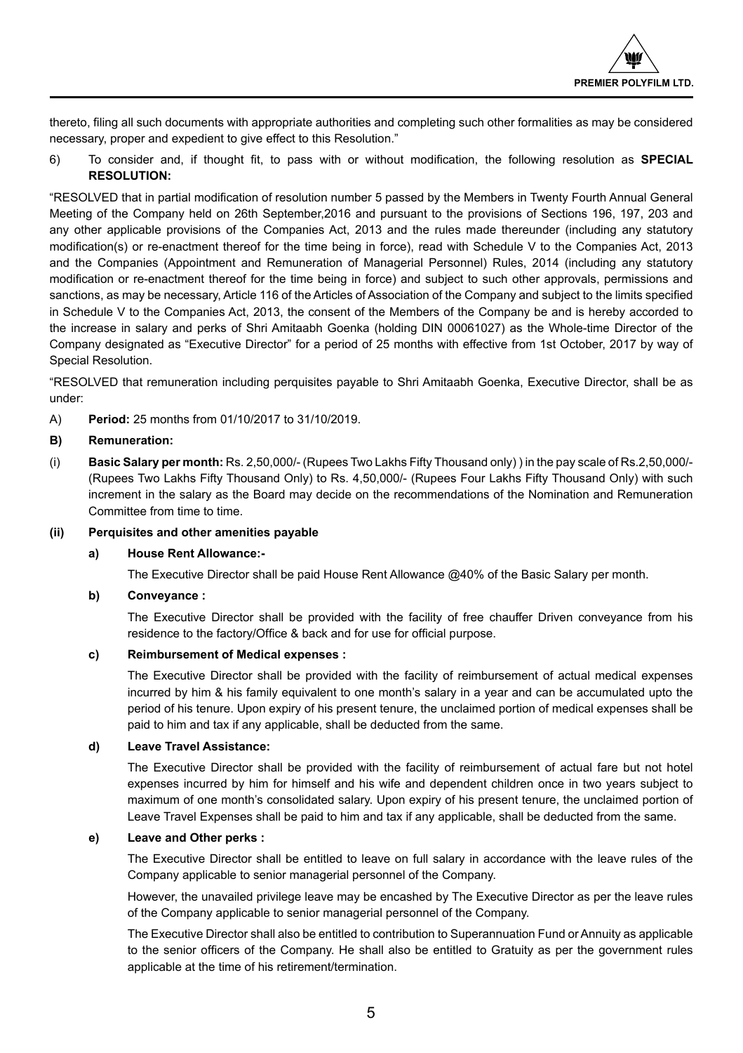thereto, filing all such documents with appropriate authorities and completing such other formalities as may be considered necessary, proper and expedient to give effect to this Resolution."

6) To consider and, if thought fit, to pass with or without modification, the following resolution as **SPECIAL RESOLUTION:**

"RESOLVED that in partial modification of resolution number 5 passed by the Members in Twenty Fourth Annual General Meeting of the Company held on 26th September,2016 and pursuant to the provisions of Sections 196, 197, 203 and any other applicable provisions of the Companies Act, 2013 and the rules made thereunder (including any statutory modification(s) or re-enactment thereof for the time being in force), read with Schedule V to the Companies Act, 2013 and the Companies (Appointment and Remuneration of Managerial Personnel) Rules, 2014 (including any statutory modification or re-enactment thereof for the time being in force) and subject to such other approvals, permissions and sanctions, as may be necessary, Article 116 of the Articles of Association of the Company and subject to the limits specified in Schedule V to the Companies Act, 2013, the consent of the Members of the Company be and is hereby accorded to the increase in salary and perks of Shri Amitaabh Goenka (holding DIN 00061027) as the Whole-time Director of the Company designated as "Executive Director" for a period of 25 months with effective from 1st October, 2017 by way of Special Resolution.

"RESOLVED that remuneration including perquisites payable to Shri Amitaabh Goenka, Executive Director, shall be as under:

A) **Period:** 25 months from 01/10/2017 to 31/10/2019.

**B) Remuneration:**

(i) **Basic Salary per month:** Rs. 2,50,000/- (Rupees Two Lakhs Fifty Thousand only) ) in the pay scale of Rs.2,50,000/- (Rupees Two Lakhs Fifty Thousand Only) to Rs. 4,50,000/- (Rupees Four Lakhs Fifty Thousand Only) with such increment in the salary as the Board may decide on the recommendations of the Nomination and Remuneration Committee from time to time.

**(ii) Perquisites and other amenities payable**

**a) House Rent Allowance:-**

The Executive Director shall be paid House Rent Allowance @40% of the Basic Salary per month.

**b) Conveyance :**

The Executive Director shall be provided with the facility of free chauffer Driven conveyance from his residence to the factory/Office & back and for use for official purpose.

**c) Reimbursement of Medical expenses :**

The Executive Director shall be provided with the facility of reimbursement of actual medical expenses incurred by him & his family equivalent to one month's salary in a year and can be accumulated upto the period of his tenure. Upon expiry of his present tenure, the unclaimed portion of medical expenses shall be paid to him and tax if any applicable, shall be deducted from the same.

**d) Leave Travel Assistance:**

The Executive Director shall be provided with the facility of reimbursement of actual fare but not hotel expenses incurred by him for himself and his wife and dependent children once in two years subject to maximum of one month's consolidated salary. Upon expiry of his present tenure, the unclaimed portion of Leave Travel Expenses shall be paid to him and tax if any applicable, shall be deducted from the same.

**e) Leave and Other perks :**

The Executive Director shall be entitled to leave on full salary in accordance with the leave rules of the Company applicable to senior managerial personnel of the Company.

However, the unavailed privilege leave may be encashed by The Executive Director as per the leave rules of the Company applicable to senior managerial personnel of the Company.

The Executive Director shall also be entitled to contribution to Superannuation Fund or Annuity as applicable to the senior officers of the Company. He shall also be entitled to Gratuity as per the government rules applicable at the time of his retirement/termination.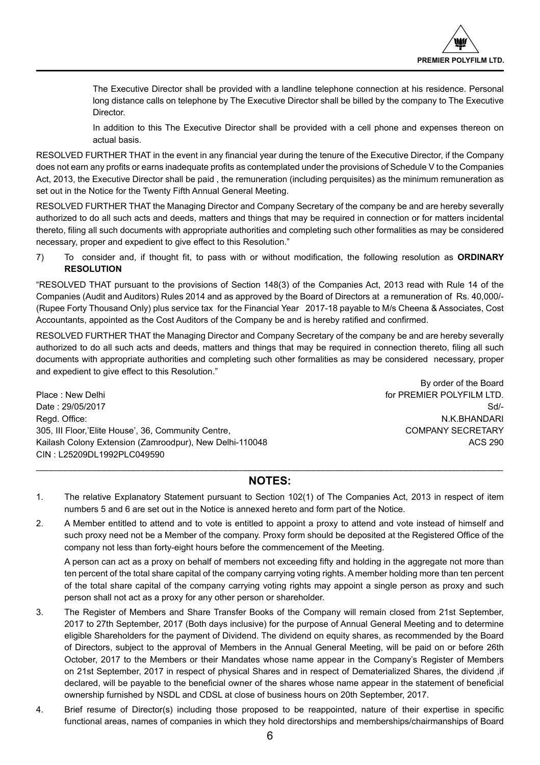The Executive Director shall be provided with a landline telephone connection at his residence. Personal long distance calls on telephone by The Executive Director shall be billed by the company to The Executive Director.

In addition to this The Executive Director shall be provided with a cell phone and expenses thereon on actual basis.

RESOLVED FURTHER THAT in the event in any financial year during the tenure of the Executive Director, if the Company does not earn any profits or earns inadequate profits as contemplated under the provisions of Schedule V to the Companies Act, 2013, the Executive Director shall be paid , the remuneration (including perquisites) as the minimum remuneration as set out in the Notice for the Twenty Fifth Annual General Meeting.

RESOLVED FURTHER THAT the Managing Director and Company Secretary of the company be and are hereby severally authorized to do all such acts and deeds, matters and things that may be required in connection or for matters incidental thereto, filing all such documents with appropriate authorities and completing such other formalities as may be considered necessary, proper and expedient to give effect to this Resolution."

7) To consider and, if thought fit, to pass with or without modification, the following resolution as **ORDINARY RESOLUTION**

"RESOLVED THAT pursuant to the provisions of Section 148(3) of the Companies Act, 2013 read with Rule 14 of the Companies (Audit and Auditors) Rules 2014 and as approved by the Board of Directors at a remuneration of Rs. 40,000/- (Rupee Forty Thousand Only) plus service tax for the Financial Year 2017-18 payable to M/s Cheena & Associates, Cost Accountants, appointed as the Cost Auditors of the Company be and is hereby ratified and confirmed.

RESOLVED FURTHER THAT the Managing Director and Company Secretary of the company be and are hereby severally authorized to do all such acts and deeds, matters and things that may be required in connection thereto, filing all such documents with appropriate authorities and completing such other formalities as may be considered necessary, proper and expedient to give effect to this Resolution."

By order of the Board
for PREMIER POLYFILM LTD.
Sd/-
N.K.BHANDARI
COMPANY SECRETARY
ACS 290

Place : New Delhi
Date : 29/05/2017
Regd. Office:
305, III Floor,'Elite House', 36, Community Centre,
Kailash Colony Extension (Zamroodpur), New Delhi-110048
CIN : L25209DL1992PLC049590

## NOTES:

1. The relative Explanatory Statement pursuant to Section 102(1) of The Companies Act, 2013 in respect of item numbers 5 and 6 are set out in the Notice is annexed hereto and form part of the Notice.

2. A Member entitled to attend and to vote is entitled to appoint a proxy to attend and vote instead of himself and such proxy need not be a Member of the company. Proxy form should be deposited at the Registered Office of the company not less than forty-eight hours before the commencement of the Meeting.

   A person can act as a proxy on behalf of members not exceeding fifty and holding in the aggregate not more than ten percent of the total share capital of the company carrying voting rights. A member holding more than ten percent of the total share capital of the company carrying voting rights may appoint a single person as proxy and such person shall not act as a proxy for any other person or shareholder.

3. The Register of Members and Share Transfer Books of the Company will remain closed from 21st September, 2017 to 27th September, 2017 (Both days inclusive) for the purpose of Annual General Meeting and to determine eligible Shareholders for the payment of Dividend. The dividend on equity shares, as recommended by the Board of Directors, subject to the approval of Members in the Annual General Meeting, will be paid on or before 26th October, 2017 to the Members or their Mandates whose name appear in the Company's Register of Members on 21st September, 2017 in respect of physical Shares and in respect of Dematerialized Shares, the dividend ,if declared, will be payable to the beneficial owner of the shares whose name appear in the statement of beneficial ownership furnished by NSDL and CDSL at close of business hours on 20th September, 2017.

4. Brief resume of Director(s) including those proposed to be reappointed, nature of their expertise in specific functional areas, names of companies in which they hold directorships and memberships/chairmanships of Board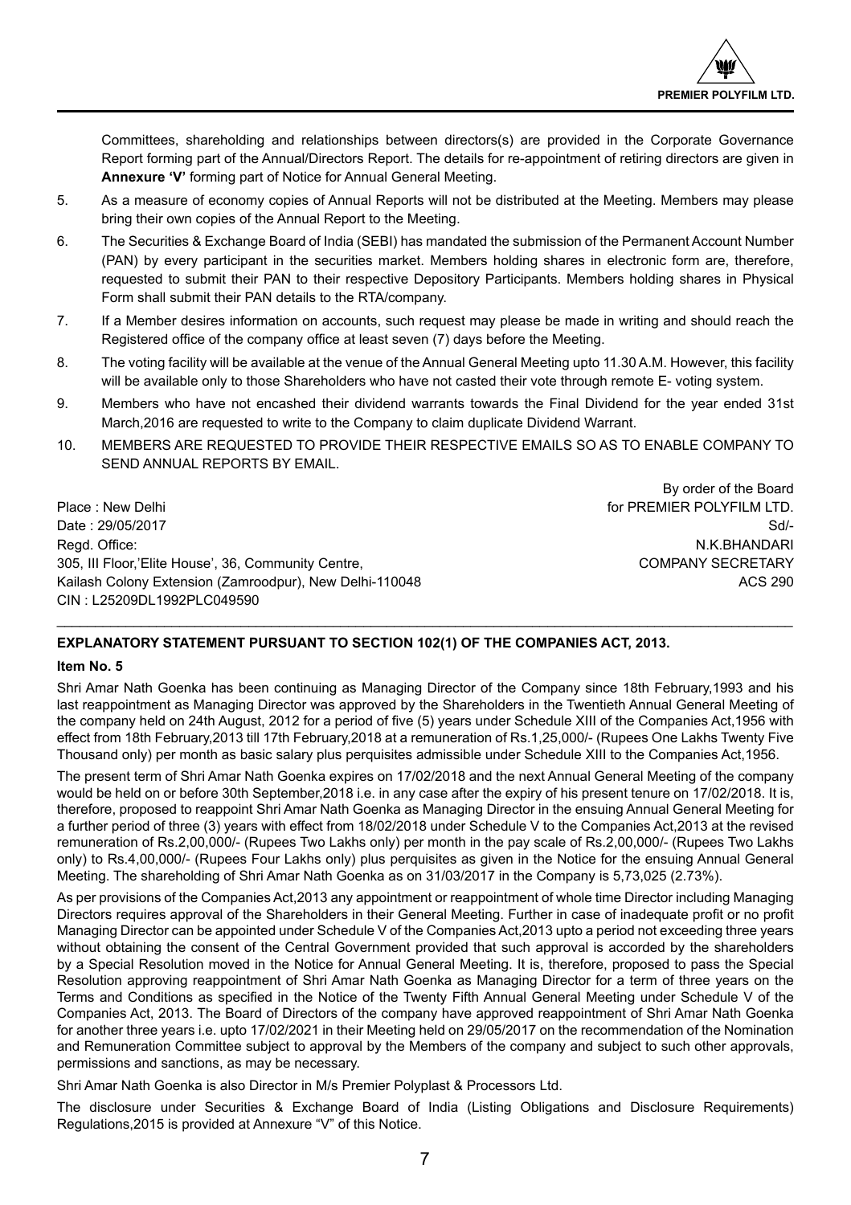Committees, shareholding and relationships between directors(s) are provided in the Corporate Governance Report forming part of the Annual/Directors Report. The details for re-appointment of retiring directors are given in **Annexure 'V'** forming part of Notice for Annual General Meeting.

5. As a measure of economy copies of Annual Reports will not be distributed at the Meeting. Members may please bring their own copies of the Annual Report to the Meeting.
6. The Securities & Exchange Board of India (SEBI) has mandated the submission of the Permanent Account Number (PAN) by every participant in the securities market. Members holding shares in electronic form are, therefore, requested to submit their PAN to their respective Depository Participants. Members holding shares in Physical Form shall submit their PAN details to the RTA/company.
7. If a Member desires information on accounts, such request may please be made in writing and should reach the Registered office of the company office at least seven (7) days before the Meeting.
8. The voting facility will be available at the venue of the Annual General Meeting upto 11.30 A.M. However, this facility will be available only to those Shareholders who have not casted their vote through remote E- voting system.
9. Members who have not encashed their dividend warrants towards the Final Dividend for the year ended 31st March,2016 are requested to write to the Company to claim duplicate Dividend Warrant.
10. MEMBERS ARE REQUESTED TO PROVIDE THEIR RESPECTIVE EMAILS SO AS TO ENABLE COMPANY TO SEND ANNUAL REPORTS BY EMAIL.

By order of the Board
for PREMIER POLYFILM LTD.
Sd/-
N.K.BHANDARI
COMPANY SECRETARY
ACS 290

Place : New Delhi
Date : 29/05/2017
Regd. Office:
305, III Floor,'Elite House', 36, Community Centre,
Kailash Colony Extension (Zamroodpur), New Delhi-110048
CIN : L25209DL1992PLC049590

## EXPLANATORY STATEMENT PURSUANT TO SECTION 102(1) OF THE COMPANIES ACT, 2013.

### Item No. 5

Shri Amar Nath Goenka has been continuing as Managing Director of the Company since 18th February,1993 and his last reappointment as Managing Director was approved by the Shareholders in the Twentieth Annual General Meeting of the company held on 24th August, 2012 for a period of five (5) years under Schedule XIII of the Companies Act,1956 with effect from 18th February,2013 till 17th February,2018 at a remuneration of Rs.1,25,000/- (Rupees One Lakhs Twenty Five Thousand only) per month as basic salary plus perquisites admissible under Schedule XIII to the Companies Act,1956.

The present term of Shri Amar Nath Goenka expires on 17/02/2018 and the next Annual General Meeting of the company would be held on or before 30th September,2018 i.e. in any case after the expiry of his present tenure on 17/02/2018. It is, therefore, proposed to reappoint Shri Amar Nath Goenka as Managing Director in the ensuing Annual General Meeting for a further period of three (3) years with effect from 18/02/2018 under Schedule V to the Companies Act,2013 at the revised remuneration of Rs.2,00,000/- (Rupees Two Lakhs only) per month in the pay scale of Rs.2,00,000/- (Rupees Two Lakhs only) to Rs.4,00,000/- (Rupees Four Lakhs only) plus perquisites as given in the Notice for the ensuing Annual General Meeting. The shareholding of Shri Amar Nath Goenka as on 31/03/2017 in the Company is 5,73,025 (2.73%).

As per provisions of the Companies Act,2013 any appointment or reappointment of whole time Director including Managing Directors requires approval of the Shareholders in their General Meeting. Further in case of inadequate profit or no profit Managing Director can be appointed under Schedule V of the Companies Act,2013 upto a period not exceeding three years without obtaining the consent of the Central Government provided that such approval is accorded by the shareholders by a Special Resolution moved in the Notice for Annual General Meeting. It is, therefore, proposed to pass the Special Resolution approving reappointment of Shri Amar Nath Goenka as Managing Director for a term of three years on the Terms and Conditions as specified in the Notice of the Twenty Fifth Annual General Meeting under Schedule V of the Companies Act, 2013. The Board of Directors of the company have approved reappointment of Shri Amar Nath Goenka for another three years i.e. upto 17/02/2021 in their Meeting held on 29/05/2017 on the recommendation of the Nomination and Remuneration Committee subject to approval by the Members of the company and subject to such other approvals, permissions and sanctions, as may be necessary.

Shri Amar Nath Goenka is also Director in M/s Premier Polyplast & Processors Ltd.

The disclosure under Securities & Exchange Board of India (Listing Obligations and Disclosure Requirements) Regulations,2015 is provided at Annexure "V" of this Notice.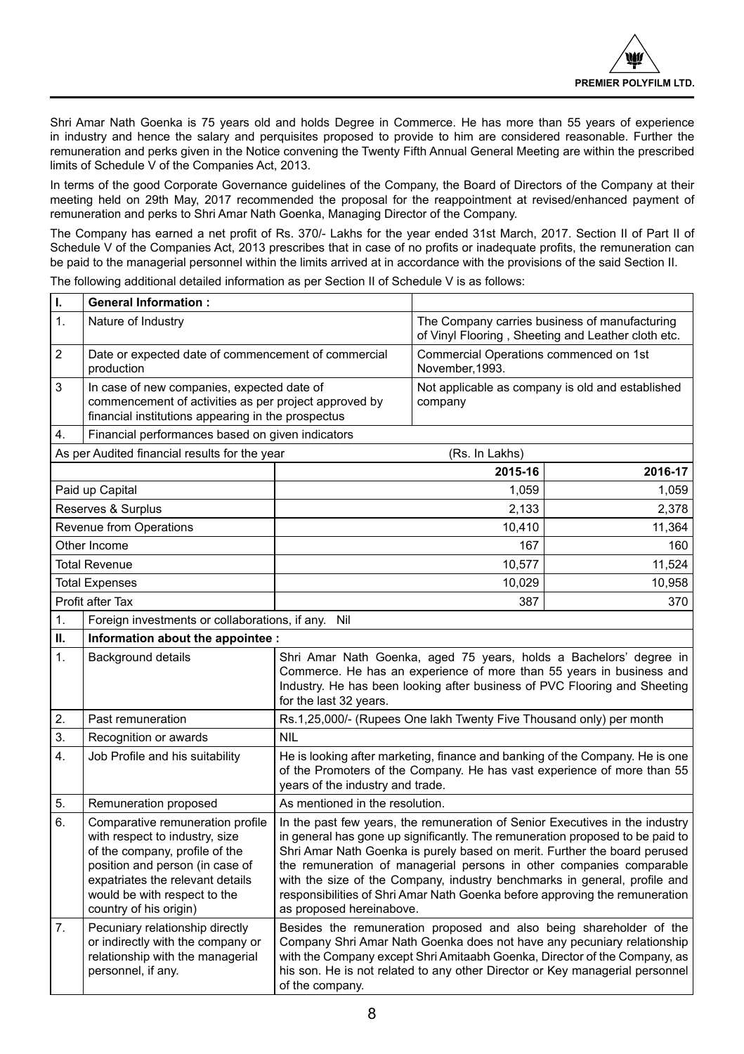Shri Amar Nath Goenka is 75 years old and holds Degree in Commerce. He has more than 55 years of experience in industry and hence the salary and perquisites proposed to provide to him are considered reasonable. Further the remuneration and perks given in the Notice convening the Twenty Fifth Annual General Meeting are within the prescribed limits of Schedule V of the Companies Act, 2013.

In terms of the good Corporate Governance guidelines of the Company, the Board of Directors of the Company at their meeting held on 29th May, 2017 recommended the proposal for the reappointment at revised/enhanced payment of remuneration and perks to Shri Amar Nath Goenka, Managing Director of the Company.

The Company has earned a net profit of Rs. 370/- Lakhs for the year ended 31st March, 2017. Section II of Part II of Schedule V of the Companies Act, 2013 prescribes that in case of no profits or inadequate profits, the remuneration can be paid to the managerial personnel within the limits arrived at in accordance with the provisions of the said Section II.

The following additional detailed information as per Section II of Schedule V is as follows:

| I. | General Information : | |
|---|---|---|
| 1. | Nature of Industry | The Company carries business of manufacturing of Vinyl Flooring , Sheeting and Leather cloth etc. |
| 2 | Date or expected date of commencement of commercial production | Commercial Operations commenced on 1st November,1993. |
| 3 | In case of new companies, expected date of commencement of activities as per project approved by financial institutions appearing in the prospectus | Not applicable as company is old and established company |
| 4. | Financial performances based on given indicators | |

| As per Audited financial results for the year (Rs. In Lakhs) | 2015-16 | 2016-17 |
|---|---|---|
| Paid up Capital | 1,059 | 1,059 |
| Reserves & Surplus | 2,133 | 2,378 |
| Revenue from Operations | 10,410 | 11,364 |
| Other Income | 167 | 160 |
| Total Revenue | 10,577 | 11,524 |
| Total Expenses | 10,029 | 10,958 |
| Profit after Tax | 387 | 370 |

| 1. | Foreign investments or collaborations, if any. Nil | |
|---|---|---|
| **II.** | **Information about the appointee :** | |
| 1. | Background details | Shri Amar Nath Goenka, aged 75 years, holds a Bachelors' degree in Commerce. He has an experience of more than 55 years in business and Industry. He has been looking after business of PVC Flooring and Sheeting for the last 32 years. |
| 2. | Past remuneration | Rs.1,25,000/- (Rupees One lakh Twenty Five Thousand only) per month |
| 3. | Recognition or awards | NIL |
| 4. | Job Profile and his suitability | He is looking after marketing, finance and banking of the Company. He is one of the Promoters of the Company. He has vast experience of more than 55 years of the industry and trade. |
| 5. | Remuneration proposed | As mentioned in the resolution. |
| 6. | Comparative remuneration profile with respect to industry, size of the company, profile of the position and person (in case of expatriates the relevant details would be with respect to the country of his origin) | In the past few years, the remuneration of Senior Executives in the industry in general has gone up significantly. The remuneration proposed to be paid to Shri Amar Nath Goenka is purely based on merit. Further the board perused the remuneration of managerial persons in other companies comparable with the size of the Company, industry benchmarks in general, profile and responsibilities of Shri Amar Nath Goenka before approving the remuneration as proposed hereinabove. |
| 7. | Pecuniary relationship directly or indirectly with the company or relationship with the managerial personnel, if any. | Besides the remuneration proposed and also being shareholder of the Company Shri Amar Nath Goenka does not have any pecuniary relationship with the Company except Shri Amitaabh Goenka, Director of the Company, as his son. He is not related to any other Director or Key managerial personnel of the company. |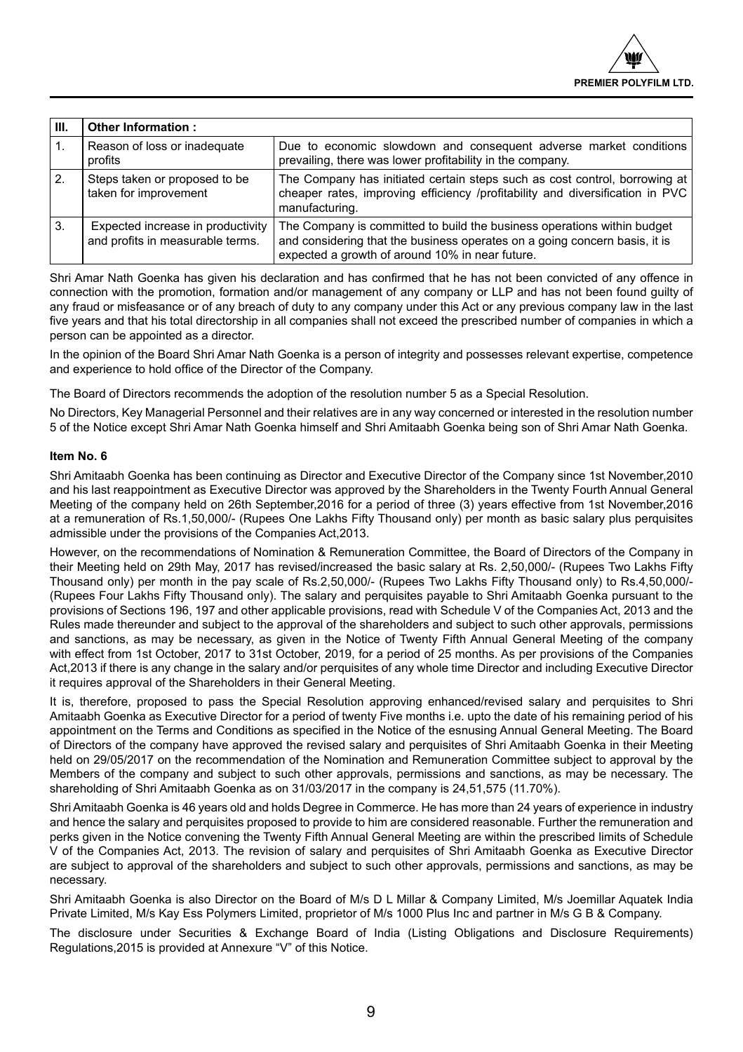| III. | Other Information : | |
|---|---|---|
| 1. | Reason of loss or inadequate profits | Due to economic slowdown and consequent adverse market conditions prevailing, there was lower profitability in the company. |
| 2. | Steps taken or proposed to be taken for improvement | The Company has initiated certain steps such as cost control, borrowing at cheaper rates, improving efficiency /profitability and diversification in PVC manufacturing. |
| 3. | Expected increase in productivity and profits in measurable terms. | The Company is committed to build the business operations within budget and considering that the business operates on a going concern basis, it is expected a growth of around 10% in near future. |

Shri Amar Nath Goenka has given his declaration and has confirmed that he has not been convicted of any offence in connection with the promotion, formation and/or management of any company or LLP and has not been found guilty of any fraud or misfeasance or of any breach of duty to any company under this Act or any previous company law in the last five years and that his total directorship in all companies shall not exceed the prescribed number of companies in which a person can be appointed as a director.

In the opinion of the Board Shri Amar Nath Goenka is a person of integrity and possesses relevant expertise, competence and experience to hold office of the Director of the Company.

The Board of Directors recommends the adoption of the resolution number 5 as a Special Resolution.

No Directors, Key Managerial Personnel and their relatives are in any way concerned or interested in the resolution number 5 of the Notice except Shri Amar Nath Goenka himself and Shri Amitaabh Goenka being son of Shri Amar Nath Goenka.

**Item No. 6**

Shri Amitaabh Goenka has been continuing as Director and Executive Director of the Company since 1st November,2010 and his last reappointment as Executive Director was approved by the Shareholders in the Twenty Fourth Annual General Meeting of the company held on 26th September,2016 for a period of three (3) years effective from 1st November,2016 at a remuneration of Rs.1,50,000/- (Rupees One Lakhs Fifty Thousand only) per month as basic salary plus perquisites admissible under the provisions of the Companies Act,2013.

However, on the recommendations of Nomination & Remuneration Committee, the Board of Directors of the Company in their Meeting held on 29th May, 2017 has revised/increased the basic salary at Rs. 2,50,000/- (Rupees Two Lakhs Fifty Thousand only) per month in the pay scale of Rs.2,50,000/- (Rupees Two Lakhs Fifty Thousand only) to Rs.4,50,000/- (Rupees Four Lakhs Fifty Thousand only). The salary and perquisites payable to Shri Amitaabh Goenka pursuant to the provisions of Sections 196, 197 and other applicable provisions, read with Schedule V of the Companies Act, 2013 and the Rules made thereunder and subject to the approval of the shareholders and subject to such other approvals, permissions and sanctions, as may be necessary, as given in the Notice of Twenty Fifth Annual General Meeting of the company with effect from 1st October, 2017 to 31st October, 2019, for a period of 25 months. As per provisions of the Companies Act,2013 if there is any change in the salary and/or perquisites of any whole time Director and including Executive Director it requires approval of the Shareholders in their General Meeting.

It is, therefore, proposed to pass the Special Resolution approving enhanced/revised salary and perquisites to Shri Amitaabh Goenka as Executive Director for a period of twenty Five months i.e. upto the date of his remaining period of his appointment on the Terms and Conditions as specified in the Notice of the esnusing Annual General Meeting. The Board of Directors of the company have approved the revised salary and perquisites of Shri Amitaabh Goenka in their Meeting held on 29/05/2017 on the recommendation of the Nomination and Remuneration Committee subject to approval by the Members of the company and subject to such other approvals, permissions and sanctions, as may be necessary. The shareholding of Shri Amitaabh Goenka as on 31/03/2017 in the company is 24,51,575 (11.70%).

Shri Amitaabh Goenka is 46 years old and holds Degree in Commerce. He has more than 24 years of experience in industry and hence the salary and perquisites proposed to provide to him are considered reasonable. Further the remuneration and perks given in the Notice convening the Twenty Fifth Annual General Meeting are within the prescribed limits of Schedule V of the Companies Act, 2013. The revision of salary and perquisites of Shri Amitaabh Goenka as Executive Director are subject to approval of the shareholders and subject to such other approvals, permissions and sanctions, as may be necessary.

Shri Amitaabh Goenka is also Director on the Board of M/s D L Millar & Company Limited, M/s Joemillar Aquatek India Private Limited, M/s Kay Ess Polymers Limited, proprietor of M/s 1000 Plus Inc and partner in M/s G B & Company.

The disclosure under Securities & Exchange Board of India (Listing Obligations and Disclosure Requirements) Regulations,2015 is provided at Annexure "V" of this Notice.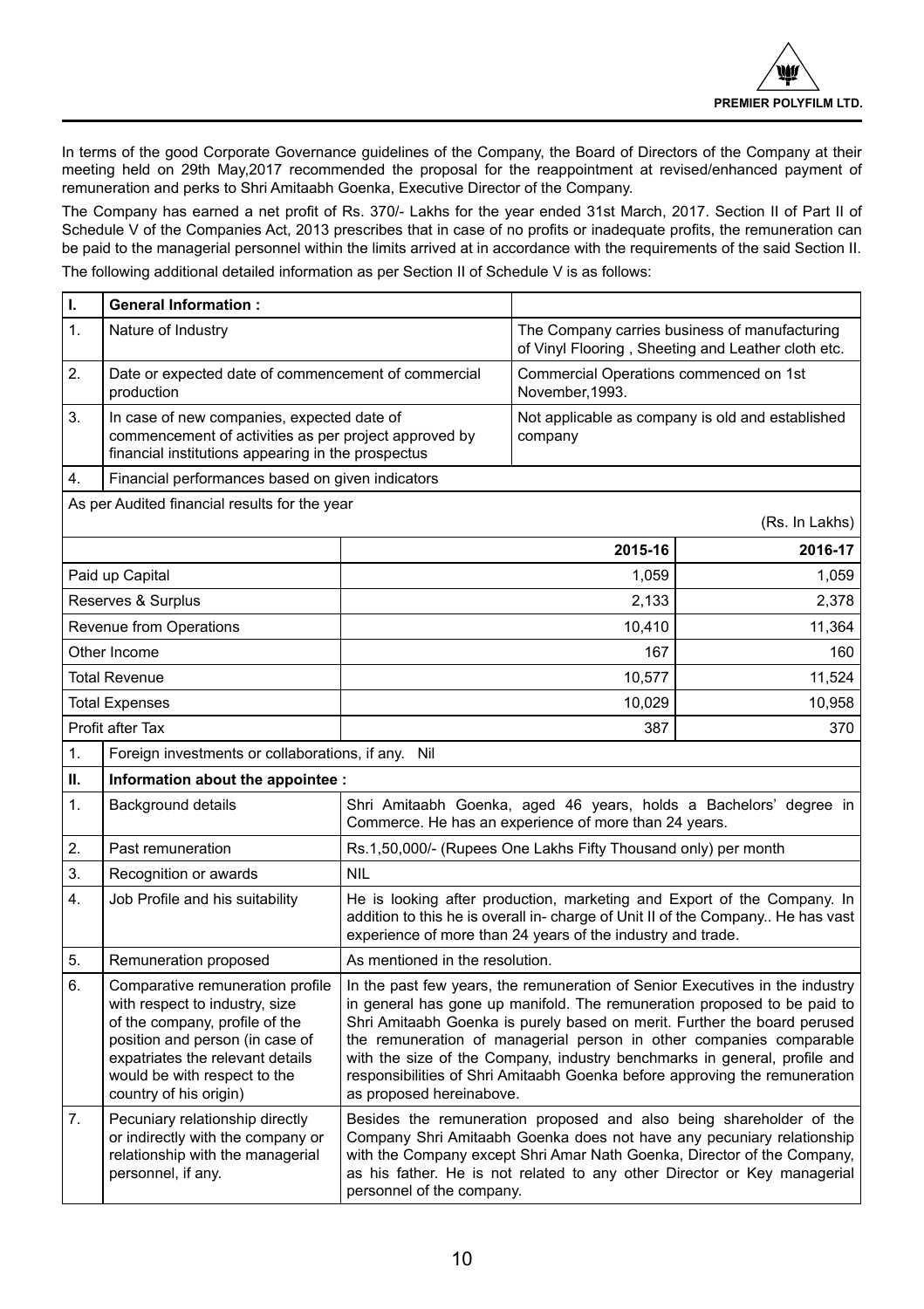In terms of the good Corporate Governance guidelines of the Company, the Board of Directors of the Company at their meeting held on 29th May,2017 recommended the proposal for the reappointment at revised/enhanced payment of remuneration and perks to Shri Amitaabh Goenka, Executive Director of the Company.

The Company has earned a net profit of Rs. 370/- Lakhs for the year ended 31st March, 2017. Section II of Part II of Schedule V of the Companies Act, 2013 prescribes that in case of no profits or inadequate profits, the remuneration can be paid to the managerial personnel within the limits arrived at in accordance with the requirements of the said Section II.

The following additional detailed information as per Section II of Schedule V is as follows:

| I. | **General Information :** | | |
|---|---|---|---|
| 1. | Nature of Industry | The Company carries business of manufacturing of Vinyl Flooring , Sheeting and Leather cloth etc. | |
| 2. | Date or expected date of commencement of commercial production | Commercial Operations commenced on 1st November,1993. | |
| 3. | In case of new companies, expected date of commencement of activities as per project approved by financial institutions appearing in the prospectus | Not applicable as company is old and established company | |
| 4. | Financial performances based on given indicators | | |
| As per Audited financial results for the year | | | (Rs. In Lakhs) |
| | | **2015-16** | **2016-17** |
| Paid up Capital | | 1,059 | 1,059 |
| Reserves & Surplus | | 2,133 | 2,378 |
| Revenue from Operations | | 10,410 | 11,364 |
| Other Income | | 167 | 160 |
| Total Revenue | | 10,577 | 11,524 |
| Total Expenses | | 10,029 | 10,958 |
| Profit after Tax | | 387 | 370 |
| 1. | Foreign investments or collaborations, if any. Nil | | |
| **II.** | **Information about the appointee :** | | |
| 1. | Background details | Shri Amitaabh Goenka, aged 46 years, holds a Bachelors' degree in Commerce. He has an experience of more than 24 years. | |
| 2. | Past remuneration | Rs.1,50,000/- (Rupees One Lakhs Fifty Thousand only) per month | |
| 3. | Recognition or awards | NIL | |
| 4. | Job Profile and his suitability | He is looking after production, marketing and Export of the Company. In addition to this he is overall in- charge of Unit II of the Company.. He has vast experience of more than 24 years of the industry and trade. | |
| 5. | Remuneration proposed | As mentioned in the resolution. | |
| 6. | Comparative remuneration profile with respect to industry, size of the company, profile of the position and person (in case of expatriates the relevant details would be with respect to the country of his origin) | In the past few years, the remuneration of Senior Executives in the industry in general has gone up manifold. The remuneration proposed to be paid to Shri Amitaabh Goenka is purely based on merit. Further the board perused the remuneration of managerial person in other companies comparable with the size of the Company, industry benchmarks in general, profile and responsibilities of Shri Amitaabh Goenka before approving the remuneration as proposed hereinabove. | |
| 7. | Pecuniary relationship directly or indirectly with the company or relationship with the managerial personnel, if any. | Besides the remuneration proposed and also being shareholder of the Company Shri Amitaabh Goenka does not have any pecuniary relationship with the Company except Shri Amar Nath Goenka, Director of the Company, as his father. He is not related to any other Director or Key managerial personnel of the company. | |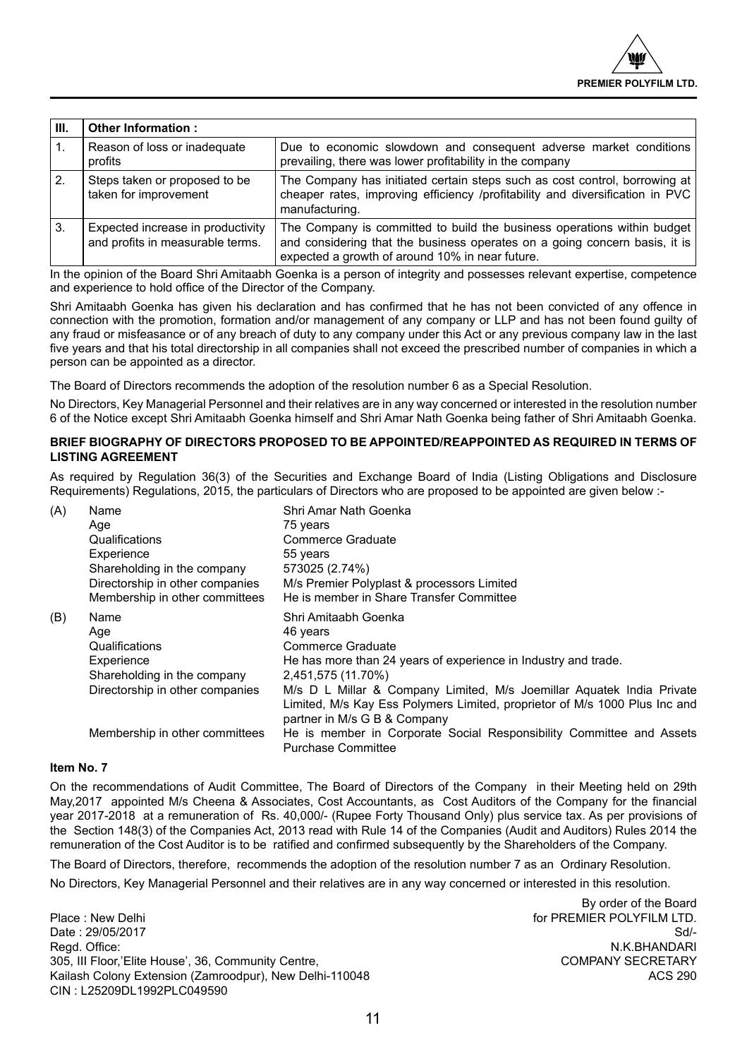| III. | Other Information : | |
|---|---|---|
| 1. | Reason of loss or inadequate profits | Due to economic slowdown and consequent adverse market conditions prevailing, there was lower profitability in the company |
| 2. | Steps taken or proposed to be taken for improvement | The Company has initiated certain steps such as cost control, borrowing at cheaper rates, improving efficiency /profitability and diversification in PVC manufacturing. |
| 3. | Expected increase in productivity and profits in measurable terms. | The Company is committed to build the business operations within budget and considering that the business operates on a going concern basis, it is expected a growth of around 10% in near future. |

In the opinion of the Board Shri Amitaabh Goenka is a person of integrity and possesses relevant expertise, competence and experience to hold office of the Director of the Company.

Shri Amitaabh Goenka has given his declaration and has confirmed that he has not been convicted of any offence in connection with the promotion, formation and/or management of any company or LLP and has not been found guilty of any fraud or misfeasance or of any breach of duty to any company under this Act or any previous company law in the last five years and that his total directorship in all companies shall not exceed the prescribed number of companies in which a person can be appointed as a director.

The Board of Directors recommends the adoption of the resolution number 6 as a Special Resolution.

No Directors, Key Managerial Personnel and their relatives are in any way concerned or interested in the resolution number 6 of the Notice except Shri Amitaabh Goenka himself and Shri Amar Nath Goenka being father of Shri Amitaabh Goenka.

**BRIEF BIOGRAPHY OF DIRECTORS PROPOSED TO BE APPOINTED/REAPPOINTED AS REQUIRED IN TERMS OF LISTING AGREEMENT**

As required by Regulation 36(3) of the Securities and Exchange Board of India (Listing Obligations and Disclosure Requirements) Regulations, 2015, the particulars of Directors who are proposed to be appointed are given below :-

| | | |
|---|---|---|
| (A) | Name | Shri Amar Nath Goenka |
| | Age | 75 years |
| | Qualifications | Commerce Graduate |
| | Experience | 55 years |
| | Shareholding in the company | 573025 (2.74%) |
| | Directorship in other companies | M/s Premier Polyplast & processors Limited |
| | Membership in other committees | He is member in Share Transfer Committee |
| (B) | Name | Shri Amitaabh Goenka |
| | Age | 46 years |
| | Qualifications | Commerce Graduate |
| | Experience | He has more than 24 years of experience in Industry and trade. |
| | Shareholding in the company | 2,451,575 (11.70%) |
| | Directorship in other companies | M/s D L Millar & Company Limited, M/s Joemillar Aquatek India Private Limited, M/s Kay Ess Polymers Limited, proprietor of M/s 1000 Plus Inc and partner in M/s G B & Company |
| | Membership in other committees | He is member in Corporate Social Responsibility Committee and Assets Purchase Committee |

**Item No. 7**

On the recommendations of Audit Committee, The Board of Directors of the Company in their Meeting held on 29th May,2017 appointed M/s Cheena & Associates, Cost Accountants, as Cost Auditors of the Company for the financial year 2017-2018 at a remuneration of Rs. 40,000/- (Rupee Forty Thousand Only) plus service tax. As per provisions of the Section 148(3) of the Companies Act, 2013 read with Rule 14 of the Companies (Audit and Auditors) Rules 2014 the remuneration of the Cost Auditor is to be ratified and confirmed subsequently by the Shareholders of the Company.

The Board of Directors, therefore, recommends the adoption of the resolution number 7 as an Ordinary Resolution.

No Directors, Key Managerial Personnel and their relatives are in any way concerned or interested in this resolution.

By order of the Board
for PREMIER POLYFILM LTD.
Sd/-
N.K.BHANDARI
COMPANY SECRETARY
ACS 290

Place : New Delhi
Date : 29/05/2017
Regd. Office:
305, III Floor,'Elite House', 36, Community Centre,
Kailash Colony Extension (Zamroodpur), New Delhi-110048
CIN : L25209DL1992PLC049590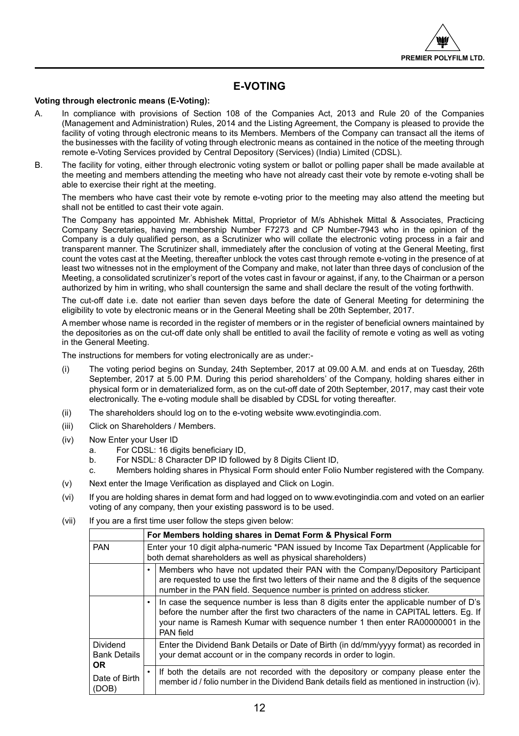# E-VOTING

**Voting through electronic means (E-Voting):**

A. In compliance with provisions of Section 108 of the Companies Act, 2013 and Rule 20 of the Companies (Management and Administration) Rules, 2014 and the Listing Agreement, the Company is pleased to provide the facility of voting through electronic means to its Members. Members of the Company can transact all the items of the businesses with the facility of voting through electronic means as contained in the notice of the meeting through remote e-Voting Services provided by Central Depository (Services) (India) Limited (CDSL).

B. The facility for voting, either through electronic voting system or ballot or polling paper shall be made available at the meeting and members attending the meeting who have not already cast their vote by remote e-voting shall be able to exercise their right at the meeting.

The members who have cast their vote by remote e-voting prior to the meeting may also attend the meeting but shall not be entitled to cast their vote again.

The Company has appointed Mr. Abhishek Mittal, Proprietor of M/s Abhishek Mittal & Associates, Practicing Company Secretaries, having membership Number F7273 and CP Number-7943 who in the opinion of the Company is a duly qualified person, as a Scrutinizer who will collate the electronic voting process in a fair and transparent manner. The Scrutinizer shall, immediately after the conclusion of voting at the General Meeting, first count the votes cast at the Meeting, thereafter unblock the votes cast through remote e-voting in the presence of at least two witnesses not in the employment of the Company and make, not later than three days of conclusion of the Meeting, a consolidated scrutinizer's report of the votes cast in favour or against, if any, to the Chairman or a person authorized by him in writing, who shall countersign the same and shall declare the result of the voting forthwith.

The cut-off date i.e. date not earlier than seven days before the date of General Meeting for determining the eligibility to vote by electronic means or in the General Meeting shall be 20th September, 2017.

A member whose name is recorded in the register of members or in the register of beneficial owners maintained by the depositories as on the cut-off date only shall be entitled to avail the facility of remote e voting as well as voting in the General Meeting.

The instructions for members for voting electronically are as under:-

(i) The voting period begins on Sunday, 24th September, 2017 at 09.00 A.M. and ends at on Tuesday, 26th September, 2017 at 5.00 P.M. During this period shareholders' of the Company, holding shares either in physical form or in dematerialized form, as on the cut-off date of 20th September, 2017, may cast their vote electronically. The e-voting module shall be disabled by CDSL for voting thereafter.

(ii) The shareholders should log on to the e-voting website www.evotingindia.com.

(iii) Click on Shareholders / Members.

(iv) Now Enter your User ID
   a. For CDSL: 16 digits beneficiary ID,
   b. For NSDL: 8 Character DP ID followed by 8 Digits Client ID,
   c. Members holding shares in Physical Form should enter Folio Number registered with the Company.

(v) Next enter the Image Verification as displayed and Click on Login.

(vi) If you are holding shares in demat form and had logged on to www.evotingindia.com and voted on an earlier voting of any company, then your existing password is to be used.

(vii) If you are a first time user follow the steps given below:

| | | For Members holding shares in Demat Form & Physical Form |
|---|---|---|
| PAN | | Enter your 10 digit alpha-numeric *PAN issued by Income Tax Department (Applicable for both demat shareholders as well as physical shareholders) |
| | • | Members who have not updated their PAN with the Company/Depository Participant are requested to use the first two letters of their name and the 8 digits of the sequence number in the PAN field. Sequence number is printed on address sticker. |
| | • | In case the sequence number is less than 8 digits enter the applicable number of D's before the number after the first two characters of the name in CAPITAL letters. Eg. If your name is Ramesh Kumar with sequence number 1 then enter RA00000001 in the PAN field |
| Dividend Bank Details **OR** Date of Birth (DOB) | | Enter the Dividend Bank Details or Date of Birth (in dd/mm/yyyy format) as recorded in your demat account or in the company records in order to login. |
| | • | If both the details are not recorded with the depository or company please enter the member id / folio number in the Dividend Bank details field as mentioned in instruction (iv). |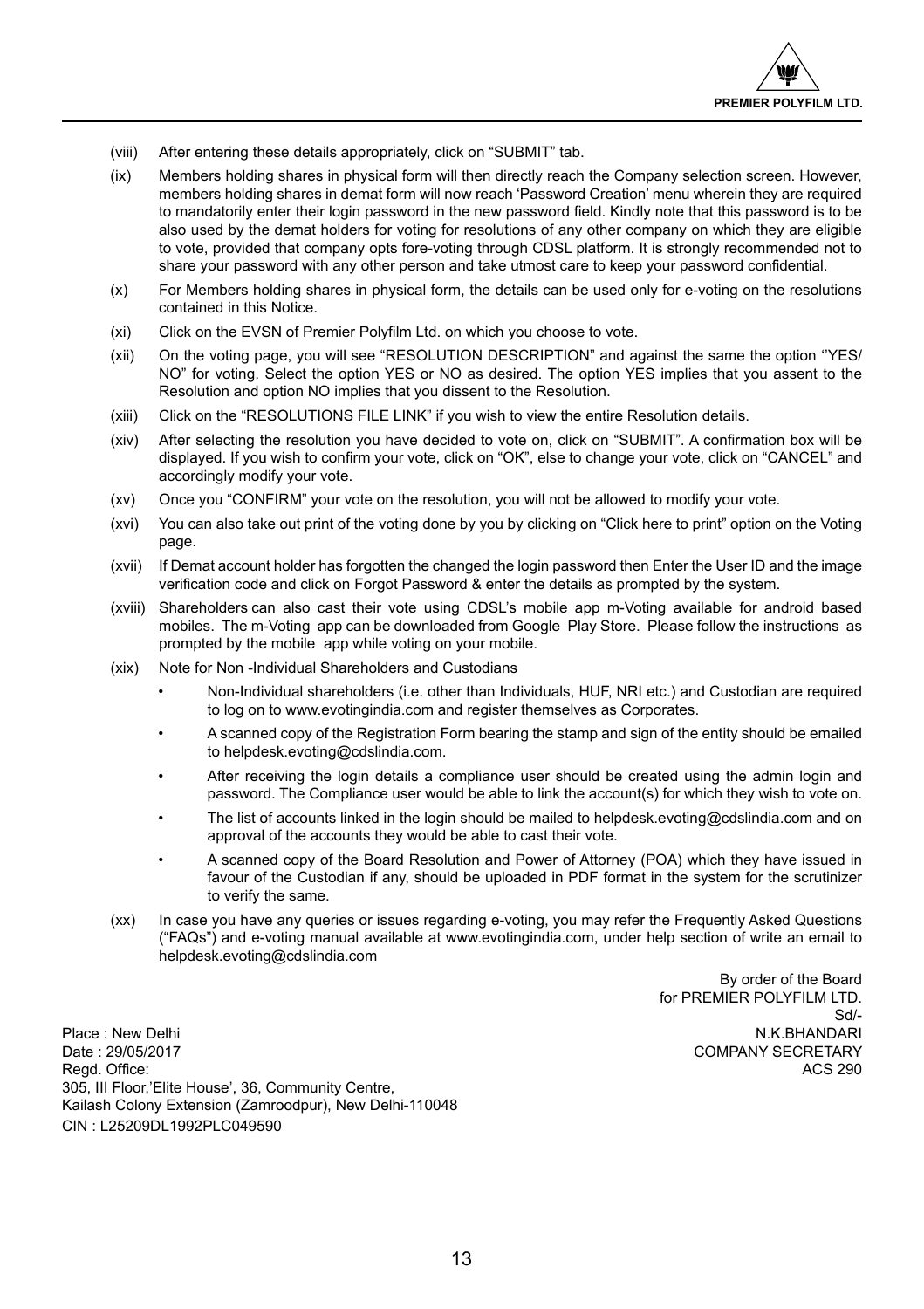(viii) After entering these details appropriately, click on "SUBMIT" tab.

(ix) Members holding shares in physical form will then directly reach the Company selection screen. However, members holding shares in demat form will now reach 'Password Creation' menu wherein they are required to mandatorily enter their login password in the new password field. Kindly note that this password is to be also used by the demat holders for voting for resolutions of any other company on which they are eligible to vote, provided that company opts fore-voting through CDSL platform. It is strongly recommended not to share your password with any other person and take utmost care to keep your password confidential.

(x) For Members holding shares in physical form, the details can be used only for e-voting on the resolutions contained in this Notice.

(xi) Click on the EVSN of Premier Polyfilm Ltd. on which you choose to vote.

(xii) On the voting page, you will see "RESOLUTION DESCRIPTION" and against the same the option ''YES/NO" for voting. Select the option YES or NO as desired. The option YES implies that you assent to the Resolution and option NO implies that you dissent to the Resolution.

(xiii) Click on the "RESOLUTIONS FILE LINK" if you wish to view the entire Resolution details.

(xiv) After selecting the resolution you have decided to vote on, click on "SUBMIT". A confirmation box will be displayed. If you wish to confirm your vote, click on "OK", else to change your vote, click on "CANCEL" and accordingly modify your vote.

(xv) Once you "CONFIRM" your vote on the resolution, you will not be allowed to modify your vote.

(xvi) You can also take out print of the voting done by you by clicking on "Click here to print" option on the Voting page.

(xvii) If Demat account holder has forgotten the changed the login password then Enter the User ID and the image verification code and click on Forgot Password & enter the details as prompted by the system.

(xviii) Shareholders can also cast their vote using CDSL's mobile app m-Voting available for android based mobiles. The m-Voting app can be downloaded from Google Play Store. Please follow the instructions as prompted by the mobile app while voting on your mobile.

(xix) Note for Non -Individual Shareholders and Custodians

- Non-Individual shareholders (i.e. other than Individuals, HUF, NRI etc.) and Custodian are required to log on to www.evotingindia.com and register themselves as Corporates.
- A scanned copy of the Registration Form bearing the stamp and sign of the entity should be emailed to helpdesk.evoting@cdslindia.com.
- After receiving the login details a compliance user should be created using the admin login and password. The Compliance user would be able to link the account(s) for which they wish to vote on.
- The list of accounts linked in the login should be mailed to helpdesk.evoting@cdslindia.com and on approval of the accounts they would be able to cast their vote.
- A scanned copy of the Board Resolution and Power of Attorney (POA) which they have issued in favour of the Custodian if any, should be uploaded in PDF format in the system for the scrutinizer to verify the same.

(xx) In case you have any queries or issues regarding e-voting, you may refer the Frequently Asked Questions ("FAQs") and e-voting manual available at www.evotingindia.com, under help section of write an email to helpdesk.evoting@cdslindia.com

By order of the Board
for PREMIER POLYFILM LTD.
Sd/-
N.K.BHANDARI
COMPANY SECRETARY
ACS 290

Place : New Delhi
Date : 29/05/2017
Regd. Office:
305, III Floor,'Elite House', 36, Community Centre,
Kailash Colony Extension (Zamroodpur), New Delhi-110048
CIN : L25209DL1992PLC049590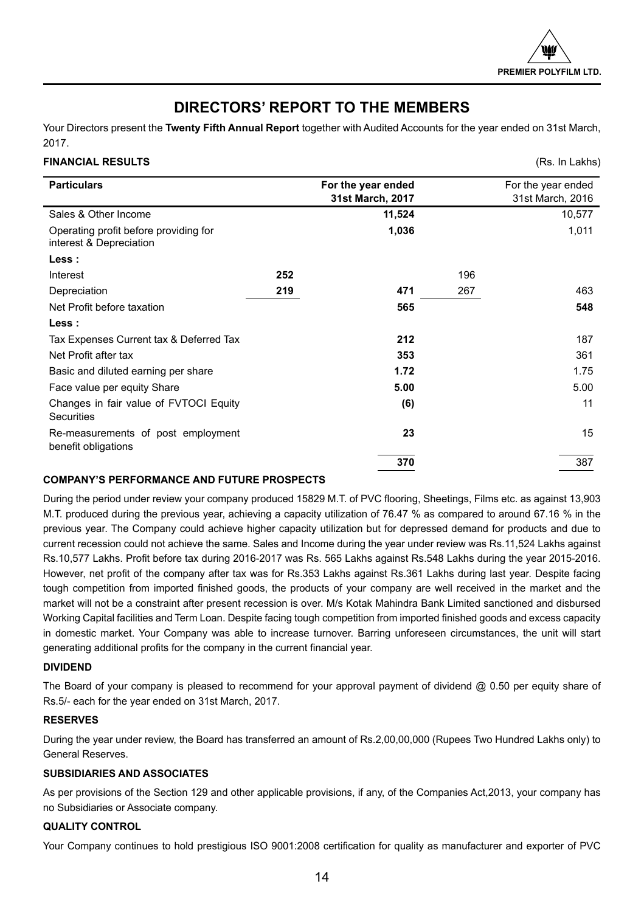# DIRECTORS' REPORT TO THE MEMBERS

Your Directors present the **Twenty Fifth Annual Report** together with Audited Accounts for the year ended on 31st March, 2017.

**FINANCIAL RESULTS** (Rs. In Lakhs)

| Particulars | | For the year ended 31st March, 2017 | | For the year ended 31st March, 2016 |
|---|---|---|---|---|
| Sales & Other Income | | **11,524** | | 10,577 |
| Operating profit before providing for interest & Depreciation | | **1,036** | | 1,011 |
| **Less :** | | | | |
| Interest | **252** | | 196 | |
| Depreciation | **219** | **471** | 267 | 463 |
| Net Profit before taxation | | **565** | | **548** |
| **Less :** | | | | |
| Tax Expenses Current tax & Deferred Tax | | **212** | | 187 |
| Net Profit after tax | | **353** | | 361 |
| Basic and diluted earning per share | | **1.72** | | 1.75 |
| Face value per equity Share | | **5.00** | | 5.00 |
| Changes in fair value of FVTOCI Equity Securities | | **(6)** | | 11 |
| Re-measurements of post employment benefit obligations | | **23** | | 15 |
| | | **370** | | 387 |

**COMPANY'S PERFORMANCE AND FUTURE PROSPECTS**

During the period under review your company produced 15829 M.T. of PVC flooring, Sheetings, Films etc. as against 13,903 M.T. produced during the previous year, achieving a capacity utilization of 76.47 % as compared to around 67.16 % in the previous year. The Company could achieve higher capacity utilization but for depressed demand for products and due to current recession could not achieve the same. Sales and Income during the year under review was Rs.11,524 Lakhs against Rs.10,577 Lakhs. Profit before tax during 2016-2017 was Rs. 565 Lakhs against Rs.548 Lakhs during the year 2015-2016. However, net profit of the company after tax was for Rs.353 Lakhs against Rs.361 Lakhs during last year. Despite facing tough competition from imported finished goods, the products of your company are well received in the market and the market will not be a constraint after present recession is over. M/s Kotak Mahindra Bank Limited sanctioned and disbursed Working Capital facilities and Term Loan. Despite facing tough competition from imported finished goods and excess capacity in domestic market. Your Company was able to increase turnover. Barring unforeseen circumstances, the unit will start generating additional profits for the company in the current financial year.

**DIVIDEND**

The Board of your company is pleased to recommend for your approval payment of dividend @ 0.50 per equity share of Rs.5/- each for the year ended on 31st March, 2017.

**RESERVES**

During the year under review, the Board has transferred an amount of Rs.2,00,00,000 (Rupees Two Hundred Lakhs only) to General Reserves.

**SUBSIDIARIES AND ASSOCIATES**

As per provisions of the Section 129 and other applicable provisions, if any, of the Companies Act,2013, your company has no Subsidiaries or Associate company.

**QUALITY CONTROL**

Your Company continues to hold prestigious ISO 9001:2008 certification for quality as manufacturer and exporter of PVC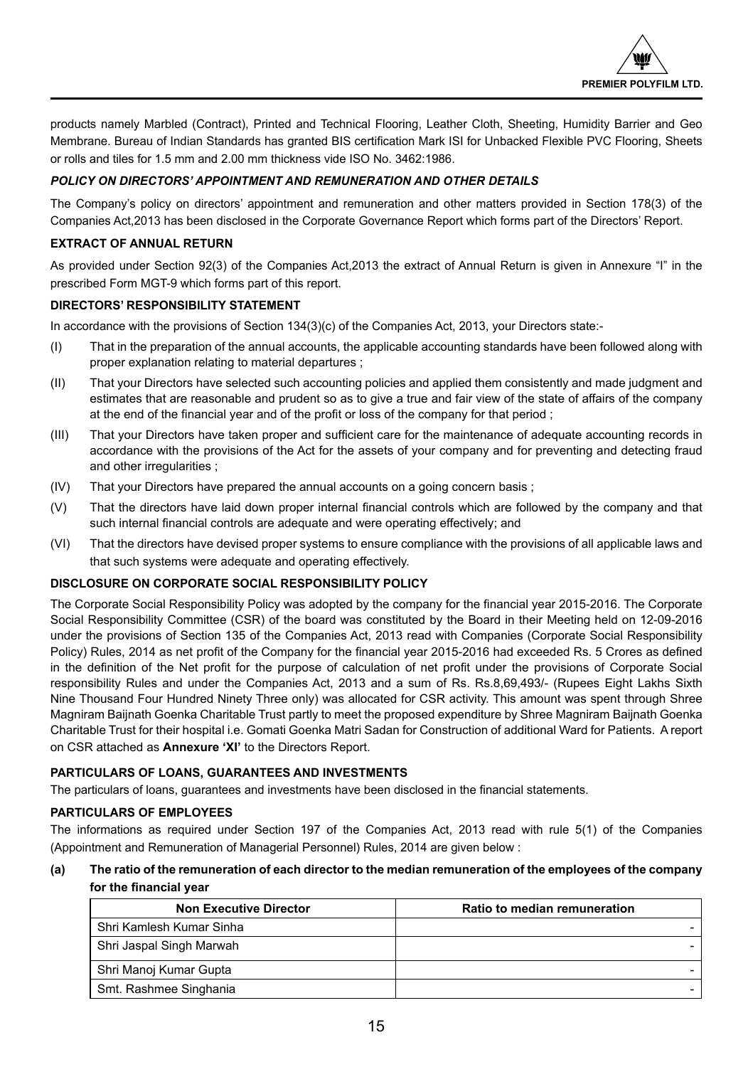products namely Marbled (Contract), Printed and Technical Flooring, Leather Cloth, Sheeting, Humidity Barrier and Geo Membrane. Bureau of Indian Standards has granted BIS certification Mark ISI for Unbacked Flexible PVC Flooring, Sheets or rolls and tiles for 1.5 mm and 2.00 mm thickness vide ISO No. 3462:1986.

***POLICY ON DIRECTORS' APPOINTMENT AND REMUNERATION AND OTHER DETAILS***

The Company's policy on directors' appointment and remuneration and other matters provided in Section 178(3) of the Companies Act,2013 has been disclosed in the Corporate Governance Report which forms part of the Directors' Report.

**EXTRACT OF ANNUAL RETURN**

As provided under Section 92(3) of the Companies Act,2013 the extract of Annual Return is given in Annexure "I" in the prescribed Form MGT-9 which forms part of this report.

**DIRECTORS' RESPONSIBILITY STATEMENT**

In accordance with the provisions of Section 134(3)(c) of the Companies Act, 2013, your Directors state:-

(I) That in the preparation of the annual accounts, the applicable accounting standards have been followed along with proper explanation relating to material departures ;

(II) That your Directors have selected such accounting policies and applied them consistently and made judgment and estimates that are reasonable and prudent so as to give a true and fair view of the state of affairs of the company at the end of the financial year and of the profit or loss of the company for that period ;

(III) That your Directors have taken proper and sufficient care for the maintenance of adequate accounting records in accordance with the provisions of the Act for the assets of your company and for preventing and detecting fraud and other irregularities ;

(IV) That your Directors have prepared the annual accounts on a going concern basis ;

(V) That the directors have laid down proper internal financial controls which are followed by the company and that such internal financial controls are adequate and were operating effectively; and

(VI) That the directors have devised proper systems to ensure compliance with the provisions of all applicable laws and that such systems were adequate and operating effectively.

**DISCLOSURE ON CORPORATE SOCIAL RESPONSIBILITY POLICY**

The Corporate Social Responsibility Policy was adopted by the company for the financial year 2015-2016. The Corporate Social Responsibility Committee (CSR) of the board was constituted by the Board in their Meeting held on 12-09-2016 under the provisions of Section 135 of the Companies Act, 2013 read with Companies (Corporate Social Responsibility Policy) Rules, 2014 as net profit of the Company for the financial year 2015-2016 had exceeded Rs. 5 Crores as defined in the definition of the Net profit for the purpose of calculation of net profit under the provisions of Corporate Social responsibility Rules and under the Companies Act, 2013 and a sum of Rs. Rs.8,69,493/- (Rupees Eight Lakhs Sixth Nine Thousand Four Hundred Ninety Three only) was allocated for CSR activity. This amount was spent through Shree Magniram Baijnath Goenka Charitable Trust partly to meet the proposed expenditure by Shree Magniram Baijnath Goenka Charitable Trust for their hospital i.e. Gomati Goenka Matri Sadan for Construction of additional Ward for Patients. A report on CSR attached as **Annexure 'XI'** to the Directors Report.

**PARTICULARS OF LOANS, GUARANTEES AND INVESTMENTS**

The particulars of loans, guarantees and investments have been disclosed in the financial statements.

**PARTICULARS OF EMPLOYEES**

The informations as required under Section 197 of the Companies Act, 2013 read with rule 5(1) of the Companies (Appointment and Remuneration of Managerial Personnel) Rules, 2014 are given below :

**(a) The ratio of the remuneration of each director to the median remuneration of the employees of the company for the financial year**

| Non Executive Director | Ratio to median remuneration |
|---|---|
| Shri Kamlesh Kumar Sinha | - |
| Shri Jaspal Singh Marwah | - |
| Shri Manoj Kumar Gupta | - |
| Smt. Rashmee Singhania | - |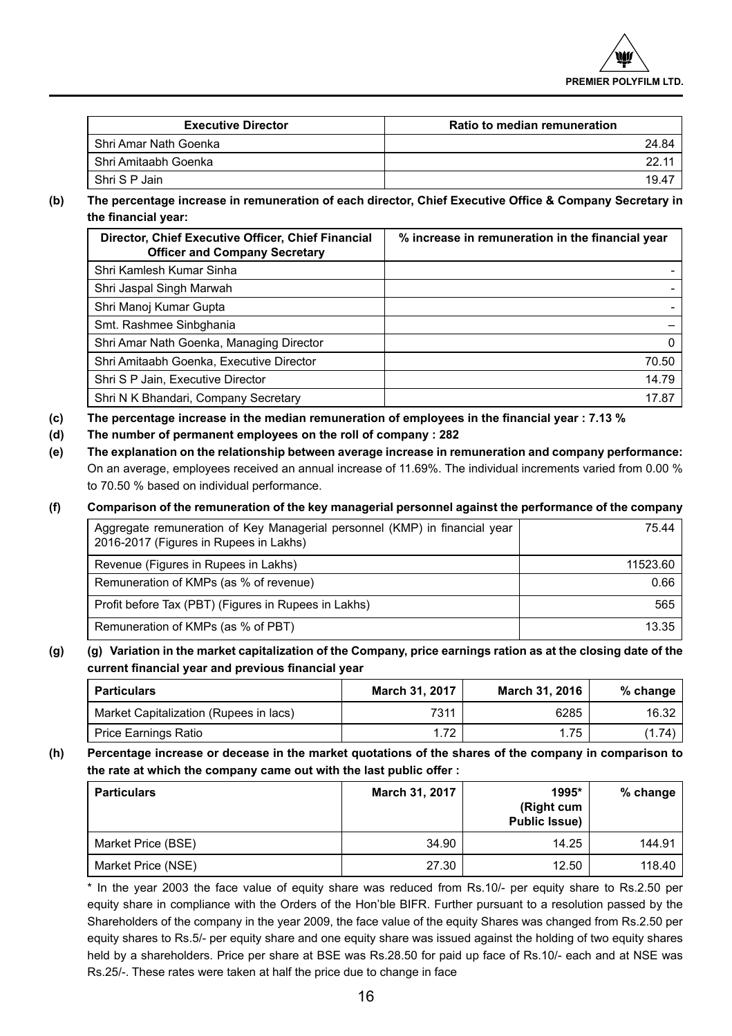| Executive Director | Ratio to median remuneration |
|---|---|
| Shri Amar Nath Goenka | 24.84 |
| Shri Amitaabh Goenka | 22.11 |
| Shri S P Jain | 19.47 |

**(b) The percentage increase in remuneration of each director, Chief Executive Office & Company Secretary in the financial year:**

| Director, Chief Executive Officer, Chief Financial Officer and Company Secretary | % increase in remuneration in the financial year |
|---|---|
| Shri Kamlesh Kumar Sinha | - |
| Shri Jaspal Singh Marwah | - |
| Shri Manoj Kumar Gupta | - |
| Smt. Rashmee Sinbghania | – |
| Shri Amar Nath Goenka, Managing Director | 0 |
| Shri Amitaabh Goenka, Executive Director | 70.50 |
| Shri S P Jain, Executive Director | 14.79 |
| Shri N K Bhandari, Company Secretary | 17.87 |

**(c) The percentage increase in the median remuneration of employees in the financial year : 7.13 %**

**(d) The number of permanent employees on the roll of company : 282**

**(e) The explanation on the relationship between average increase in remuneration and company performance:**
On an average, employees received an annual increase of 11.69%. The individual increments varied from 0.00 % to 70.50 % based on individual performance.

**(f) Comparison of the remuneration of the key managerial personnel against the performance of the company**

| | |
|---|---|
| Aggregate remuneration of Key Managerial personnel (KMP) in financial year 2016-2017 (Figures in Rupees in Lakhs) | 75.44 |
| Revenue (Figures in Rupees in Lakhs) | 11523.60 |
| Remuneration of KMPs (as % of revenue) | 0.66 |
| Profit before Tax (PBT) (Figures in Rupees in Lakhs) | 565 |
| Remuneration of KMPs (as % of PBT) | 13.35 |

**(g) (g) Variation in the market capitalization of the Company, price earnings ration as at the closing date of the current financial year and previous financial year**

| Particulars | March 31, 2017 | March 31, 2016 | % change |
|---|---|---|---|
| Market Capitalization (Rupees in lacs) | 7311 | 6285 | 16.32 |
| Price Earnings Ratio | 1.72 | 1.75 | (1.74) |

**(h) Percentage increase or decease in the market quotations of the shares of the company in comparison to the rate at which the company came out with the last public offer :**

| Particulars | March 31, 2017 | 1995* (Right cum Public Issue) | % change |
|---|---|---|---|
| Market Price (BSE) | 34.90 | 14.25 | 144.91 |
| Market Price (NSE) | 27.30 | 12.50 | 118.40 |

* In the year 2003 the face value of equity share was reduced from Rs.10/- per equity share to Rs.2.50 per equity share in compliance with the Orders of the Hon'ble BIFR. Further pursuant to a resolution passed by the Shareholders of the company in the year 2009, the face value of the equity Shares was changed from Rs.2.50 per equity shares to Rs.5/- per equity share and one equity share was issued against the holding of two equity shares held by a shareholders. Price per share at BSE was Rs.28.50 for paid up face of Rs.10/- each and at NSE was Rs.25/-. These rates were taken at half the price due to change in face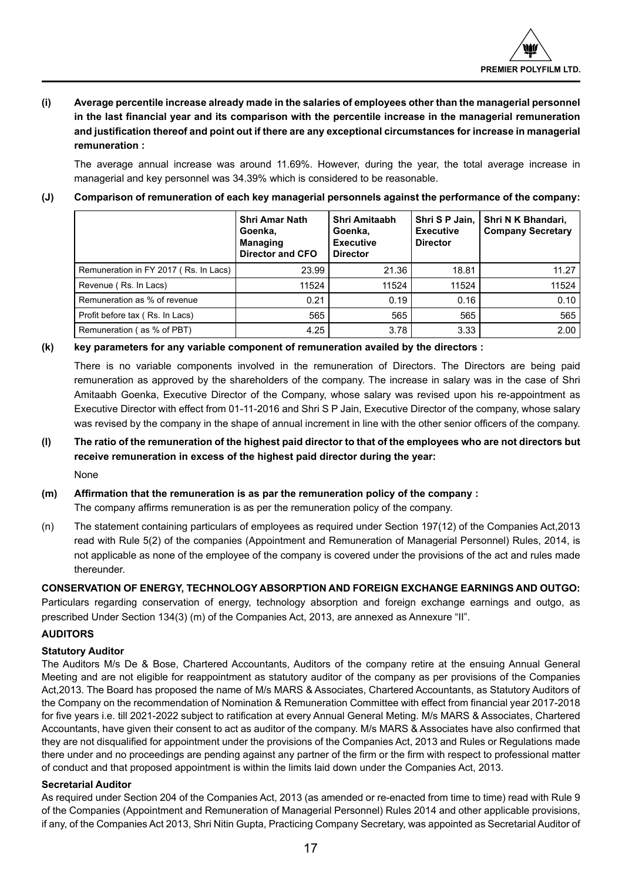**(i) Average percentile increase already made in the salaries of employees other than the managerial personnel in the last financial year and its comparison with the percentile increase in the managerial remuneration and justification thereof and point out if there are any exceptional circumstances for increase in managerial remuneration :**

The average annual increase was around 11.69%. However, during the year, the total average increase in managerial and key personnel was 34.39% which is considered to be reasonable.

**(J) Comparison of remuneration of each key managerial personnels against the performance of the company:**

| | Shri Amar Nath Goenka, Managing Director and CFO | Shri Amitaabh Goenka, Executive Director | Shri S P Jain, Executive Director | Shri N K Bhandari, Company Secretary |
|---|---|---|---|---|
| Remuneration in FY 2017 ( Rs. In Lacs) | 23.99 | 21.36 | 18.81 | 11.27 |
| Revenue ( Rs. In Lacs) | 11524 | 11524 | 11524 | 11524 |
| Remuneration as % of revenue | 0.21 | 0.19 | 0.16 | 0.10 |
| Profit before tax ( Rs. In Lacs) | 565 | 565 | 565 | 565 |
| Remuneration ( as % of PBT) | 4.25 | 3.78 | 3.33 | 2.00 |

**(k) key parameters for any variable component of remuneration availed by the directors :**

There is no variable components involved in the remuneration of Directors. The Directors are being paid remuneration as approved by the shareholders of the company. The increase in salary was in the case of Shri Amitaabh Goenka, Executive Director of the Company, whose salary was revised upon his re-appointment as Executive Director with effect from 01-11-2016 and Shri S P Jain, Executive Director of the company, whose salary was revised by the company in the shape of annual increment in line with the other senior officers of the company.

**(l) The ratio of the remuneration of the highest paid director to that of the employees who are not directors but receive remuneration in excess of the highest paid director during the year:**

None

**(m) Affirmation that the remuneration is as par the remuneration policy of the company :**

The company affirms remuneration is as per the remuneration policy of the company.

(n) The statement containing particulars of employees as required under Section 197(12) of the Companies Act,2013 read with Rule 5(2) of the companies (Appointment and Remuneration of Managerial Personnel) Rules, 2014, is not applicable as none of the employee of the company is covered under the provisions of the act and rules made thereunder.

**CONSERVATION OF ENERGY, TECHNOLOGY ABSORPTION AND FOREIGN EXCHANGE EARNINGS AND OUTGO:**

Particulars regarding conservation of energy, technology absorption and foreign exchange earnings and outgo, as prescribed Under Section 134(3) (m) of the Companies Act, 2013, are annexed as Annexure "II".

**AUDITORS**

**Statutory Auditor**

The Auditors M/s De & Bose, Chartered Accountants, Auditors of the company retire at the ensuing Annual General Meeting and are not eligible for reappointment as statutory auditor of the company as per provisions of the Companies Act,2013. The Board has proposed the name of M/s MARS & Associates, Chartered Accountants, as Statutory Auditors of the Company on the recommendation of Nomination & Remuneration Committee with effect from financial year 2017-2018 for five years i.e. till 2021-2022 subject to ratification at every Annual General Meting. M/s MARS & Associates, Chartered Accountants, have given their consent to act as auditor of the company. M/s MARS & Associates have also confirmed that they are not disqualified for appointment under the provisions of the Companies Act, 2013 and Rules or Regulations made there under and no proceedings are pending against any partner of the firm or the firm with respect to professional matter of conduct and that proposed appointment is within the limits laid down under the Companies Act, 2013.

**Secretarial Auditor**

As required under Section 204 of the Companies Act, 2013 (as amended or re-enacted from time to time) read with Rule 9 of the Companies (Appointment and Remuneration of Managerial Personnel) Rules 2014 and other applicable provisions, if any, of the Companies Act 2013, Shri Nitin Gupta, Practicing Company Secretary, was appointed as Secretarial Auditor of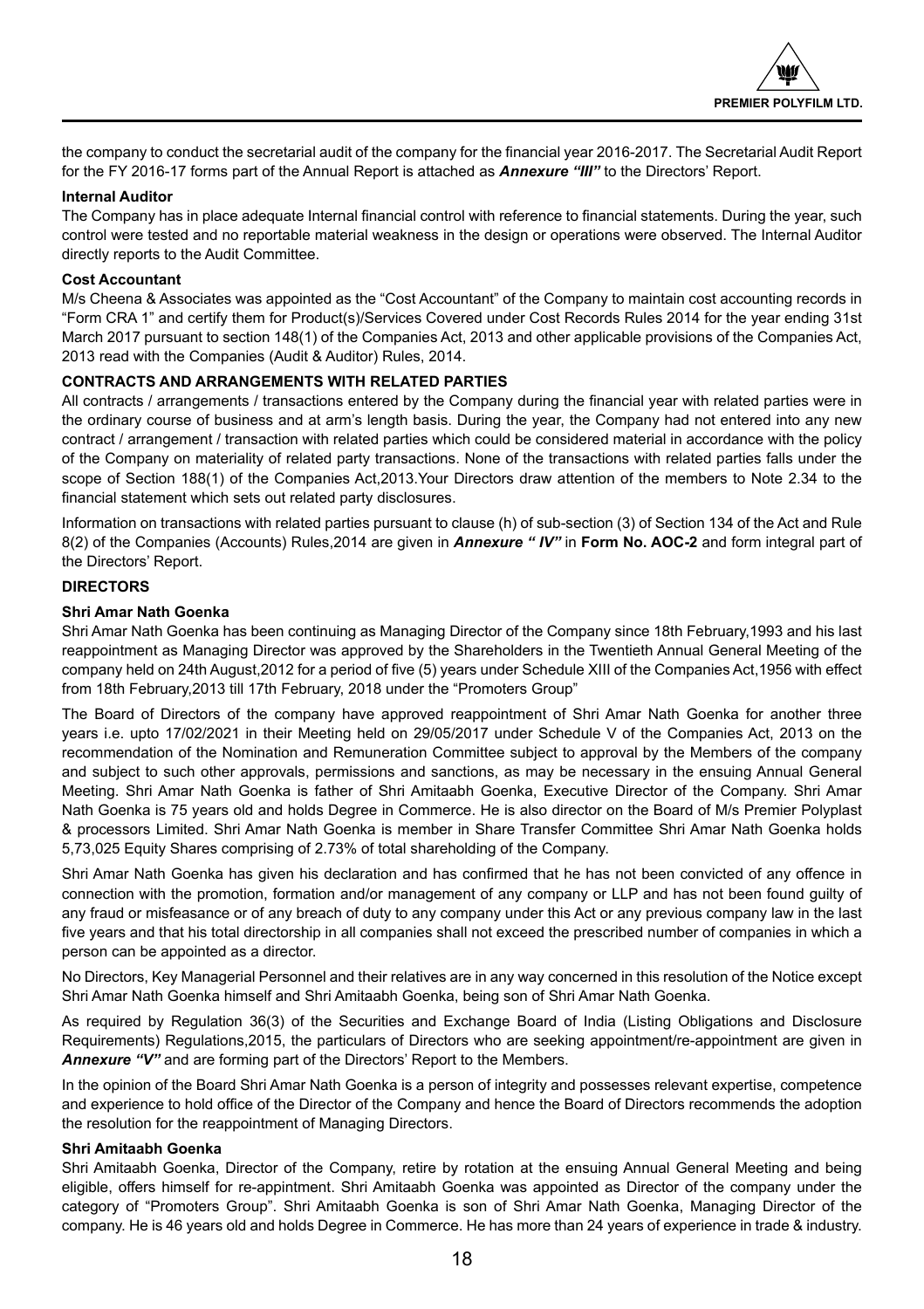the company to conduct the secretarial audit of the company for the financial year 2016-2017. The Secretarial Audit Report for the FY 2016-17 forms part of the Annual Report is attached as ***Annexure "III"*** to the Directors' Report.

**Internal Auditor**

The Company has in place adequate Internal financial control with reference to financial statements. During the year, such control were tested and no reportable material weakness in the design or operations were observed. The Internal Auditor directly reports to the Audit Committee.

**Cost Accountant**

M/s Cheena & Associates was appointed as the "Cost Accountant" of the Company to maintain cost accounting records in "Form CRA 1" and certify them for Product(s)/Services Covered under Cost Records Rules 2014 for the year ending 31st March 2017 pursuant to section 148(1) of the Companies Act, 2013 and other applicable provisions of the Companies Act, 2013 read with the Companies (Audit & Auditor) Rules, 2014.

**CONTRACTS AND ARRANGEMENTS WITH RELATED PARTIES**

All contracts / arrangements / transactions entered by the Company during the financial year with related parties were in the ordinary course of business and at arm's length basis. During the year, the Company had not entered into any new contract / arrangement / transaction with related parties which could be considered material in accordance with the policy of the Company on materiality of related party transactions. None of the transactions with related parties falls under the scope of Section 188(1) of the Companies Act,2013.Your Directors draw attention of the members to Note 2.34 to the financial statement which sets out related party disclosures.

Information on transactions with related parties pursuant to clause (h) of sub-section (3) of Section 134 of the Act and Rule 8(2) of the Companies (Accounts) Rules,2014 are given in ***Annexure " IV"*** in **Form No. AOC-2** and form integral part of the Directors' Report.

**DIRECTORS**

**Shri Amar Nath Goenka**

Shri Amar Nath Goenka has been continuing as Managing Director of the Company since 18th February,1993 and his last reappointment as Managing Director was approved by the Shareholders in the Twentieth Annual General Meeting of the company held on 24th August,2012 for a period of five (5) years under Schedule XIII of the Companies Act,1956 with effect from 18th February,2013 till 17th February, 2018 under the "Promoters Group"

The Board of Directors of the company have approved reappointment of Shri Amar Nath Goenka for another three years i.e. upto 17/02/2021 in their Meeting held on 29/05/2017 under Schedule V of the Companies Act, 2013 on the recommendation of the Nomination and Remuneration Committee subject to approval by the Members of the company and subject to such other approvals, permissions and sanctions, as may be necessary in the ensuing Annual General Meeting. Shri Amar Nath Goenka is father of Shri Amitaabh Goenka, Executive Director of the Company. Shri Amar Nath Goenka is 75 years old and holds Degree in Commerce. He is also director on the Board of M/s Premier Polyplast & processors Limited. Shri Amar Nath Goenka is member in Share Transfer Committee Shri Amar Nath Goenka holds 5,73,025 Equity Shares comprising of 2.73% of total shareholding of the Company.

Shri Amar Nath Goenka has given his declaration and has confirmed that he has not been convicted of any offence in connection with the promotion, formation and/or management of any company or LLP and has not been found guilty of any fraud or misfeasance or of any breach of duty to any company under this Act or any previous company law in the last five years and that his total directorship in all companies shall not exceed the prescribed number of companies in which a person can be appointed as a director.

No Directors, Key Managerial Personnel and their relatives are in any way concerned in this resolution of the Notice except Shri Amar Nath Goenka himself and Shri Amitaabh Goenka, being son of Shri Amar Nath Goenka.

As required by Regulation 36(3) of the Securities and Exchange Board of India (Listing Obligations and Disclosure Requirements) Regulations,2015, the particulars of Directors who are seeking appointment/re-appointment are given in ***Annexure "V"*** and are forming part of the Directors' Report to the Members.

In the opinion of the Board Shri Amar Nath Goenka is a person of integrity and possesses relevant expertise, competence and experience to hold office of the Director of the Company and hence the Board of Directors recommends the adoption the resolution for the reappointment of Managing Directors.

**Shri Amitaabh Goenka**

Shri Amitaabh Goenka, Director of the Company, retire by rotation at the ensuing Annual General Meeting and being eligible, offers himself for re-appintment. Shri Amitaabh Goenka was appointed as Director of the company under the category of "Promoters Group". Shri Amitaabh Goenka is son of Shri Amar Nath Goenka, Managing Director of the company. He is 46 years old and holds Degree in Commerce. He has more than 24 years of experience in trade & industry.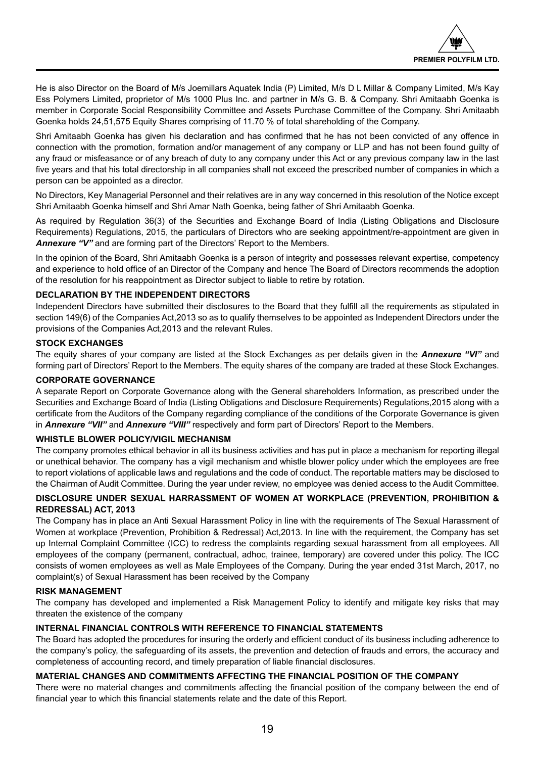He is also Director on the Board of M/s Joemillars Aquatek India (P) Limited, M/s D L Millar & Company Limited, M/s Kay Ess Polymers Limited, proprietor of M/s 1000 Plus Inc. and partner in M/s G. B. & Company. Shri Amitaabh Goenka is member in Corporate Social Responsibility Committee and Assets Purchase Committee of the Company. Shri Amitaabh Goenka holds 24,51,575 Equity Shares comprising of 11.70 % of total shareholding of the Company.

Shri Amitaabh Goenka has given his declaration and has confirmed that he has not been convicted of any offence in connection with the promotion, formation and/or management of any company or LLP and has not been found guilty of any fraud or misfeasance or of any breach of duty to any company under this Act or any previous company law in the last five years and that his total directorship in all companies shall not exceed the prescribed number of companies in which a person can be appointed as a director.

No Directors, Key Managerial Personnel and their relatives are in any way concerned in this resolution of the Notice except Shri Amitaabh Goenka himself and Shri Amar Nath Goenka, being father of Shri Amitaabh Goenka.

As required by Regulation 36(3) of the Securities and Exchange Board of India (Listing Obligations and Disclosure Requirements) Regulations, 2015, the particulars of Directors who are seeking appointment/re-appointment are given in ***Annexure "V"*** and are forming part of the Directors' Report to the Members.

In the opinion of the Board, Shri Amitaabh Goenka is a person of integrity and possesses relevant expertise, competency and experience to hold office of an Director of the Company and hence The Board of Directors recommends the adoption of the resolution for his reappointment as Director subject to liable to retire by rotation.

### DECLARATION BY THE INDEPENDENT DIRECTORS

Independent Directors have submitted their disclosures to the Board that they fulfill all the requirements as stipulated in section 149(6) of the Companies Act,2013 so as to qualify themselves to be appointed as Independent Directors under the provisions of the Companies Act,2013 and the relevant Rules.

### STOCK EXCHANGES

The equity shares of your company are listed at the Stock Exchanges as per details given in the ***Annexure "VI"*** and forming part of Directors' Report to the Members. The equity shares of the company are traded at these Stock Exchanges.

### CORPORATE GOVERNANCE

A separate Report on Corporate Governance along with the General shareholders Information, as prescribed under the Securities and Exchange Board of India (Listing Obligations and Disclosure Requirements) Regulations,2015 along with a certificate from the Auditors of the Company regarding compliance of the conditions of the Corporate Governance is given in ***Annexure "VII"*** and ***Annexure "VIII"*** respectively and form part of Directors' Report to the Members.

### WHISTLE BLOWER POLICY/VIGIL MECHANISM

The company promotes ethical behavior in all its business activities and has put in place a mechanism for reporting illegal or unethical behavior. The company has a vigil mechanism and whistle blower policy under which the employees are free to report violations of applicable laws and regulations and the code of conduct. The reportable matters may be disclosed to the Chairman of Audit Committee. During the year under review, no employee was denied access to the Audit Committee.

### DISCLOSURE UNDER SEXUAL HARRASSMENT OF WOMEN AT WORKPLACE (PREVENTION, PROHIBITION & REDRESSAL) ACT, 2013

The Company has in place an Anti Sexual Harassment Policy in line with the requirements of The Sexual Harassment of Women at workplace (Prevention, Prohibition & Redressal) Act,2013. In line with the requirement, the Company has set up Internal Complaint Committee (ICC) to redress the complaints regarding sexual harassment from all employees. All employees of the company (permanent, contractual, adhoc, trainee, temporary) are covered under this policy. The ICC consists of women employees as well as Male Employees of the Company. During the year ended 31st March, 2017, no complaint(s) of Sexual Harassment has been received by the Company

### RISK MANAGEMENT

The company has developed and implemented a Risk Management Policy to identify and mitigate key risks that may threaten the existence of the company

### INTERNAL FINANCIAL CONTROLS WITH REFERENCE TO FINANCIAL STATEMENTS

The Board has adopted the procedures for insuring the orderly and efficient conduct of its business including adherence to the company's policy, the safeguarding of its assets, the prevention and detection of frauds and errors, the accuracy and completeness of accounting record, and timely preparation of liable financial disclosures.

### MATERIAL CHANGES AND COMMITMENTS AFFECTING THE FINANCIAL POSITION OF THE COMPANY

There were no material changes and commitments affecting the financial position of the company between the end of financial year to which this financial statements relate and the date of this Report.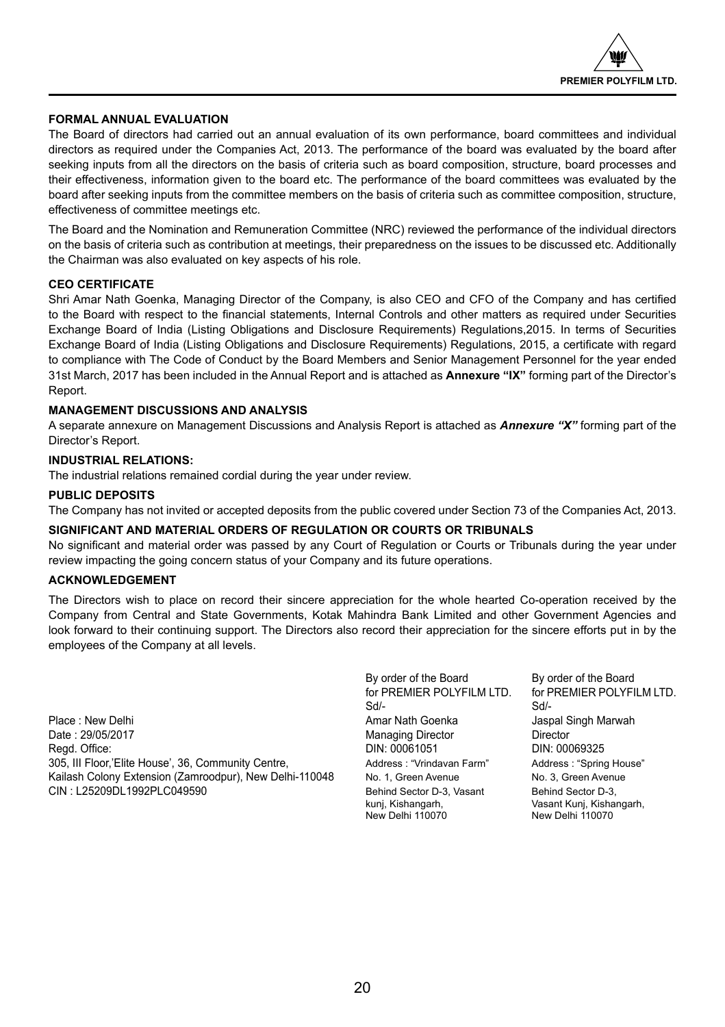### FORMAL ANNUAL EVALUATION

The Board of directors had carried out an annual evaluation of its own performance, board committees and individual directors as required under the Companies Act, 2013. The performance of the board was evaluated by the board after seeking inputs from all the directors on the basis of criteria such as board composition, structure, board processes and their effectiveness, information given to the board etc. The performance of the board committees was evaluated by the board after seeking inputs from the committee members on the basis of criteria such as committee composition, structure, effectiveness of committee meetings etc.

The Board and the Nomination and Remuneration Committee (NRC) reviewed the performance of the individual directors on the basis of criteria such as contribution at meetings, their preparedness on the issues to be discussed etc. Additionally the Chairman was also evaluated on key aspects of his role.

### CEO CERTIFICATE

Shri Amar Nath Goenka, Managing Director of the Company, is also CEO and CFO of the Company and has certified to the Board with respect to the financial statements, Internal Controls and other matters as required under Securities Exchange Board of India (Listing Obligations and Disclosure Requirements) Regulations,2015. In terms of Securities Exchange Board of India (Listing Obligations and Disclosure Requirements) Regulations, 2015, a certificate with regard to compliance with The Code of Conduct by the Board Members and Senior Management Personnel for the year ended 31st March, 2017 has been included in the Annual Report and is attached as **Annexure "IX"** forming part of the Director's Report.

### MANAGEMENT DISCUSSIONS AND ANALYSIS

A separate annexure on Management Discussions and Analysis Report is attached as ***Annexure "X"*** forming part of the Director's Report.

### INDUSTRIAL RELATIONS:

The industrial relations remained cordial during the year under review.

### PUBLIC DEPOSITS

The Company has not invited or accepted deposits from the public covered under Section 73 of the Companies Act, 2013.

### SIGNIFICANT AND MATERIAL ORDERS OF REGULATION OR COURTS OR TRIBUNALS

No significant and material order was passed by any Court of Regulation or Courts or Tribunals during the year under review impacting the going concern status of your Company and its future operations.

### ACKNOWLEDGEMENT

The Directors wish to place on record their sincere appreciation for the whole hearted Co-operation received by the Company from Central and State Governments, Kotak Mahindra Bank Limited and other Government Agencies and look forward to their continuing support. The Directors also record their appreciation for the sincere efforts put in by the employees of the Company at all levels.

By order of the Board
for PREMIER POLYFILM LTD.
Sd/-
Amar Nath Goenka
Managing Director
DIN: 00061051
Address : "Vrindavan Farm"
No. 1, Green Avenue
Behind Sector D-3, Vasant kunj, Kishangarh,
New Delhi 110070

By order of the Board
for PREMIER POLYFILM LTD.
Sd/-
Jaspal Singh Marwah
Director
DIN: 00069325
Address : "Spring House"
No. 3, Green Avenue
Behind Sector D-3,
Vasant Kunj, Kishangarh,
New Delhi 110070

Place : New Delhi
Date : 29/05/2017
Regd. Office:
305, III Floor,'Elite House', 36, Community Centre,
Kailash Colony Extension (Zamroodpur), New Delhi-110048
CIN : L25209DL1992PLC049590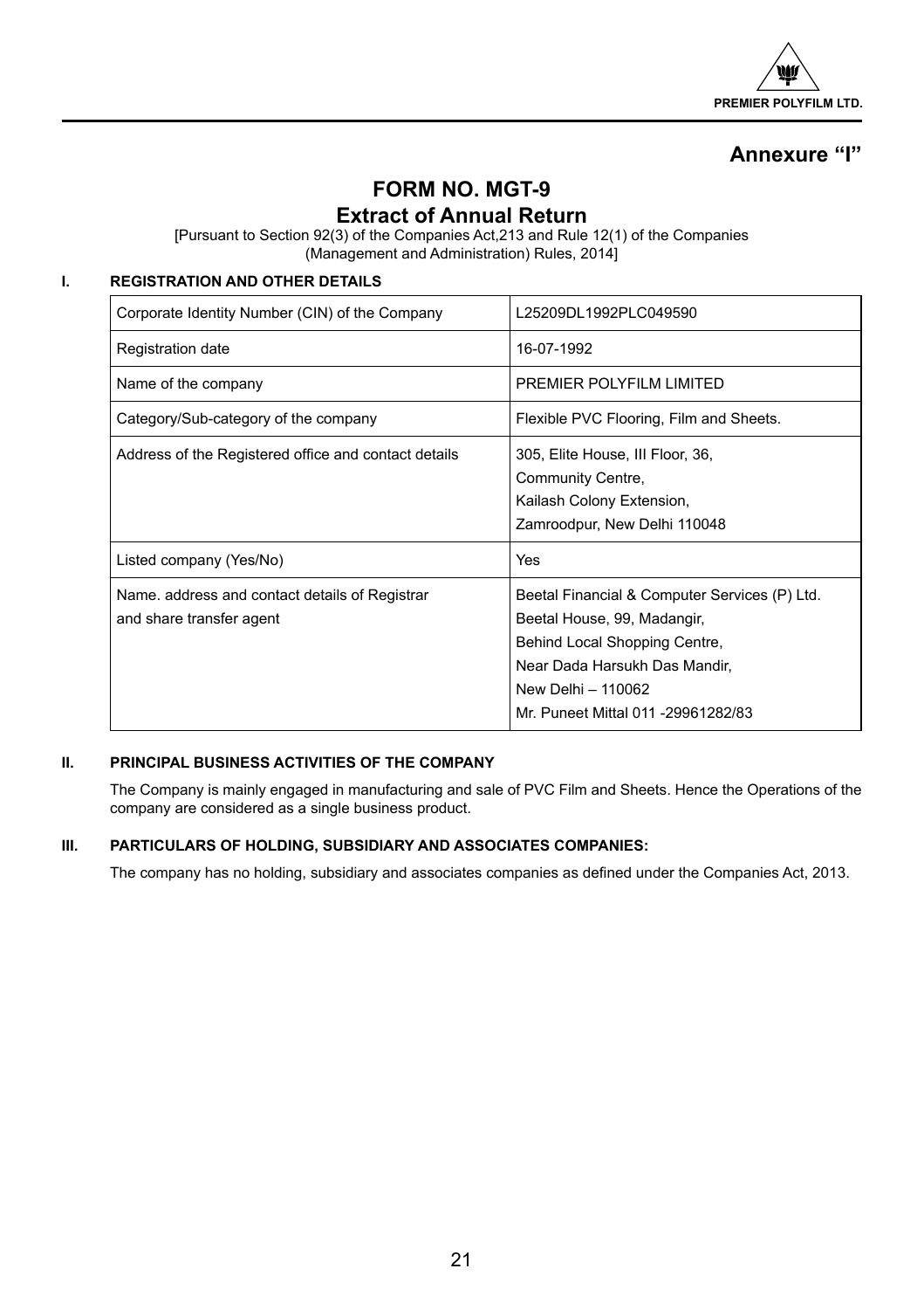## Annexure "I"

# FORM NO. MGT-9

## Extract of Annual Return

[Pursuant to Section 92(3) of the Companies Act,213 and Rule 12(1) of the Companies (Management and Administration) Rules, 2014]

### I. REGISTRATION AND OTHER DETAILS

| | |
|---|---|
| Corporate Identity Number (CIN) of the Company | L25209DL1992PLC049590 |
| Registration date | 16-07-1992 |
| Name of the company | PREMIER POLYFILM LIMITED |
| Category/Sub-category of the company | Flexible PVC Flooring, Film and Sheets. |
| Address of the Registered office and contact details | 305, Elite House, III Floor, 36, Community Centre, Kailash Colony Extension, Zamroodpur, New Delhi 110048 |
| Listed company (Yes/No) | Yes |
| Name. address and contact details of Registrar and share transfer agent | Beetal Financial & Computer Services (P) Ltd. Beetal House, 99, Madangir, Behind Local Shopping Centre, Near Dada Harsukh Das Mandir, New Delhi – 110062 Mr. Puneet Mittal 011 -29961282/83 |

### II. PRINCIPAL BUSINESS ACTIVITIES OF THE COMPANY

The Company is mainly engaged in manufacturing and sale of PVC Film and Sheets. Hence the Operations of the company are considered as a single business product.

### III. PARTICULARS OF HOLDING, SUBSIDIARY AND ASSOCIATES COMPANIES:

The company has no holding, subsidiary and associates companies as defined under the Companies Act, 2013.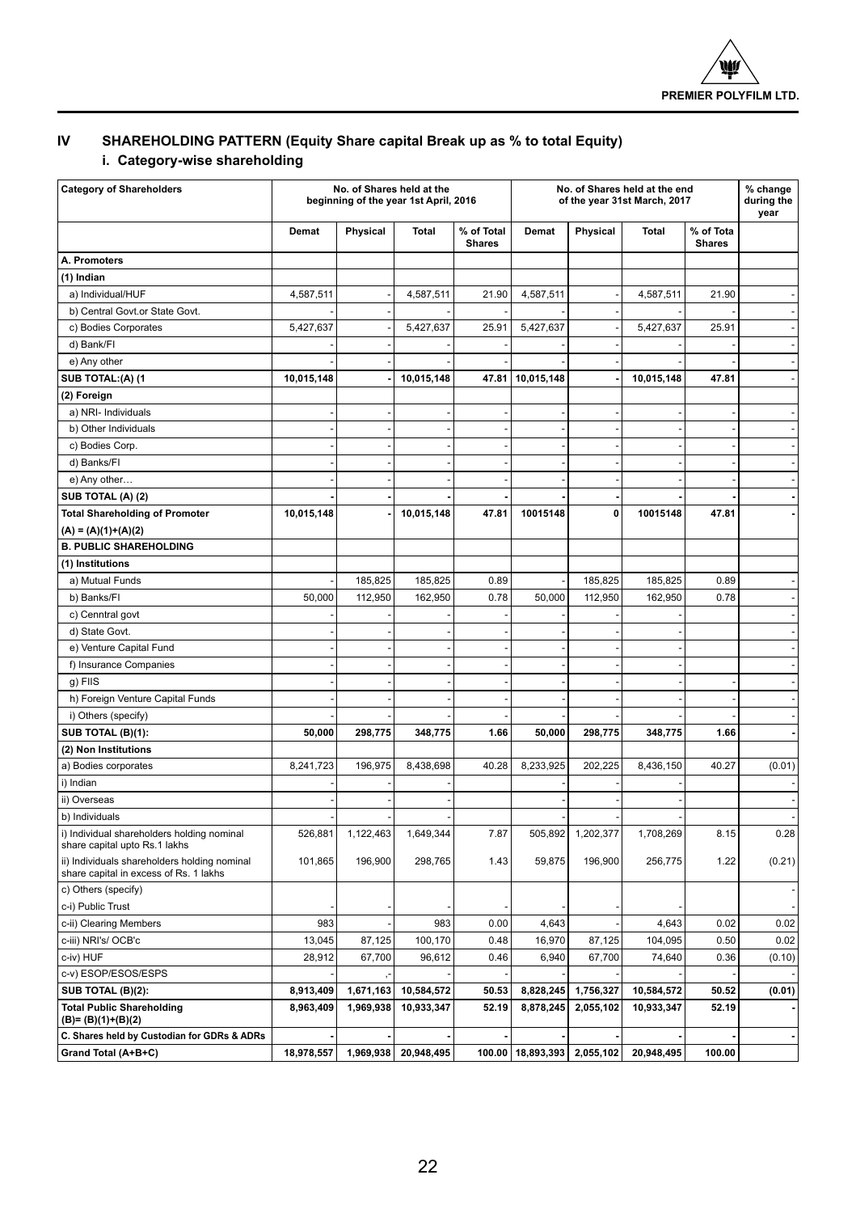## IV SHAREHOLDING PATTERN (Equity Share capital Break up as % to total Equity)

### i. Category-wise shareholding

| Category of Shareholders | No. of Shares held at the beginning of the year 1st April, 2016 | | | | No. of Shares held at the end of the year 31st March, 2017 | | | | % change during the year |
|---|---|---|---|---|---|---|---|---|---|
| | Demat | Physical | Total | % of Total Shares | Demat | Physical | Total | % of Tota Shares | |
| **A. Promoters** | | | | | | | | | |
| **(1) Indian** | | | | | | | | | |
| a) Individual/HUF | 4,587,511 | - | 4,587,511 | 21.90 | 4,587,511 | - | 4,587,511 | 21.90 | - |
| b) Central Govt.or State Govt. | - | - | - | - | - | - | - | - | - |
| c) Bodies Corporates | 5,427,637 | - | 5,427,637 | 25.91 | 5,427,637 | - | 5,427,637 | 25.91 | - |
| d) Bank/FI | - | - | - | - | - | - | - | - | - |
| e) Any other | - | - | - | - | - | - | - | - | - |
| **SUB TOTAL:(A) (1** | **10,015,148** | **-** | **10,015,148** | **47.81** | **10,015,148** | **-** | **10,015,148** | **47.81** | **-** |
| **(2) Foreign** | | | | | | | | | |
| a) NRI- Individuals | - | - | - | - | - | - | - | - | - |
| b) Other Individuals | - | - | - | - | - | - | - | - | - |
| c) Bodies Corp. | - | - | - | - | - | - | - | - | - |
| d) Banks/FI | - | - | - | - | - | - | - | - | - |
| e) Any other… | - | - | - | - | - | - | - | - | - |
| **SUB TOTAL (A) (2)** | **-** | **-** | **-** | **-** | **-** | **-** | **-** | **-** | **-** |
| **Total Shareholding of Promoter (A) = (A)(1)+(A)(2)** | **10,015,148** | **-** | **10,015,148** | **47.81** | **10015148** | **0** | **10015148** | **47.81** | **-** |
| **B. PUBLIC SHAREHOLDING** | | | | | | | | | |
| **(1) Institutions** | | | | | | | | | |
| a) Mutual Funds | - | 185,825 | 185,825 | 0.89 | - | 185,825 | 185,825 | 0.89 | - |
| b) Banks/FI | 50,000 | 112,950 | 162,950 | 0.78 | 50,000 | 112,950 | 162,950 | 0.78 | - |
| c) Cenntral govt | - | - | - | - | - | - | - | | - |
| d) State Govt. | - | - | - | - | - | - | - | | - |
| e) Venture Capital Fund | - | - | - | - | - | - | - | | - |
| f) Insurance Companies | - | - | - | - | - | - | - | | - |
| g) FIIS | - | - | - | - | - | - | - | - | - |
| h) Foreign Venture Capital Funds | - | - | - | - | - | - | - | - | - |
| i) Others (specify) | - | - | - | - | - | - | - | - | - |
| **SUB TOTAL (B)(1):** | **50,000** | **298,775** | **348,775** | **1.66** | **50,000** | **298,775** | **348,775** | **1.66** | **-** |
| **(2) Non Institutions** | | | | | | | | | |
| a) Bodies corporates | 8,241,723 | 196,975 | 8,438,698 | 40.28 | 8,233,925 | 202,225 | 8,436,150 | 40.27 | (0.01) |
| i) Indian | - | - | - | | - | - | - | | - |
| ii) Overseas | - | - | - | | - | - | - | | - |
| b) Individuals | - | - | - | | - | - | - | | - |
| i) Individual shareholders holding nominal share capital upto Rs.1 lakhs | 526,881 | 1,122,463 | 1,649,344 | 7.87 | 505,892 | 1,202,377 | 1,708,269 | 8.15 | 0.28 |
| ii) Individuals shareholders holding nominal share capital in excess of Rs. 1 lakhs | 101,865 | 196,900 | 298,765 | 1.43 | 59,875 | 196,900 | 256,775 | 1.22 | (0.21) |
| c) Others (specify) | | | | | | | | | - |
| c-i) Public Trust | - | - | - | - | - | - | - | | - |
| c-ii) Clearing Members | 983 | - | 983 | 0.00 | 4,643 | - | 4,643 | 0.02 | 0.02 |
| c-iii) NRI's/ OCB'c | 13,045 | 87,125 | 100,170 | 0.48 | 16,970 | 87,125 | 104,095 | 0.50 | 0.02 |
| c-iv) HUF | 28,912 | 67,700 | 96,612 | 0.46 | 6,940 | 67,700 | 74,640 | 0.36 | (0.10) |
| c-v) ESOP/ESOS/ESPS | - | ,- | - | - | - | - | - | - | - |
| **SUB TOTAL (B)(2):** | **8,913,409** | **1,671,163** | **10,584,572** | **50.53** | **8,828,245** | **1,756,327** | **10,584,572** | **50.52** | **(0.01)** |
| **Total Public Shareholding (B)= (B)(1)+(B)(2)** | **8,963,409** | **1,969,938** | **10,933,347** | **52.19** | **8,878,245** | **2,055,102** | **10,933,347** | **52.19** | **-** |
| **C. Shares held by Custodian for GDRs & ADRs** | **-** | **-** | **-** | **-** | **-** | **-** | **-** | **-** | **-** |
| **Grand Total (A+B+C)** | **18,978,557** | **1,969,938** | **20,948,495** | **100.00** | **18,893,393** | **2,055,102** | **20,948,495** | **100.00** | |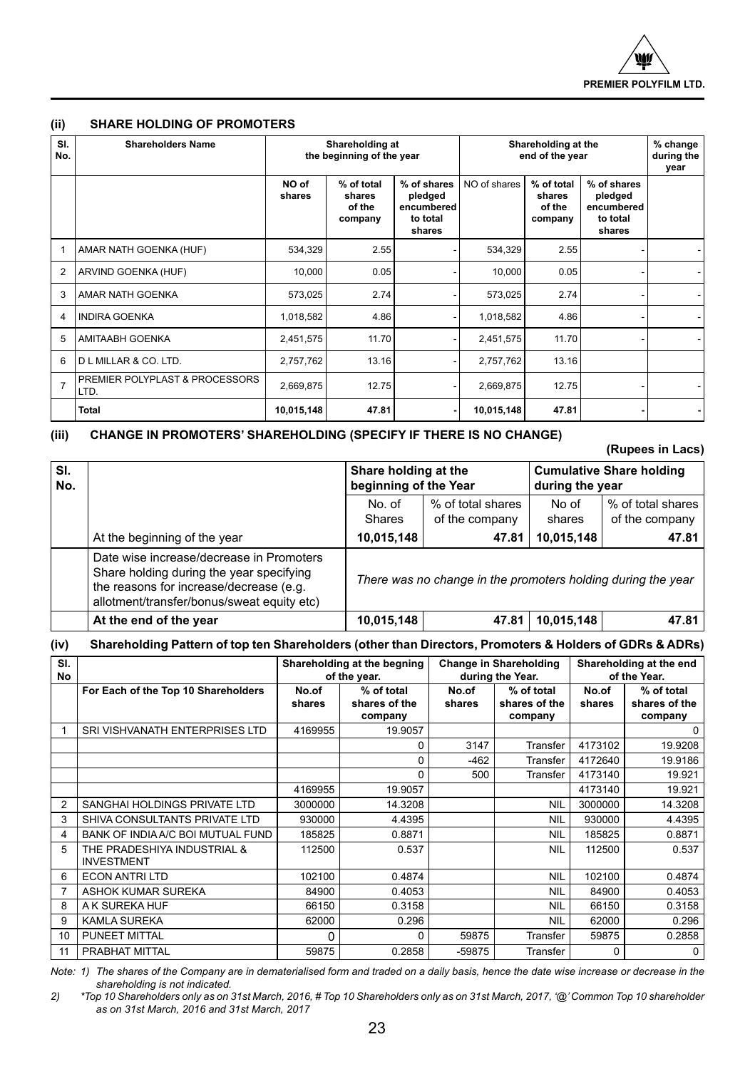## (ii) SHARE HOLDING OF PROMOTERS

| Sl. No. | Shareholders Name | Shareholding at the beginning of the year | | | Shareholding at the end of the year | | | % change during the year |
|---|---|---|---|---|---|---|---|---|
| | | NO of shares | % of total shares of the company | % of shares pledged encumbered to total shares | NO of shares | % of total shares of the company | % of shares pledged encumbered to total shares | |
| 1 | AMAR NATH GOENKA (HUF) | 534,329 | 2.55 | - | 534,329 | 2.55 | - | - |
| 2 | ARVIND GOENKA (HUF) | 10,000 | 0.05 | - | 10,000 | 0.05 | - | - |
| 3 | AMAR NATH GOENKA | 573,025 | 2.74 | - | 573,025 | 2.74 | - | - |
| 4 | INDIRA GOENKA | 1,018,582 | 4.86 | - | 1,018,582 | 4.86 | - | - |
| 5 | AMITAABH GOENKA | 2,451,575 | 11.70 | - | 2,451,575 | 11.70 | - | - |
| 6 | D L MILLAR & CO. LTD. | 2,757,762 | 13.16 | - | 2,757,762 | 13.16 | | |
| 7 | PREMIER POLYPLAST & PROCESSORS LTD. | 2,669,875 | 12.75 | - | 2,669,875 | 12.75 | - | - |
| | **Total** | **10,015,148** | **47.81** | **-** | **10,015,148** | **47.81** | **-** | **-** |

## (iii) CHANGE IN PROMOTERS' SHAREHOLDING (SPECIFY IF THERE IS NO CHANGE)

**(Rupees in Lacs)**

| Sl. No. | | Share holding at the beginning of the Year | | Cumulative Share holding during the year | |
|---|---|---|---|---|---|
| | | No. of Shares | % of total shares of the company | No of shares | % of total shares of the company |
| | At the beginning of the year | **10,015,148** | **47.81** | **10,015,148** | **47.81** |
| | Date wise increase/decrease in Promoters Share holding during the year specifying the reasons for increase/decrease (e.g. allotment/transfer/bonus/sweat equity etc) | *There was no change in the promoters holding during the year* | | | |
| | **At the end of the year** | **10,015,148** | **47.81** | **10,015,148** | **47.81** |

## (iv) Shareholding Pattern of top ten Shareholders (other than Directors, Promoters & Holders of GDRs & ADRs)

| Sl. No | | Shareholding at the begning of the year. | | Change in Shareholding during the Year. | | Shareholding at the end of the Year. | |
|---|---|---|---|---|---|---|---|
| | For Each of the Top 10 Shareholders | No.of shares | % of total shares of the company | No.of shares | % of total shares of the company | No.of shares | % of total shares of the company |
| 1 | SRI VISHVANATH ENTERPRISES LTD | 4169955 | 19.9057 | | | | 0 |
| | | | 0 | 3147 | Transfer | 4173102 | 19.9208 |
| | | | 0 | -462 | Transfer | 4172640 | 19.9186 |
| | | | 0 | 500 | Transfer | 4173140 | 19.921 |
| | | 4169955 | 19.9057 | | | 4173140 | 19.921 |
| 2 | SANGHAI HOLDINGS PRIVATE LTD | 3000000 | 14.3208 | | NIL | 3000000 | 14.3208 |
| 3 | SHIVA CONSULTANTS PRIVATE LTD | 930000 | 4.4395 | | NIL | 930000 | 4.4395 |
| 4 | BANK OF INDIA A/C BOI MUTUAL FUND | 185825 | 0.8871 | | NIL | 185825 | 0.8871 |
| 5 | THE PRADESHIYA INDUSTRIAL & INVESTMENT | 112500 | 0.537 | | NIL | 112500 | 0.537 |
| 6 | ECON ANTRI LTD | 102100 | 0.4874 | | NIL | 102100 | 0.4874 |
| 7 | ASHOK KUMAR SUREKA | 84900 | 0.4053 | | NIL | 84900 | 0.4053 |
| 8 | A K SUREKA HUF | 66150 | 0.3158 | | NIL | 66150 | 0.3158 |
| 9 | KAMLA SUREKA | 62000 | 0.296 | | NIL | 62000 | 0.296 |
| 10 | PUNEET MITTAL | 0 | 0 | 59875 | Transfer | 59875 | 0.2858 |
| 11 | PRABHAT MITTAL | 59875 | 0.2858 | -59875 | Transfer | 0 | 0 |

*Note: 1) The shares of the Company are in dematerialised form and traded on a daily basis, hence the date wise increase or decrease in the shareholding is not indicated.*

*2) \*Top 10 Shareholders only as on 31st March, 2016, # Top 10 Shareholders only as on 31st March, 2017, '@' Common Top 10 shareholder as on 31st March, 2016 and 31st March, 2017*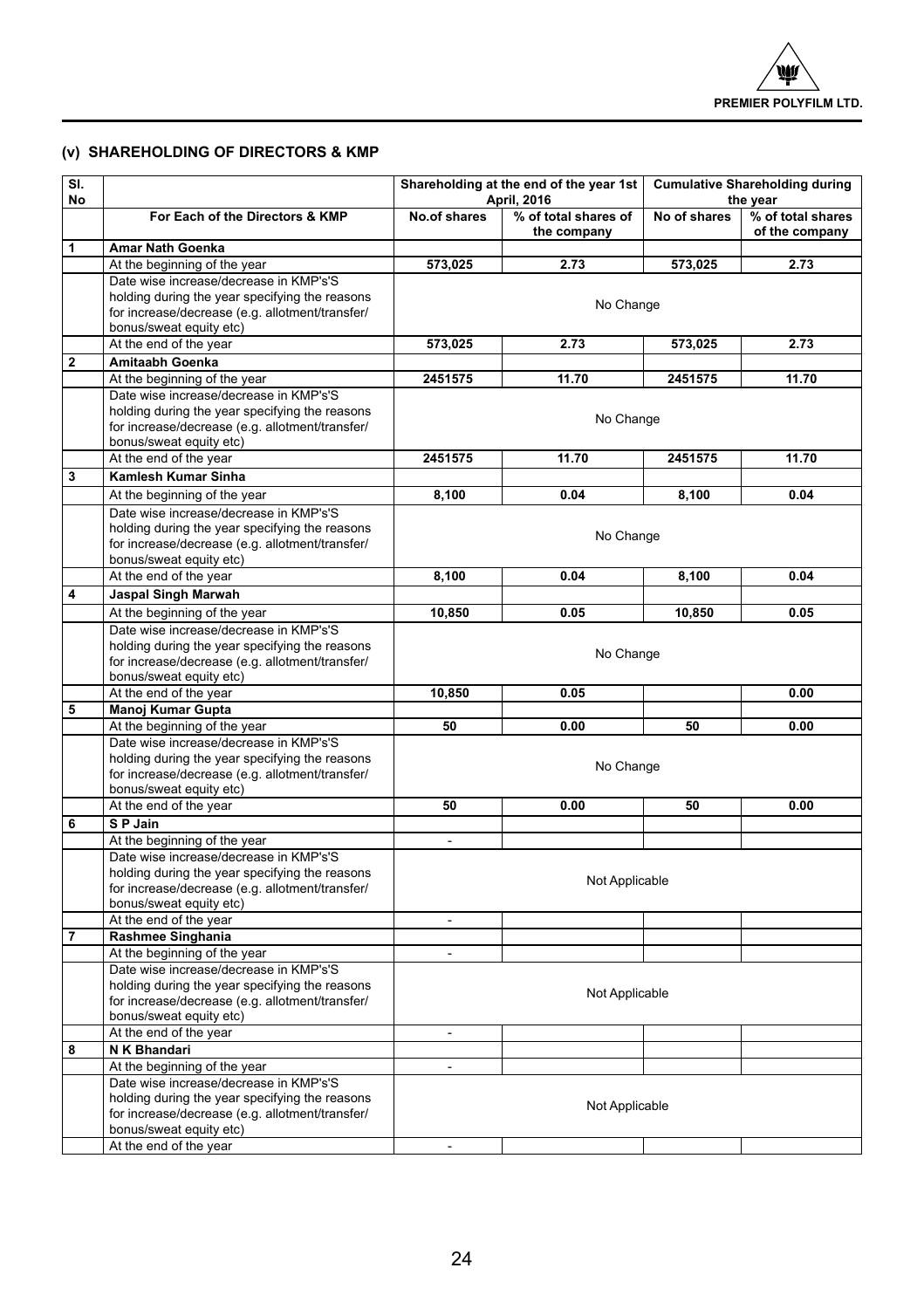### (v) SHAREHOLDING OF DIRECTORS & KMP

| Sl. No | | Shareholding at the end of the year 1st April, 2016 | | Cumulative Shareholding during the year | |
|---|---|---|---|---|---|
| | For Each of the Directors & KMP | No.of shares | % of total shares of the company | No of shares | % of total shares of the company |
| 1 | **Amar Nath Goenka** | | | | |
| | At the beginning of the year | **573,025** | **2.73** | **573,025** | **2.73** |
| | Date wise increase/decrease in KMP's'S holding during the year specifying the reasons for increase/decrease (e.g. allotment/transfer/ bonus/sweat equity etc) | No Change | | | |
| | At the end of the year | **573,025** | **2.73** | **573,025** | **2.73** |
| 2 | **Amitaabh Goenka** | | | | |
| | At the beginning of the year | **2451575** | **11.70** | **2451575** | **11.70** |
| | Date wise increase/decrease in KMP's'S holding during the year specifying the reasons for increase/decrease (e.g. allotment/transfer/ bonus/sweat equity etc) | No Change | | | |
| | At the end of the year | **2451575** | **11.70** | **2451575** | **11.70** |
| 3 | **Kamlesh Kumar Sinha** | | | | |
| | At the beginning of the year | **8,100** | **0.04** | **8,100** | **0.04** |
| | Date wise increase/decrease in KMP's'S holding during the year specifying the reasons for increase/decrease (e.g. allotment/transfer/ bonus/sweat equity etc) | No Change | | | |
| | At the end of the year | **8,100** | **0.04** | **8,100** | **0.04** |
| 4 | **Jaspal Singh Marwah** | | | | |
| | At the beginning of the year | **10,850** | **0.05** | **10,850** | **0.05** |
| | Date wise increase/decrease in KMP's'S holding during the year specifying the reasons for increase/decrease (e.g. allotment/transfer/ bonus/sweat equity etc) | No Change | | | |
| | At the end of the year | **10,850** | **0.05** | | **0.00** |
| 5 | **Manoj Kumar Gupta** | | | | |
| | At the beginning of the year | **50** | **0.00** | **50** | **0.00** |
| | Date wise increase/decrease in KMP's'S holding during the year specifying the reasons for increase/decrease (e.g. allotment/transfer/ bonus/sweat equity etc) | No Change | | | |
| | At the end of the year | **50** | **0.00** | **50** | **0.00** |
| 6 | **S P Jain** | | | | |
| | At the beginning of the year | - | | | |
| | Date wise increase/decrease in KMP's'S holding during the year specifying the reasons for increase/decrease (e.g. allotment/transfer/ bonus/sweat equity etc) | Not Applicable | | | |
| | At the end of the year | - | | | |
| 7 | **Rashmee Singhania** | | | | |
| | At the beginning of the year | - | | | |
| | Date wise increase/decrease in KMP's'S holding during the year specifying the reasons for increase/decrease (e.g. allotment/transfer/ bonus/sweat equity etc) | Not Applicable | | | |
| | At the end of the year | - | | | |
| 8 | **N K Bhandari** | | | | |
| | At the beginning of the year | - | | | |
| | Date wise increase/decrease in KMP's'S holding during the year specifying the reasons for increase/decrease (e.g. allotment/transfer/ bonus/sweat equity etc) | Not Applicable | | | |
| | At the end of the year | - | | | |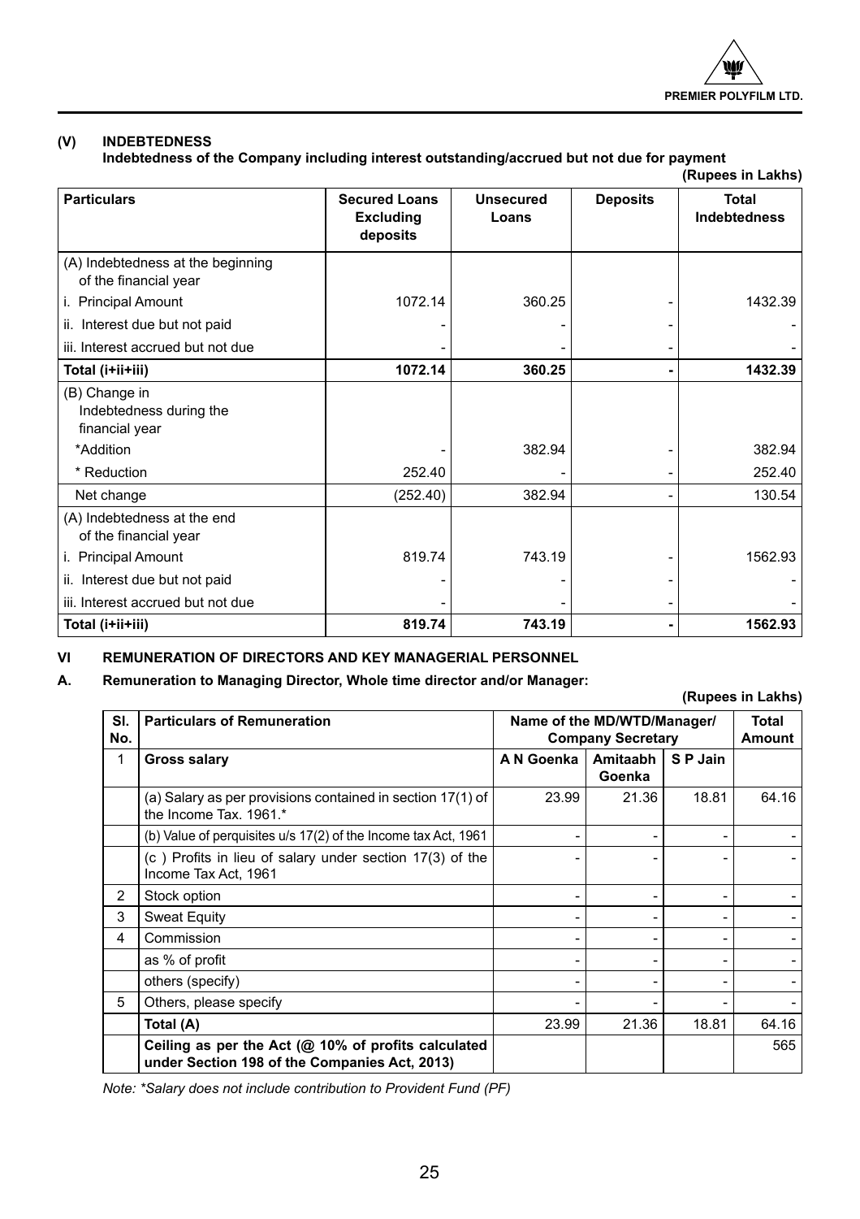## (V) INDEBTEDNESS

**Indebtedness of the Company including interest outstanding/accrued but not due for payment**

**(Rupees in Lakhs)**

| Particulars | Secured Loans Excluding deposits | Unsecured Loans | Deposits | Total Indebtedness |
|---|---|---|---|---|
| (A) Indebtedness at the beginning of the financial year | | | | |
| i. Principal Amount | 1072.14 | 360.25 | - | 1432.39 |
| ii. Interest due but not paid | - | - | - | - |
| iii. Interest accrued but not due | - | - | - | - |
| **Total (i+ii+iii)** | **1072.14** | **360.25** | **-** | **1432.39** |
| (B) Change in Indebtedness during the financial year | | | | |
| *Addition | - | 382.94 | - | 382.94 |
| * Reduction | 252.40 | - | - | 252.40 |
| Net change | (252.40) | 382.94 | - | 130.54 |
| (A) Indebtedness at the end of the financial year | | | | |
| i. Principal Amount | 819.74 | 743.19 | - | 1562.93 |
| ii. Interest due but not paid | - | - | - | - |
| iii. Interest accrued but not due | - | - | - | - |
| **Total (i+ii+iii)** | **819.74** | **743.19** | **-** | **1562.93** |

## VI REMUNERATION OF DIRECTORS AND KEY MANAGERIAL PERSONNEL

### A. Remuneration to Managing Director, Whole time director and/or Manager:

**(Rupees in Lakhs)**

| Sl. No. | Particulars of Remuneration | Name of the MD/WTD/Manager/ Company Secretary | | | Total Amount |
|---|---|---|---|---|---|
| 1 | **Gross salary** | **A N Goenka** | **Amitaabh Goenka** | **S P Jain** | |
| | (a) Salary as per provisions contained in section 17(1) of the Income Tax. 1961.* | 23.99 | 21.36 | 18.81 | 64.16 |
| | (b) Value of perquisites u/s 17(2) of the Income tax Act, 1961 | - | - | - | - |
| | (c ) Profits in lieu of salary under section 17(3) of the Income Tax Act, 1961 | - | - | - | - |
| 2 | Stock option | - | - | - | - |
| 3 | Sweat Equity | - | - | - | - |
| 4 | Commission | - | - | - | - |
| | as % of profit | - | - | - | - |
| | others (specify) | - | - | - | - |
| 5 | Others, please specify | - | - | - | - |
| | **Total (A)** | 23.99 | 21.36 | 18.81 | 64.16 |
| | **Ceiling as per the Act (@ 10% of profits calculated under Section 198 of the Companies Act, 2013)** | | | | 565 |

*Note: *Salary does not include contribution to Provident Fund (PF)*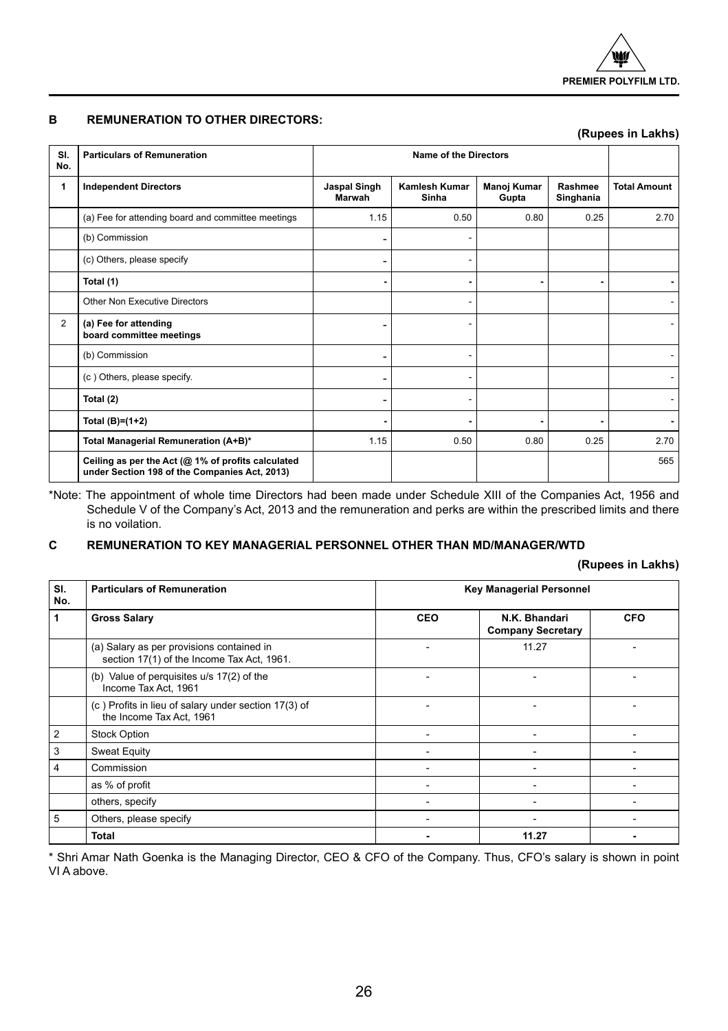## B REMUNERATION TO OTHER DIRECTORS:

**(Rupees in Lakhs)**

| Sl. No. | Particulars of Remuneration | Name of the Directors | | | | |
|---|---|---|---|---|---|---|
| 1 | **Independent Directors** | **Jaspal Singh Marwah** | **Kamlesh Kumar Sinha** | **Manoj Kumar Gupta** | **Rashmee Singhania** | **Total Amount** |
| | (a) Fee for attending board and committee meetings | 1.15 | 0.50 | 0.80 | 0.25 | 2.70 |
| | (b) Commission | - | - | | | |
| | (c) Others, please specify | - | - | | | |
| | **Total (1)** | - | - | - | - | - |
| | Other Non Executive Directors | | - | | | - |
| 2 | **(a) Fee for attending board committee meetings** | - | - | | | - |
| | (b) Commission | - | - | | | - |
| | (c ) Others, please specify. | - | - | | | - |
| | **Total (2)** | - | - | | | - |
| | **Total (B)=(1+2)** | - | - | - | - | - |
| | **Total Managerial Remuneration (A+B)*** | 1.15 | 0.50 | 0.80 | 0.25 | 2.70 |
| | **Ceiling as per the Act (@ 1% of profits calculated under Section 198 of the Companies Act, 2013)** | | | | | 565 |

*Note: The appointment of whole time Directors had been made under Schedule XIII of the Companies Act, 1956 and Schedule V of the Company's Act, 2013 and the remuneration and perks are within the prescribed limits and there is no voilation.

## C REMUNERATION TO KEY MANAGERIAL PERSONNEL OTHER THAN MD/MANAGER/WTD

**(Rupees in Lakhs)**

| Sl. No. | Particulars of Remuneration | Key Managerial Personnel | | |
|---|---|---|---|---|
| 1 | **Gross Salary** | **CEO** | **N.K. Bhandari Company Secretary** | **CFO** |
| | (a) Salary as per provisions contained in section 17(1) of the Income Tax Act, 1961. | - | 11.27 | - |
| | (b) Value of perquisites u/s 17(2) of the Income Tax Act, 1961 | - | - | - |
| | (c ) Profits in lieu of salary under section 17(3) of the Income Tax Act, 1961 | - | - | - |
| 2 | Stock Option | - | - | - |
| 3 | Sweat Equity | - | - | - |
| 4 | Commission | - | - | - |
| | as % of profit | - | - | - |
| | others, specify | - | - | - |
| 5 | Others, please specify | - | - | - |
| | **Total** | - | **11.27** | - |

* Shri Amar Nath Goenka is the Managing Director, CEO & CFO of the Company. Thus, CFO's salary is shown in point VI A above.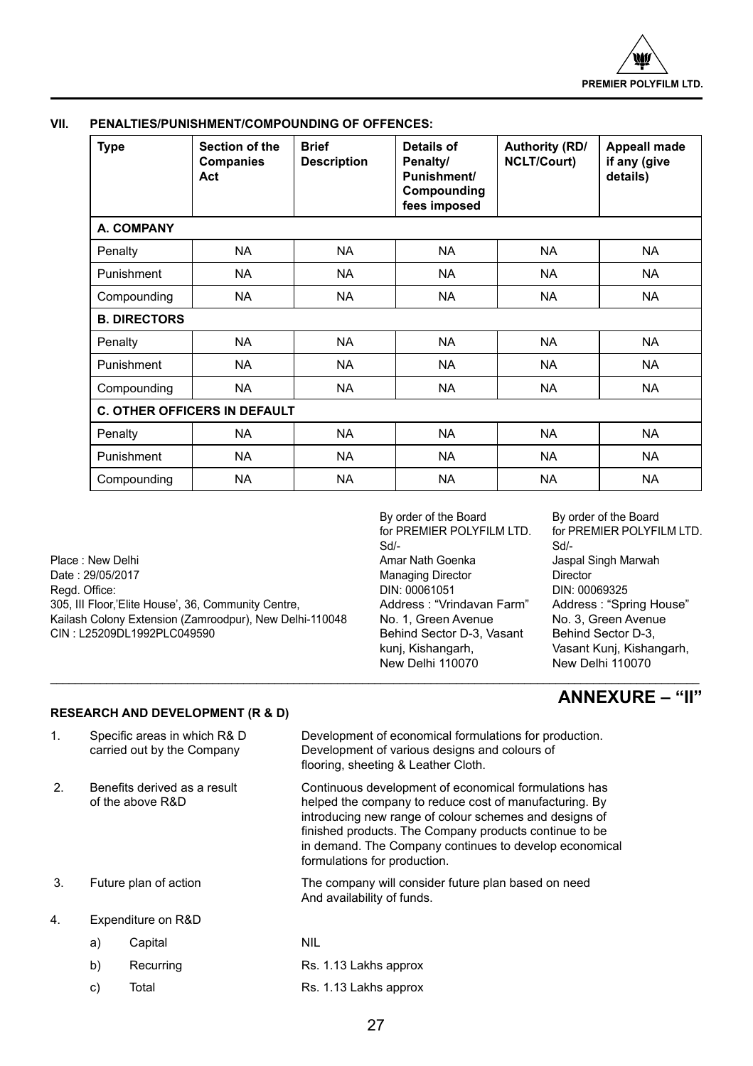## VII. PENALTIES/PUNISHMENT/COMPOUNDING OF OFFENCES:

| Type | Section of the Companies Act | Brief Description | Details of Penalty/ Punishment/ Compounding fees imposed | Authority (RD/ NCLT/Court) | Appeall made if any (give details) |
|---|---|---|---|---|---|
| **A. COMPANY** | | | | | |
| Penalty | NA | NA | NA | NA | NA |
| Punishment | NA | NA | NA | NA | NA |
| Compounding | NA | NA | NA | NA | NA |
| **B. DIRECTORS** | | | | | |
| Penalty | NA | NA | NA | NA | NA |
| Punishment | NA | NA | NA | NA | NA |
| Compounding | NA | NA | NA | NA | NA |
| **C. OTHER OFFICERS IN DEFAULT** | | | | | |
| Penalty | NA | NA | NA | NA | NA |
| Punishment | NA | NA | NA | NA | NA |
| Compounding | NA | NA | NA | NA | NA |

Place : New Delhi
Date : 29/05/2017
Regd. Office:
305, III Floor,'Elite House', 36, Community Centre,
Kailash Colony Extension (Zamroodpur), New Delhi-110048
CIN : L25209DL1992PLC049590

By order of the Board
for PREMIER POLYFILM LTD.
Sd/-
Amar Nath Goenka
Managing Director
DIN: 00061051
Address : "Vrindavan Farm"
No. 1, Green Avenue
Behind Sector D-3, Vasant
kunj, Kishangarh,
New Delhi 110070

By order of the Board
for PREMIER POLYFILM LTD.
Sd/-
Jaspal Singh Marwah
Director
DIN: 00069325
Address : "Spring House"
No. 3, Green Avenue
Behind Sector D-3,
Vasant Kunj, Kishangarh,
New Delhi 110070

## ANNEXURE – "II"

### RESEARCH AND DEVELOPMENT (R & D)

1. Specific areas in which R& D carried out by the Company: Development of economical formulations for production. Development of various designs and colours of flooring, sheeting & Leather Cloth.

2. Benefits derived as a result of the above R&D: Continuous development of economical formulations has helped the company to reduce cost of manufacturing. By introducing new range of colour schemes and designs of finished products. The Company products continue to be in demand. The Company continues to develop economical formulations for production.

3. Future plan of action: The company will consider future plan based on need And availability of funds.

4. Expenditure on R&D
   - a) Capital: NIL
   - b) Recurring: Rs. 1.13 Lakhs approx
   - c) Total: Rs. 1.13 Lakhs approx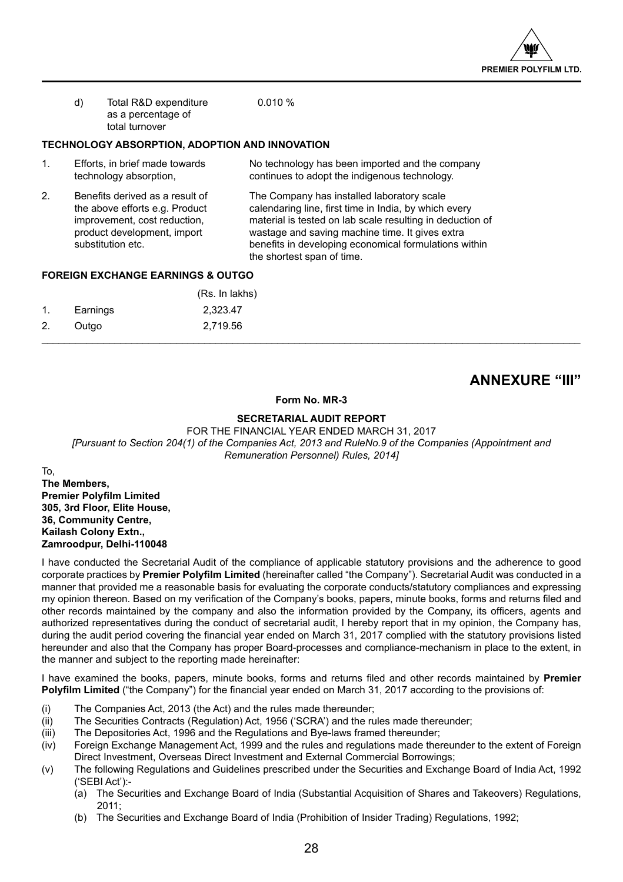d) Total R&D expenditure as a percentage of total turnover — 0.010 %

**TECHNOLOGY ABSORPTION, ADOPTION AND INNOVATION**

| | | |
|---|---|---|
| 1. | Efforts, in brief made towards technology absorption, | No technology has been imported and the company continues to adopt the indigenous technology. |
| 2. | Benefits derived as a result of the above efforts e.g. Product improvement, cost reduction, product development, import substitution etc. | The Company has installed laboratory scale calendaring line, first time in India, by which every material is tested on lab scale resulting in deduction of wastage and saving machine time. It gives extra benefits in developing economical formulations within the shortest span of time. |

**FOREIGN EXCHANGE EARNINGS & OUTGO**

| | | (Rs. In lakhs) |
|---|---|---|
| 1. | Earnings | 2,323.47 |
| 2. | Outgo | 2,719.56 |

# ANNEXURE "III"

**Form No. MR-3**

**SECRETARIAL AUDIT REPORT**

FOR THE FINANCIAL YEAR ENDED MARCH 31, 2017

*[Pursuant to Section 204(1) of the Companies Act, 2013 and RuleNo.9 of the Companies (Appointment and Remuneration Personnel) Rules, 2014]*

To,
**The Members,**
**Premier Polyfilm Limited**
**305, 3rd Floor, Elite House,**
**36, Community Centre,**
**Kailash Colony Extn.,**
**Zamroodpur, Delhi-110048**

I have conducted the Secretarial Audit of the compliance of applicable statutory provisions and the adherence to good corporate practices by **Premier Polyfilm Limited** (hereinafter called "the Company"). Secretarial Audit was conducted in a manner that provided me a reasonable basis for evaluating the corporate conducts/statutory compliances and expressing my opinion thereon. Based on my verification of the Company's books, papers, minute books, forms and returns filed and other records maintained by the company and also the information provided by the Company, its officers, agents and authorized representatives during the conduct of secretarial audit, I hereby report that in my opinion, the Company has, during the audit period covering the financial year ended on March 31, 2017 complied with the statutory provisions listed hereunder and also that the Company has proper Board-processes and compliance-mechanism in place to the extent, in the manner and subject to the reporting made hereinafter:

I have examined the books, papers, minute books, forms and returns filed and other records maintained by **Premier Polyfilm Limited** ("the Company") for the financial year ended on March 31, 2017 according to the provisions of:

(i) The Companies Act, 2013 (the Act) and the rules made thereunder;

(ii) The Securities Contracts (Regulation) Act, 1956 ('SCRA') and the rules made thereunder;

(iii) The Depositories Act, 1996 and the Regulations and Bye-laws framed thereunder;

(iv) Foreign Exchange Management Act, 1999 and the rules and regulations made thereunder to the extent of Foreign Direct Investment, Overseas Direct Investment and External Commercial Borrowings;

(v) The following Regulations and Guidelines prescribed under the Securities and Exchange Board of India Act, 1992 ('SEBI Act'):-

  (a) The Securities and Exchange Board of India (Substantial Acquisition of Shares and Takeovers) Regulations, 2011;

  (b) The Securities and Exchange Board of India (Prohibition of Insider Trading) Regulations, 1992;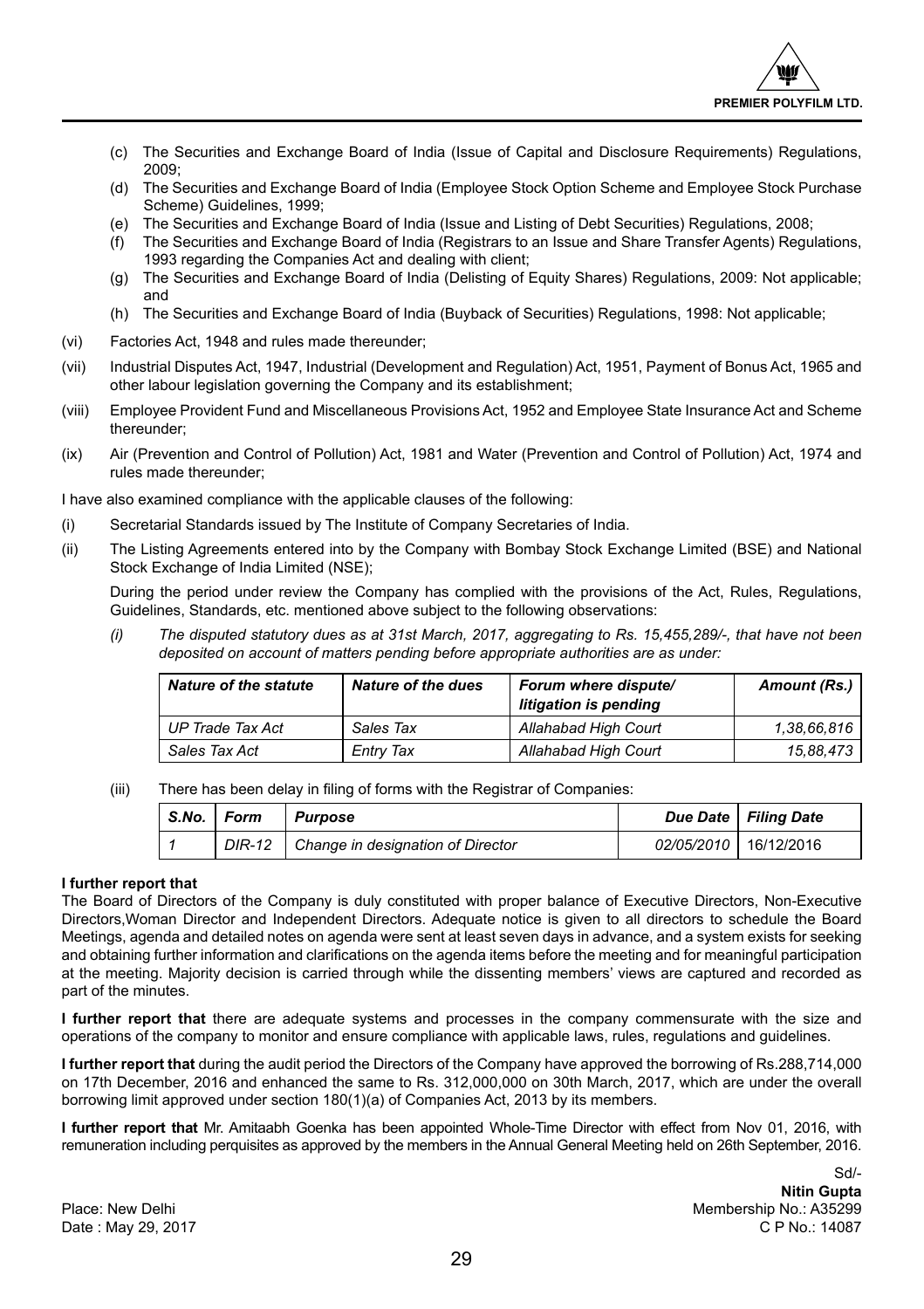(c) The Securities and Exchange Board of India (Issue of Capital and Disclosure Requirements) Regulations, 2009;

(d) The Securities and Exchange Board of India (Employee Stock Option Scheme and Employee Stock Purchase Scheme) Guidelines, 1999;

(e) The Securities and Exchange Board of India (Issue and Listing of Debt Securities) Regulations, 2008;

(f) The Securities and Exchange Board of India (Registrars to an Issue and Share Transfer Agents) Regulations, 1993 regarding the Companies Act and dealing with client;

(g) The Securities and Exchange Board of India (Delisting of Equity Shares) Regulations, 2009: Not applicable; and

(h) The Securities and Exchange Board of India (Buyback of Securities) Regulations, 1998: Not applicable;

(vi) Factories Act, 1948 and rules made thereunder;

(vii) Industrial Disputes Act, 1947, Industrial (Development and Regulation) Act, 1951, Payment of Bonus Act, 1965 and other labour legislation governing the Company and its establishment;

(viii) Employee Provident Fund and Miscellaneous Provisions Act, 1952 and Employee State Insurance Act and Scheme thereunder;

(ix) Air (Prevention and Control of Pollution) Act, 1981 and Water (Prevention and Control of Pollution) Act, 1974 and rules made thereunder;

I have also examined compliance with the applicable clauses of the following:

(i) Secretarial Standards issued by The Institute of Company Secretaries of India.

(ii) The Listing Agreements entered into by the Company with Bombay Stock Exchange Limited (BSE) and National Stock Exchange of India Limited (NSE);

During the period under review the Company has complied with the provisions of the Act, Rules, Regulations, Guidelines, Standards, etc. mentioned above subject to the following observations:

*(i) The disputed statutory dues as at 31st March, 2017, aggregating to Rs. 15,455,289/-, that have not been deposited on account of matters pending before appropriate authorities are as under:*

| *Nature of the statute* | *Nature of the dues* | *Forum where dispute/ litigation is pending* | *Amount (Rs.)* |
|---|---|---|---|
| *UP Trade Tax Act* | *Sales Tax* | *Allahabad High Court* | *1,38,66,816* |
| *Sales Tax Act* | *Entry Tax* | *Allahabad High Court* | *15,88,473* |

(iii) There has been delay in filing of forms with the Registrar of Companies:

| *S.No.* | *Form* | *Purpose* | *Due Date* | *Filing Date* |
|---|---|---|---|---|
| *1* | *DIR-12* | *Change in designation of Director* | *02/05/2010* | 16/12/2016 |

**I further report that**

The Board of Directors of the Company is duly constituted with proper balance of Executive Directors, Non-Executive Directors,Woman Director and Independent Directors. Adequate notice is given to all directors to schedule the Board Meetings, agenda and detailed notes on agenda were sent at least seven days in advance, and a system exists for seeking and obtaining further information and clarifications on the agenda items before the meeting and for meaningful participation at the meeting. Majority decision is carried through while the dissenting members' views are captured and recorded as part of the minutes.

**I further report that** there are adequate systems and processes in the company commensurate with the size and operations of the company to monitor and ensure compliance with applicable laws, rules, regulations and guidelines.

**I further report that** during the audit period the Directors of the Company have approved the borrowing of Rs.288,714,000 on 17th December, 2016 and enhanced the same to Rs. 312,000,000 on 30th March, 2017, which are under the overall borrowing limit approved under section 180(1)(a) of Companies Act, 2013 by its members.

**I further report that** Mr. Amitaabh Goenka has been appointed Whole-Time Director with effect from Nov 01, 2016, with remuneration including perquisites as approved by the members in the Annual General Meeting held on 26th September, 2016.

Sd/-
**Nitin Gupta**
Membership No.: A35299
C P No.: 14087

Place: New Delhi
Date : May 29, 2017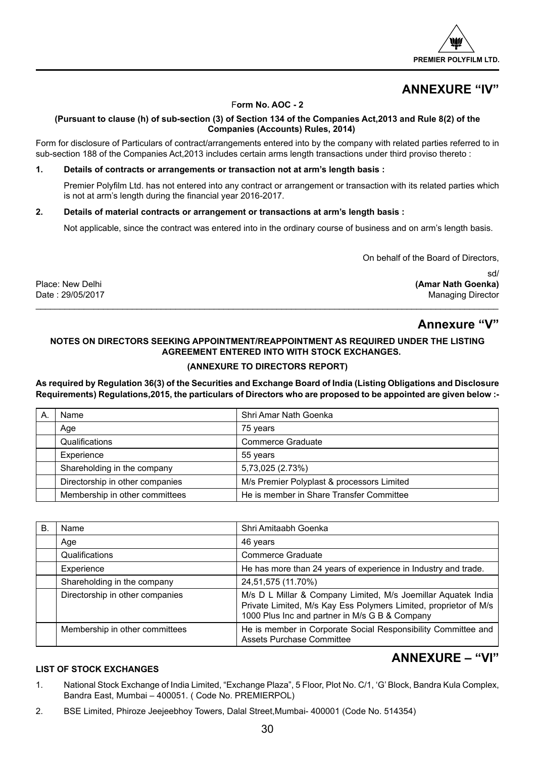## ANNEXURE "IV"

**Form No. AOC - 2**

**(Pursuant to clause (h) of sub-section (3) of Section 134 of the Companies Act,2013 and Rule 8(2) of the Companies (Accounts) Rules, 2014)**

Form for disclosure of Particulars of contract/arrangements entered into by the company with related parties referred to in sub-section 188 of the Companies Act,2013 includes certain arms length transactions under third proviso thereto :

**1. Details of contracts or arrangements or transaction not at arm's length basis :**

Premier Polyfilm Ltd. has not entered into any contract or arrangement or transaction with its related parties which is not at arm's length during the financial year 2016-2017.

**2. Details of material contracts or arrangement or transactions at arm's length basis :**

Not applicable, since the contract was entered into in the ordinary course of business and on arm's length basis.

On behalf of the Board of Directors,

sd/

Place: New Delhi **(Amar Nath Goenka)**

Date : 29/05/2017 Managing Director

## Annexure "V"

**NOTES ON DIRECTORS SEEKING APPOINTMENT/REAPPOINTMENT AS REQUIRED UNDER THE LISTING AGREEMENT ENTERED INTO WITH STOCK EXCHANGES.**

**(ANNEXURE TO DIRECTORS REPORT)**

**As required by Regulation 36(3) of the Securities and Exchange Board of India (Listing Obligations and Disclosure Requirements) Regulations,2015, the particulars of Directors who are proposed to be appointed are given below :-**

| A. | Name | Shri Amar Nath Goenka |
|---|---|---|
| | Age | 75 years |
| | Qualifications | Commerce Graduate |
| | Experience | 55 years |
| | Shareholding in the company | 5,73,025 (2.73%) |
| | Directorship in other companies | M/s Premier Polyplast & processors Limited |
| | Membership in other committees | He is member in Share Transfer Committee |

| B. | Name | Shri Amitaabh Goenka |
|---|---|---|
| | Age | 46 years |
| | Qualifications | Commerce Graduate |
| | Experience | He has more than 24 years of experience in Industry and trade. |
| | Shareholding in the company | 24,51,575 (11.70%) |
| | Directorship in other companies | M/s D L Millar & Company Limited, M/s Joemillar Aquatek India Private Limited, M/s Kay Ess Polymers Limited, proprietor of M/s 1000 Plus Inc and partner in M/s G B & Company |
| | Membership in other committees | He is member in Corporate Social Responsibility Committee and Assets Purchase Committee |

## ANNEXURE – "VI"

**LIST OF STOCK EXCHANGES**

1. National Stock Exchange of India Limited, "Exchange Plaza", 5 Floor, Plot No. C/1, 'G' Block, Bandra Kula Complex, Bandra East, Mumbai – 400051. ( Code No. PREMIERPOL)
2. BSE Limited, Phiroze Jeejeebhoy Towers, Dalal Street,Mumbai- 400001 (Code No. 514354)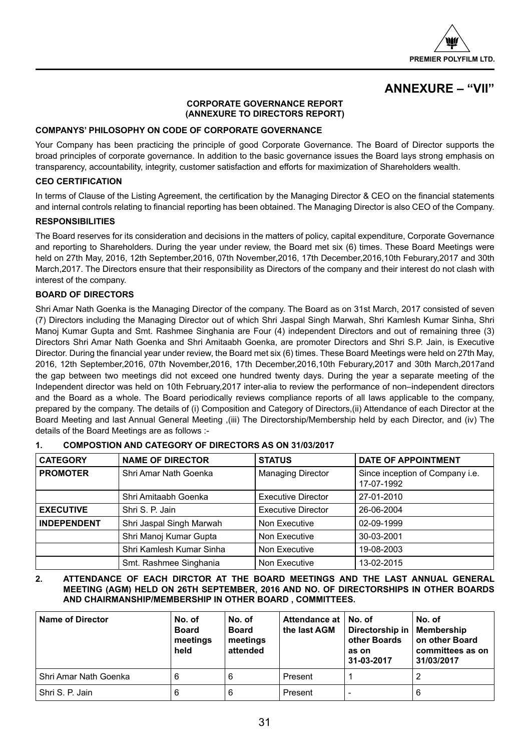# ANNEXURE – "VII"

**CORPORATE GOVERNANCE REPORT**
**(ANNEXURE TO DIRECTORS REPORT)**

### COMPANYS' PHILOSOPHY ON CODE OF CORPORATE GOVERNANCE

Your Company has been practicing the principle of good Corporate Governance. The Board of Director supports the broad principles of corporate governance. In addition to the basic governance issues the Board lays strong emphasis on transparency, accountability, integrity, customer satisfaction and efforts for maximization of Shareholders wealth.

### CEO CERTIFICATION

In terms of Clause of the Listing Agreement, the certification by the Managing Director & CEO on the financial statements and internal controls relating to financial reporting has been obtained. The Managing Director is also CEO of the Company.

### RESPONSIBILITIES

The Board reserves for its consideration and decisions in the matters of policy, capital expenditure, Corporate Governance and reporting to Shareholders. During the year under review, the Board met six (6) times. These Board Meetings were held on 27th May, 2016, 12th September,2016, 07th November,2016, 17th December,2016,10th Feburary,2017 and 30th March,2017. The Directors ensure that their responsibility as Directors of the company and their interest do not clash with interest of the company.

### BOARD OF DIRECTORS

Shri Amar Nath Goenka is the Managing Director of the company. The Board as on 31st March, 2017 consisted of seven (7) Directors including the Managing Director out of which Shri Jaspal Singh Marwah, Shri Kamlesh Kumar Sinha, Shri Manoj Kumar Gupta and Smt. Rashmee Singhania are Four (4) independent Directors and out of remaining three (3) Directors Shri Amar Nath Goenka and Shri Amitaabh Goenka, are promoter Directors and Shri S.P. Jain, is Executive Director. During the financial year under review, the Board met six (6) times. These Board Meetings were held on 27th May, 2016, 12th September,2016, 07th November,2016, 17th December,2016,10th Feburary,2017 and 30th March,2017and the gap between two meetings did not exceed one hundred twenty days. During the year a separate meeting of the Independent director was held on 10th February,2017 inter-alia to review the performance of non–independent directors and the Board as a whole. The Board periodically reviews compliance reports of all laws applicable to the company, prepared by the company. The details of (i) Composition and Category of Directors,(ii) Attendance of each Director at the Board Meeting and last Annual General Meeting ,(iii) The Directorship/Membership held by each Director, and (iv) The details of the Board Meetings are as follows :-

### 1. COMPOSTION AND CATEGORY OF DIRECTORS AS ON 31/03/2017

| CATEGORY | NAME OF DIRECTOR | STATUS | DATE OF APPOINTMENT |
|---|---|---|---|
| **PROMOTER** | Shri Amar Nath Goenka | Managing Director | Since inception of Company i.e. 17-07-1992 |
| | Shri Amitaabh Goenka | Executive Director | 27-01-2010 |
| **EXECUTIVE** | Shri S. P. Jain | Executive Director | 26-06-2004 |
| **INDEPENDENT** | Shri Jaspal Singh Marwah | Non Executive | 02-09-1999 |
| | Shri Manoj Kumar Gupta | Non Executive | 30-03-2001 |
| | Shri Kamlesh Kumar Sinha | Non Executive | 19-08-2003 |
| | Smt. Rashmee Singhania | Non Executive | 13-02-2015 |

### 2. ATTENDANCE OF EACH DIRCTOR AT THE BOARD MEETINGS AND THE LAST ANNUAL GENERAL MEETING (AGM) HELD ON 26TH SEPTEMBER, 2016 AND NO. OF DIRECTORSHIPS IN OTHER BOARDS AND CHAIRMANSHIP/MEMBERSHIP IN OTHER BOARD , COMMITTEES.

| Name of Director | No. of Board meetings held | No. of Board meetings attended | Attendance at the last AGM | No. of Directorship in other Boards as on 31-03-2017 | No. of Membership on other Board committees as on 31/03/2017 |
|---|---|---|---|---|---|
| Shri Amar Nath Goenka | 6 | 6 | Present | 1 | 2 |
| Shri S. P. Jain | 6 | 6 | Present | - | 6 |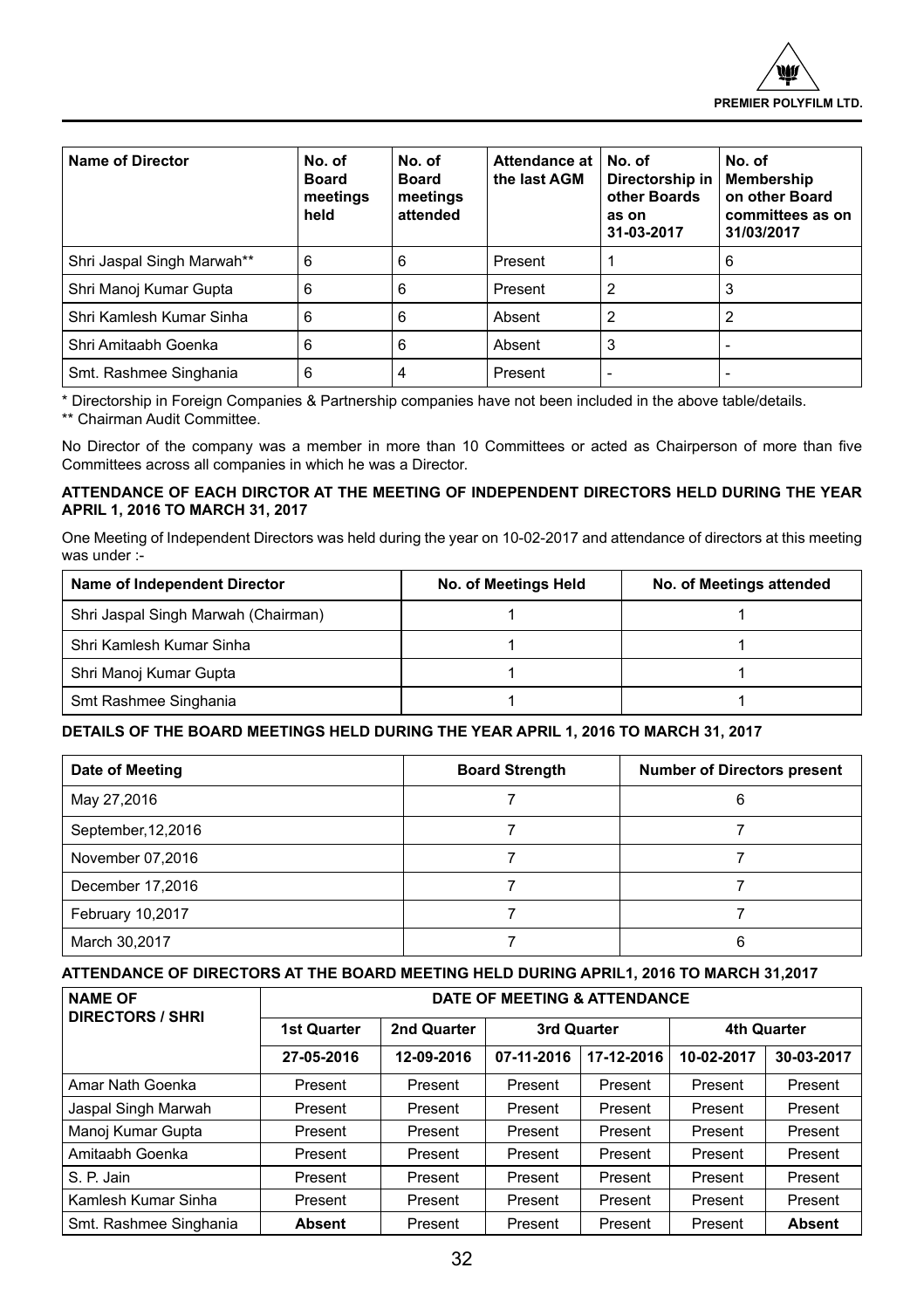| Name of Director | No. of Board meetings held | No. of Board meetings attended | Attendance at the last AGM | No. of Directorship in other Boards as on 31-03-2017 | No. of Membership on other Board committees as on 31/03/2017 |
|---|---|---|---|---|---|
| Shri Jaspal Singh Marwah** | 6 | 6 | Present | 1 | 6 |
| Shri Manoj Kumar Gupta | 6 | 6 | Present | 2 | 3 |
| Shri Kamlesh Kumar Sinha | 6 | 6 | Absent | 2 | 2 |
| Shri Amitaabh Goenka | 6 | 6 | Absent | 3 | - |
| Smt. Rashmee Singhania | 6 | 4 | Present | - | - |

* Directorship in Foreign Companies & Partnership companies have not been included in the above table/details.

** Chairman Audit Committee.

No Director of the company was a member in more than 10 Committees or acted as Chairperson of more than five Committees across all companies in which he was a Director.

**ATTENDANCE OF EACH DIRCTOR AT THE MEETING OF INDEPENDENT DIRECTORS HELD DURING THE YEAR APRIL 1, 2016 TO MARCH 31, 2017**

One Meeting of Independent Directors was held during the year on 10-02-2017 and attendance of directors at this meeting was under :-

| Name of Independent Director | No. of Meetings Held | No. of Meetings attended |
|---|---|---|
| Shri Jaspal Singh Marwah (Chairman) | 1 | 1 |
| Shri Kamlesh Kumar Sinha | 1 | 1 |
| Shri Manoj Kumar Gupta | 1 | 1 |
| Smt Rashmee Singhania | 1 | 1 |

**DETAILS OF THE BOARD MEETINGS HELD DURING THE YEAR APRIL 1, 2016 TO MARCH 31, 2017**

| Date of Meeting | Board Strength | Number of Directors present |
|---|---|---|
| May 27,2016 | 7 | 6 |
| September,12,2016 | 7 | 7 |
| November 07,2016 | 7 | 7 |
| December 17,2016 | 7 | 7 |
| February 10,2017 | 7 | 7 |
| March 30,2017 | 7 | 6 |

**ATTENDANCE OF DIRECTORS AT THE BOARD MEETING HELD DURING APRIL1, 2016 TO MARCH 31,2017**

| NAME OF DIRECTORS / SHRI | DATE OF MEETING & ATTENDANCE | | | | | |
|---|---|---|---|---|---|---|
| | 1st Quarter | 2nd Quarter | 3rd Quarter | | 4th Quarter | |
| | 27-05-2016 | 12-09-2016 | 07-11-2016 | 17-12-2016 | 10-02-2017 | 30-03-2017 |
| Amar Nath Goenka | Present | Present | Present | Present | Present | Present |
| Jaspal Singh Marwah | Present | Present | Present | Present | Present | Present |
| Manoj Kumar Gupta | Present | Present | Present | Present | Present | Present |
| Amitaabh Goenka | Present | Present | Present | Present | Present | Present |
| S. P. Jain | Present | Present | Present | Present | Present | Present |
| Kamlesh Kumar Sinha | Present | Present | Present | Present | Present | Present |
| Smt. Rashmee Singhania | **Absent** | Present | Present | Present | Present | **Absent** |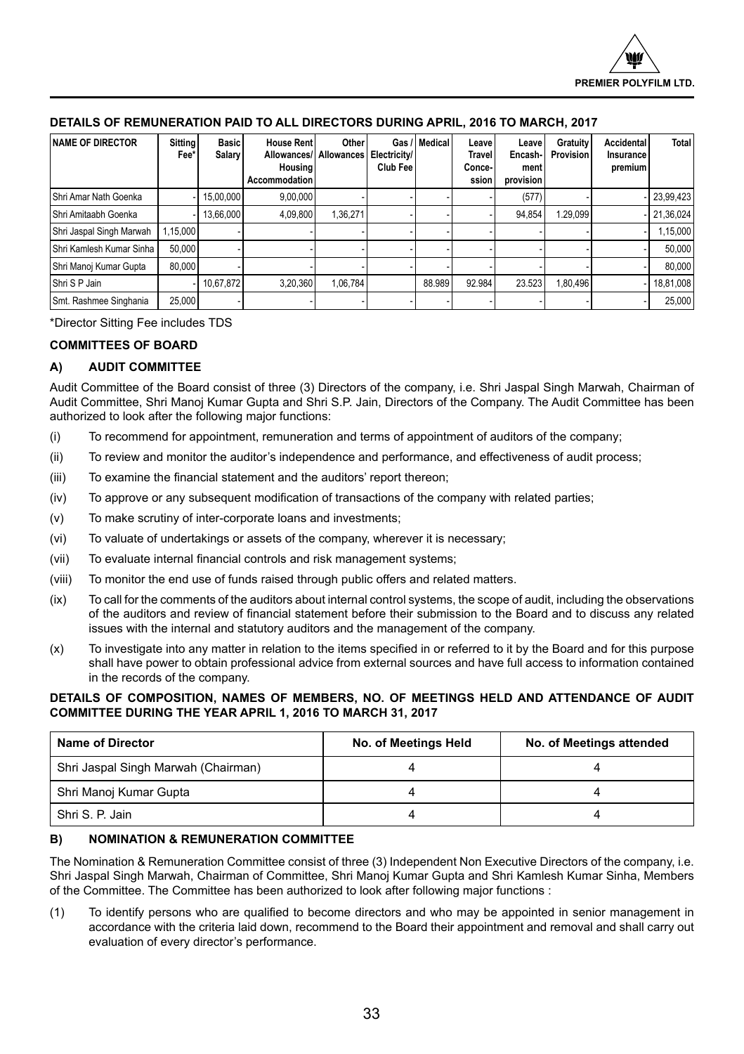## DETAILS OF REMUNERATION PAID TO ALL DIRECTORS DURING APRIL, 2016 TO MARCH, 2017

| NAME OF DIRECTOR | Sitting Fee* | Basic Salary | House Rent Allowances/ Housing Accommodation | Other Allowances | Gas / Electricity/ Club Fee | Medical | Leave Travel Conce-ssion | Leave Encash-ment provision | Gratuity Provision | Accidental Insurance premium | Total |
|---|---|---|---|---|---|---|---|---|---|---|---|
| Shri Amar Nath Goenka | - | 15,00,000 | 9,00,000 | - | - | - | - | (577) | - | - | 23,99,423 |
| Shri Amitaabh Goenka | - | 13,66,000 | 4,09,800 | 1,36,271 | - | - | - | 94,854 | 1.29,099 | - | 21,36,024 |
| Shri Jaspal Singh Marwah | 1,15,000 | - | - | - | - | - | - | - | - | - | 1,15,000 |
| Shri Kamlesh Kumar Sinha | 50,000 | - | - | - | - | - | - | - | - | - | 50,000 |
| Shri Manoj Kumar Gupta | 80,000 | - | - | - | - | - | - | - | - | - | 80,000 |
| Shri S P Jain | - | 10,67,872 | 3,20,360 | 1,06,784 | | 88.989 | 92.984 | 23.523 | 1,80,496 | - | 18,81,008 |
| Smt. Rashmee Singhania | 25,000 | - | - | - | - | - | - | - | - | - | 25,000 |

*Director Sitting Fee includes TDS

### COMMITTEES OF BOARD

### A) AUDIT COMMITTEE

Audit Committee of the Board consist of three (3) Directors of the company, i.e. Shri Jaspal Singh Marwah, Chairman of Audit Committee, Shri Manoj Kumar Gupta and Shri S.P. Jain, Directors of the Company. The Audit Committee has been authorized to look after the following major functions:

(i) To recommend for appointment, remuneration and terms of appointment of auditors of the company;

(ii) To review and monitor the auditor's independence and performance, and effectiveness of audit process;

(iii) To examine the financial statement and the auditors' report thereon;

(iv) To approve or any subsequent modification of transactions of the company with related parties;

(v) To make scrutiny of inter-corporate loans and investments;

(vi) To valuate of undertakings or assets of the company, wherever it is necessary;

(vii) To evaluate internal financial controls and risk management systems;

(viii) To monitor the end use of funds raised through public offers and related matters.

(ix) To call for the comments of the auditors about internal control systems, the scope of audit, including the observations of the auditors and review of financial statement before their submission to the Board and to discuss any related issues with the internal and statutory auditors and the management of the company.

(x) To investigate into any matter in relation to the items specified in or referred to it by the Board and for this purpose shall have power to obtain professional advice from external sources and have full access to information contained in the records of the company.

**DETAILS OF COMPOSITION, NAMES OF MEMBERS, NO. OF MEETINGS HELD AND ATTENDANCE OF AUDIT COMMITTEE DURING THE YEAR APRIL 1, 2016 TO MARCH 31, 2017**

| Name of Director | No. of Meetings Held | No. of Meetings attended |
|---|---|---|
| Shri Jaspal Singh Marwah (Chairman) | 4 | 4 |
| Shri Manoj Kumar Gupta | 4 | 4 |
| Shri S. P. Jain | 4 | 4 |

### B) NOMINATION & REMUNERATION COMMITTEE

The Nomination & Remuneration Committee consist of three (3) Independent Non Executive Directors of the company, i.e. Shri Jaspal Singh Marwah, Chairman of Committee, Shri Manoj Kumar Gupta and Shri Kamlesh Kumar Sinha, Members of the Committee. The Committee has been authorized to look after following major functions :

(1) To identify persons who are qualified to become directors and who may be appointed in senior management in accordance with the criteria laid down, recommend to the Board their appointment and removal and shall carry out evaluation of every director's performance.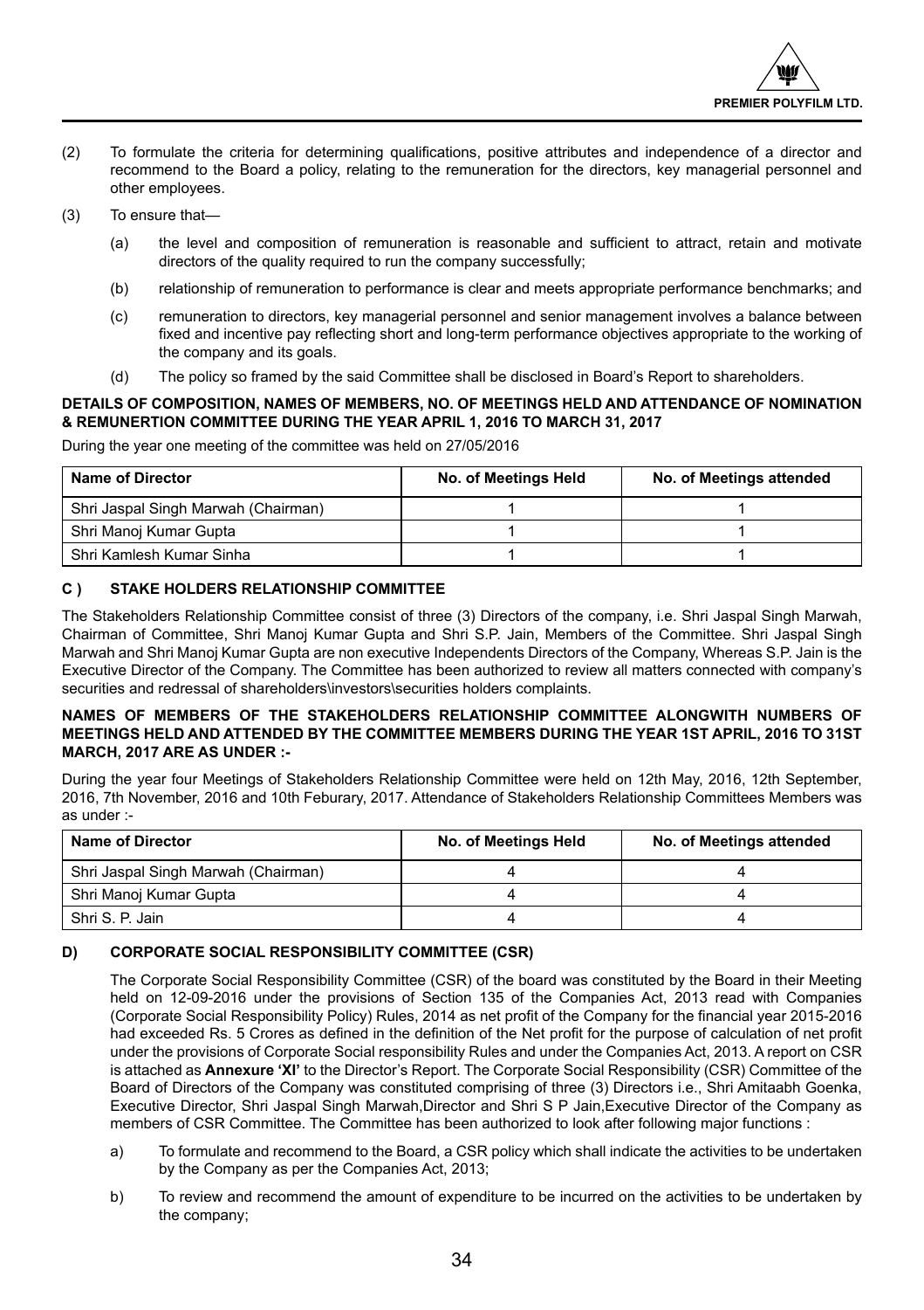(2) To formulate the criteria for determining qualifications, positive attributes and independence of a director and recommend to the Board a policy, relating to the remuneration for the directors, key managerial personnel and other employees.

(3) To ensure that—

(a) the level and composition of remuneration is reasonable and sufficient to attract, retain and motivate directors of the quality required to run the company successfully;

(b) relationship of remuneration to performance is clear and meets appropriate performance benchmarks; and

(c) remuneration to directors, key managerial personnel and senior management involves a balance between fixed and incentive pay reflecting short and long-term performance objectives appropriate to the working of the company and its goals.

(d) The policy so framed by the said Committee shall be disclosed in Board's Report to shareholders.

**DETAILS OF COMPOSITION, NAMES OF MEMBERS, NO. OF MEETINGS HELD AND ATTENDANCE OF NOMINATION & REMUNERTION COMMITTEE DURING THE YEAR APRIL 1, 2016 TO MARCH 31, 2017**

During the year one meeting of the committee was held on 27/05/2016

| Name of Director | No. of Meetings Held | No. of Meetings attended |
|---|---|---|
| Shri Jaspal Singh Marwah (Chairman) | 1 | 1 |
| Shri Manoj Kumar Gupta | 1 | 1 |
| Shri Kamlesh Kumar Sinha | 1 | 1 |

## C ) STAKE HOLDERS RELATIONSHIP COMMITTEE

The Stakeholders Relationship Committee consist of three (3) Directors of the company, i.e. Shri Jaspal Singh Marwah, Chairman of Committee, Shri Manoj Kumar Gupta and Shri S.P. Jain, Members of the Committee. Shri Jaspal Singh Marwah and Shri Manoj Kumar Gupta are non executive Independents Directors of the Company, Whereas S.P. Jain is the Executive Director of the Company. The Committee has been authorized to review all matters connected with company's securities and redressal of shareholders\investors\securities holders complaints.

**NAMES OF MEMBERS OF THE STAKEHOLDERS RELATIONSHIP COMMITTEE ALONGWITH NUMBERS OF MEETINGS HELD AND ATTENDED BY THE COMMITTEE MEMBERS DURING THE YEAR 1ST APRIL, 2016 TO 31ST MARCH, 2017 ARE AS UNDER :-**

During the year four Meetings of Stakeholders Relationship Committee were held on 12th May, 2016, 12th September, 2016, 7th November, 2016 and 10th Feburary, 2017. Attendance of Stakeholders Relationship Committees Members was as under :-

| Name of Director | No. of Meetings Held | No. of Meetings attended |
|---|---|---|
| Shri Jaspal Singh Marwah (Chairman) | 4 | 4 |
| Shri Manoj Kumar Gupta | 4 | 4 |
| Shri S. P. Jain | 4 | 4 |

## D) CORPORATE SOCIAL RESPONSIBILITY COMMITTEE (CSR)

The Corporate Social Responsibility Committee (CSR) of the board was constituted by the Board in their Meeting held on 12-09-2016 under the provisions of Section 135 of the Companies Act, 2013 read with Companies (Corporate Social Responsibility Policy) Rules, 2014 as net profit of the Company for the financial year 2015-2016 had exceeded Rs. 5 Crores as defined in the definition of the Net profit for the purpose of calculation of net profit under the provisions of Corporate Social responsibility Rules and under the Companies Act, 2013. A report on CSR is attached as **Annexure 'XI'** to the Director's Report. The Corporate Social Responsibility (CSR) Committee of the Board of Directors of the Company was constituted comprising of three (3) Directors i.e., Shri Amitaabh Goenka, Executive Director, Shri Jaspal Singh Marwah,Director and Shri S P Jain,Executive Director of the Company as members of CSR Committee. The Committee has been authorized to look after following major functions :

a) To formulate and recommend to the Board, a CSR policy which shall indicate the activities to be undertaken by the Company as per the Companies Act, 2013;

b) To review and recommend the amount of expenditure to be incurred on the activities to be undertaken by the company;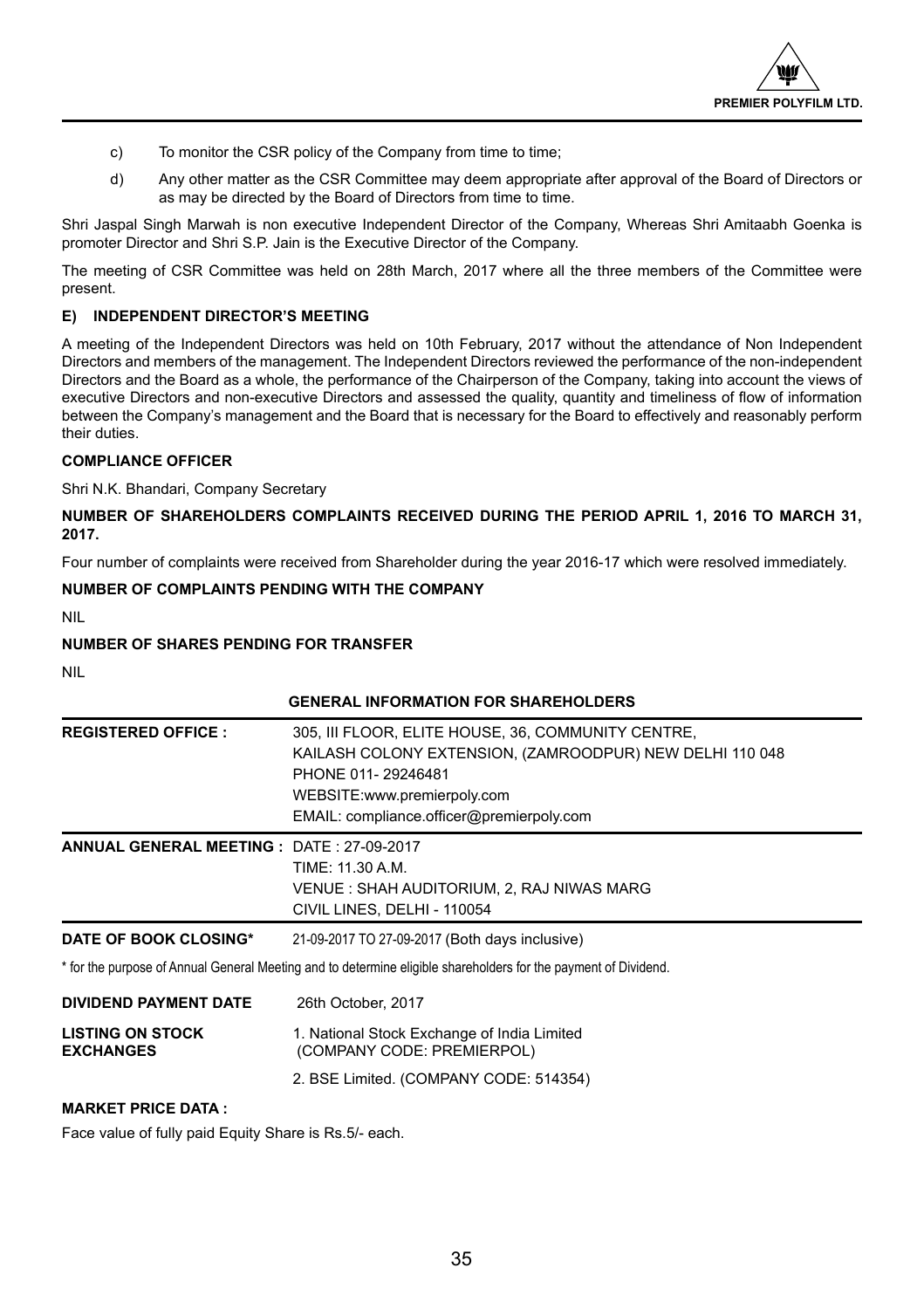c) To monitor the CSR policy of the Company from time to time;

d) Any other matter as the CSR Committee may deem appropriate after approval of the Board of Directors or as may be directed by the Board of Directors from time to time.

Shri Jaspal Singh Marwah is non executive Independent Director of the Company, Whereas Shri Amitaabh Goenka is promoter Director and Shri S.P. Jain is the Executive Director of the Company.

The meeting of CSR Committee was held on 28th March, 2017 where all the three members of the Committee were present.

### E) INDEPENDENT DIRECTOR'S MEETING

A meeting of the Independent Directors was held on 10th February, 2017 without the attendance of Non Independent Directors and members of the management. The Independent Directors reviewed the performance of the non-independent Directors and the Board as a whole, the performance of the Chairperson of the Company, taking into account the views of executive Directors and non-executive Directors and assessed the quality, quantity and timeliness of flow of information between the Company's management and the Board that is necessary for the Board to effectively and reasonably perform their duties.

### COMPLIANCE OFFICER

Shri N.K. Bhandari, Company Secretary

### NUMBER OF SHAREHOLDERS COMPLAINTS RECEIVED DURING THE PERIOD APRIL 1, 2016 TO MARCH 31, 2017.

Four number of complaints were received from Shareholder during the year 2016-17 which were resolved immediately.

### NUMBER OF COMPLAINTS PENDING WITH THE COMPANY

NIL

### NUMBER OF SHARES PENDING FOR TRANSFER

NIL

## GENERAL INFORMATION FOR SHAREHOLDERS

| | |
|---|---|
| **REGISTERED OFFICE :** | 305, III FLOOR, ELITE HOUSE, 36, COMMUNITY CENTRE,<br>KAILASH COLONY EXTENSION, (ZAMROODPUR) NEW DELHI 110 048<br>PHONE 011- 29246481<br>WEBSITE:www.premierpoly.com<br>EMAIL: compliance.officer@premierpoly.com |
| **ANNUAL GENERAL MEETING :** | DATE : 27-09-2017<br>TIME: 11.30 A.M.<br>VENUE : SHAH AUDITORIUM, 2, RAJ NIWAS MARG<br>CIVIL LINES, DELHI - 110054 |
| **DATE OF BOOK CLOSING*** | 21-09-2017 TO 27-09-2017 (Both days inclusive) |

* for the purpose of Annual General Meeting and to determine eligible shareholders for the payment of Dividend.

| | |
|---|---|
| **DIVIDEND PAYMENT DATE** | 26th October, 2017 |
| **LISTING ON STOCK EXCHANGES** | 1. National Stock Exchange of India Limited (COMPANY CODE: PREMIERPOL)<br>2. BSE Limited. (COMPANY CODE: 514354) |

### MARKET PRICE DATA :

Face value of fully paid Equity Share is Rs.5/- each.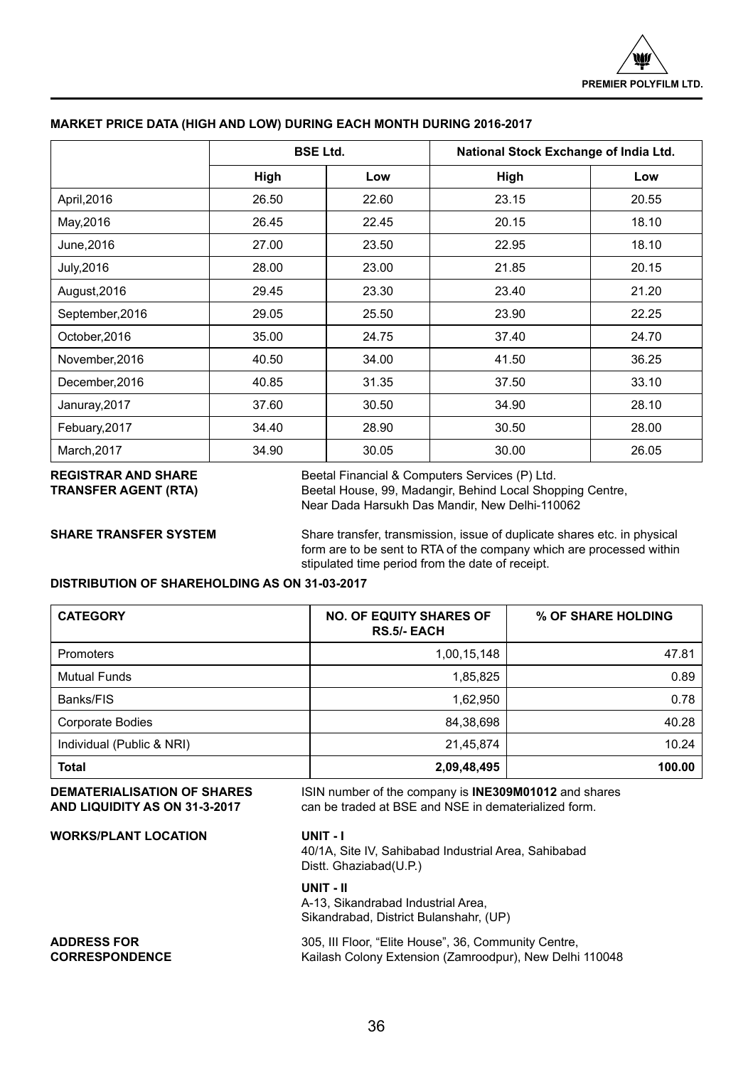## MARKET PRICE DATA (HIGH AND LOW) DURING EACH MONTH DURING 2016-2017

| | BSE Ltd. | | National Stock Exchange of India Ltd. | |
|---|---|---|---|---|
| | High | Low | High | Low |
| April,2016 | 26.50 | 22.60 | 23.15 | 20.55 |
| May,2016 | 26.45 | 22.45 | 20.15 | 18.10 |
| June,2016 | 27.00 | 23.50 | 22.95 | 18.10 |
| July,2016 | 28.00 | 23.00 | 21.85 | 20.15 |
| August,2016 | 29.45 | 23.30 | 23.40 | 21.20 |
| September,2016 | 29.05 | 25.50 | 23.90 | 22.25 |
| October,2016 | 35.00 | 24.75 | 37.40 | 24.70 |
| November,2016 | 40.50 | 34.00 | 41.50 | 36.25 |
| December,2016 | 40.85 | 31.35 | 37.50 | 33.10 |
| Januray,2017 | 37.60 | 30.50 | 34.90 | 28.10 |
| Febuary,2017 | 34.40 | 28.90 | 30.50 | 28.00 |
| March,2017 | 34.90 | 30.05 | 30.00 | 26.05 |

**REGISTRAR AND SHARE TRANSFER AGENT (RTA)**

Beetal Financial & Computers Services (P) Ltd.
Beetal House, 99, Madangir, Behind Local Shopping Centre,
Near Dada Harsukh Das Mandir, New Delhi-110062

**SHARE TRANSFER SYSTEM**

Share transfer, transmission, issue of duplicate shares etc. in physical form are to be sent to RTA of the company which are processed within stipulated time period from the date of receipt.

## DISTRIBUTION OF SHAREHOLDING AS ON 31-03-2017

| CATEGORY | NO. OF EQUITY SHARES OF RS.5/- EACH | % OF SHARE HOLDING |
|---|---|---|
| Promoters | 1,00,15,148 | 47.81 |
| Mutual Funds | 1,85,825 | 0.89 |
| Banks/FIS | 1,62,950 | 0.78 |
| Corporate Bodies | 84,38,698 | 40.28 |
| Individual (Public & NRI) | 21,45,874 | 10.24 |
| **Total** | **2,09,48,495** | **100.00** |

**DEMATERIALISATION OF SHARES AND LIQUIDITY AS ON 31-3-2017**

ISIN number of the company is **INE309M01012** and shares can be traded at BSE and NSE in dematerialized form.

**WORKS/PLANT LOCATION**

**UNIT - I**
40/1A, Site IV, Sahibabad Industrial Area, Sahibabad
Distt. Ghaziabad(U.P.)

**UNIT - II**
A-13, Sikandrabad Industrial Area,
Sikandrabad, District Bulanshahr, (UP)

**ADDRESS FOR CORRESPONDENCE**

305, III Floor, "Elite House", 36, Community Centre,
Kailash Colony Extension (Zamroodpur), New Delhi 110048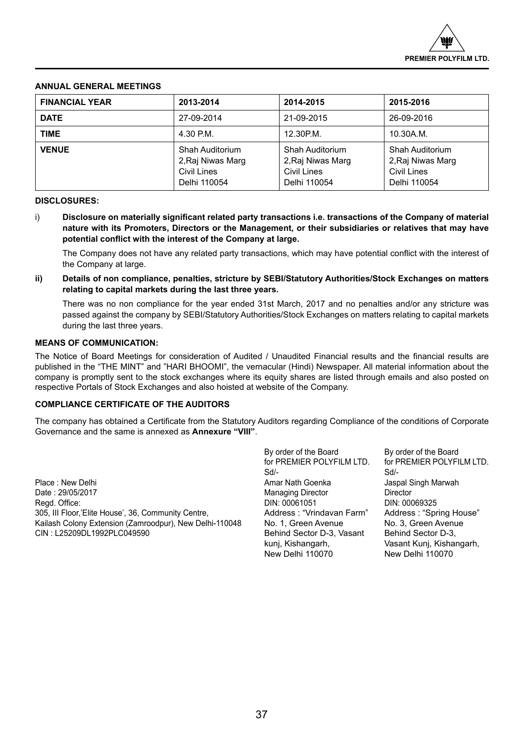## ANNUAL GENERAL MEETINGS

| FINANCIAL YEAR | 2013-2014 | 2014-2015 | 2015-2016 |
|---|---|---|---|
| DATE | 27-09-2014 | 21-09-2015 | 26-09-2016 |
| TIME | 4.30 P.M. | 12.30P.M. | 10.30A.M. |
| VENUE | Shah Auditorium 2,Raj Niwas Marg Civil Lines Delhi 110054 | Shah Auditorium 2,Raj Niwas Marg Civil Lines Delhi 110054 | Shah Auditorium 2,Raj Niwas Marg Civil Lines Delhi 110054 |

## DISCLOSURES:

i) **Disclosure on materially significant related party transactions i.e. transactions of the Company of material nature with its Promoters, Directors or the Management, or their subsidiaries or relatives that may have potential conflict with the interest of the Company at large.**

The Company does not have any related party transactions, which may have potential conflict with the interest of the Company at large.

**ii) Details of non compliance, penalties, stricture by SEBI/Statutory Authorities/Stock Exchanges on matters relating to capital markets during the last three years.**

There was no non compliance for the year ended 31st March, 2017 and no penalties and/or any stricture was passed against the company by SEBI/Statutory Authorities/Stock Exchanges on matters relating to capital markets during the last three years.

## MEANS OF COMMUNICATION:

The Notice of Board Meetings for consideration of Audited / Unaudited Financial results and the financial results are published in the "THE MINT" and "HARI BHOOMI", the vernacular (Hindi) Newspaper. All material information about the company is promptly sent to the stock exchanges where its equity shares are listed through emails and also posted on respective Portals of Stock Exchanges and also hoisted at website of the Company.

## COMPLIANCE CERTIFICATE OF THE AUDITORS

The company has obtained a Certificate from the Statutory Auditors regarding Compliance of the conditions of Corporate Governance and the same is annexed as **Annexure "VIII"**.

Place : New Delhi
Date : 29/05/2017
Regd. Office:
305, III Floor,'Elite House', 36, Community Centre,
Kailash Colony Extension (Zamroodpur), New Delhi-110048
CIN : L25209DL1992PLC049590

By order of the Board
for PREMIER POLYFILM LTD.
Sd/-
Amar Nath Goenka
Managing Director
DIN: 00061051
Address : "Vrindavan Farm"
No. 1, Green Avenue
Behind Sector D-3, Vasant kunj, Kishangarh,
New Delhi 110070

By order of the Board
for PREMIER POLYFILM LTD.
Sd/-
Jaspal Singh Marwah
Director
DIN: 00069325
Address : "Spring House"
No. 3, Green Avenue
Behind Sector D-3,
Vasant Kunj, Kishangarh,
New Delhi 110070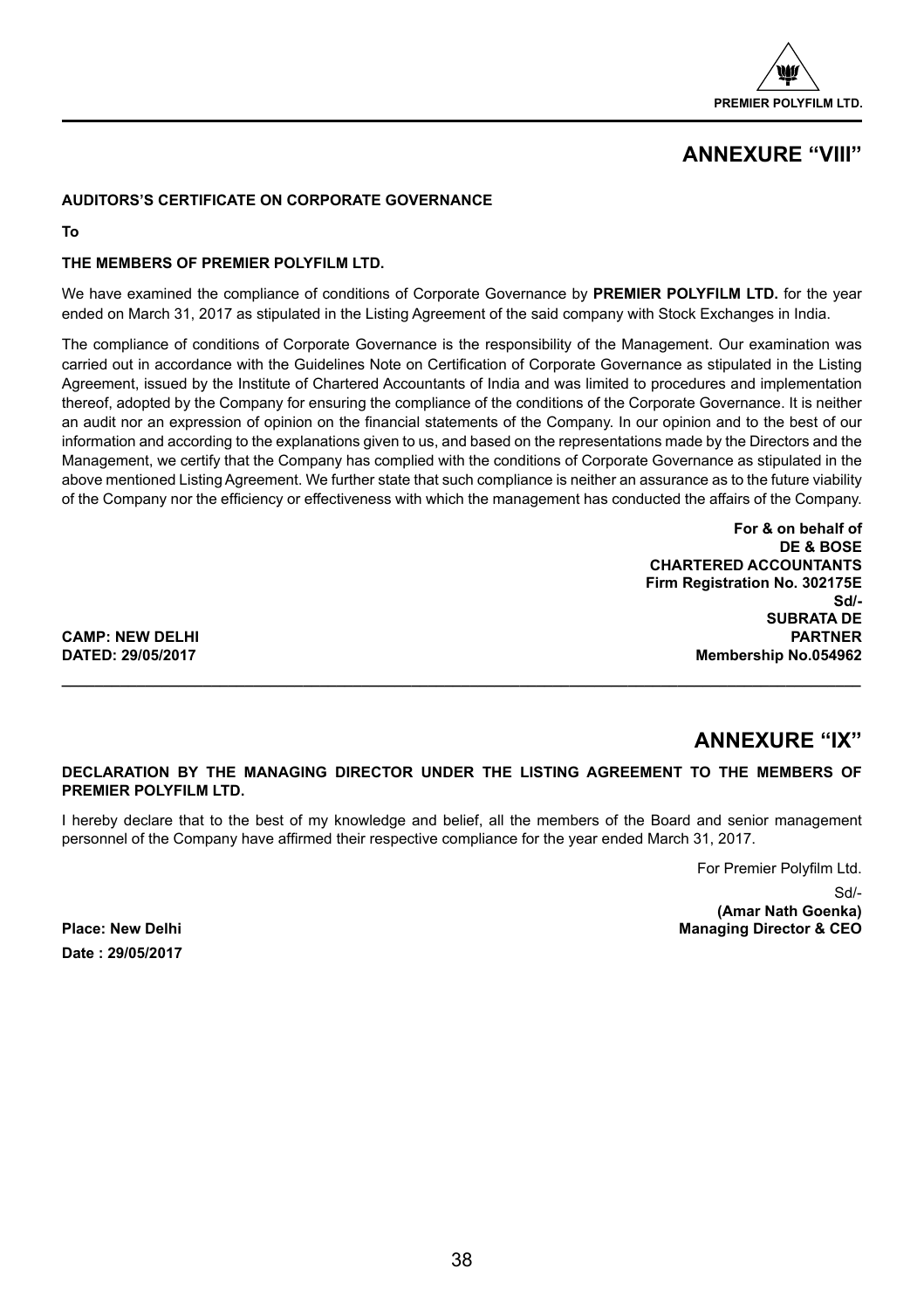# ANNEXURE "VIII"

**AUDITORS'S CERTIFICATE ON CORPORATE GOVERNANCE**

**To**

**THE MEMBERS OF PREMIER POLYFILM LTD.**

We have examined the compliance of conditions of Corporate Governance by **PREMIER POLYFILM LTD.** for the year ended on March 31, 2017 as stipulated in the Listing Agreement of the said company with Stock Exchanges in India.

The compliance of conditions of Corporate Governance is the responsibility of the Management. Our examination was carried out in accordance with the Guidelines Note on Certification of Corporate Governance as stipulated in the Listing Agreement, issued by the Institute of Chartered Accountants of India and was limited to procedures and implementation thereof, adopted by the Company for ensuring the compliance of the conditions of the Corporate Governance. It is neither an audit nor an expression of opinion on the financial statements of the Company. In our opinion and to the best of our information and according to the explanations given to us, and based on the representations made by the Directors and the Management, we certify that the Company has complied with the conditions of Corporate Governance as stipulated in the above mentioned Listing Agreement. We further state that such compliance is neither an assurance as to the future viability of the Company nor the efficiency or effectiveness with which the management has conducted the affairs of the Company.

**For & on behalf of**
**DE & BOSE**
**CHARTERED ACCOUNTANTS**
**Firm Registration No. 302175E**
**Sd/-**
**SUBRATA DE**
**PARTNER**
**Membership No.054962**

**CAMP: NEW DELHI**
**DATED: 29/05/2017**

---

# ANNEXURE "IX"

**DECLARATION BY THE MANAGING DIRECTOR UNDER THE LISTING AGREEMENT TO THE MEMBERS OF PREMIER POLYFILM LTD.**

I hereby declare that to the best of my knowledge and belief, all the members of the Board and senior management personnel of the Company have affirmed their respective compliance for the year ended March 31, 2017.

For Premier Polyfilm Ltd.

Sd/-
**(Amar Nath Goenka)**
**Managing Director & CEO**

**Place: New Delhi**
**Date : 29/05/2017**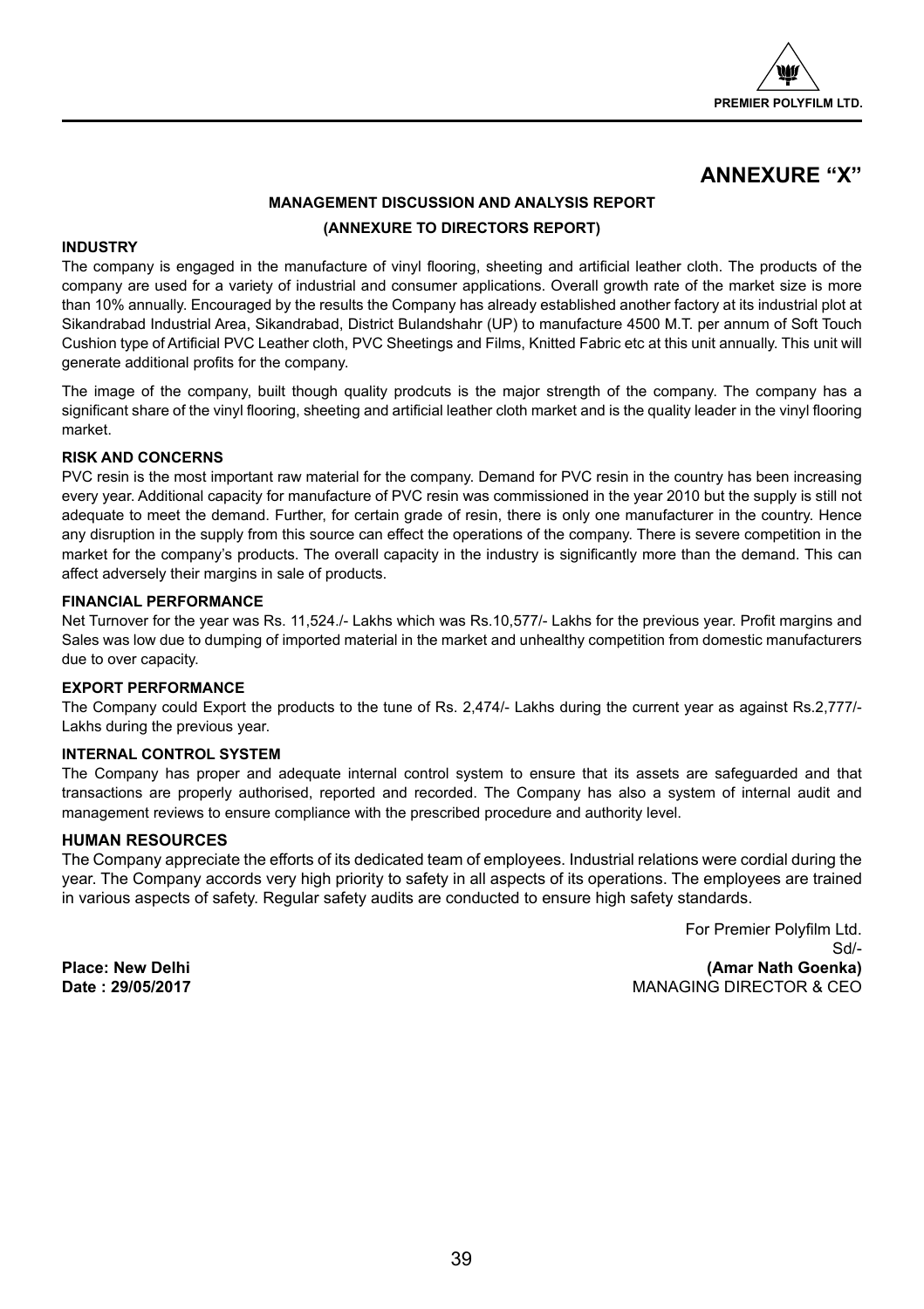# ANNEXURE "X"

## MANAGEMENT DISCUSSION AND ANALYSIS REPORT

## (ANNEXURE TO DIRECTORS REPORT)

### INDUSTRY

The company is engaged in the manufacture of vinyl flooring, sheeting and artificial leather cloth. The products of the company are used for a variety of industrial and consumer applications. Overall growth rate of the market size is more than 10% annually. Encouraged by the results the Company has already established another factory at its industrial plot at Sikandrabad Industrial Area, Sikandrabad, District Bulandshahr (UP) to manufacture 4500 M.T. per annum of Soft Touch Cushion type of Artificial PVC Leather cloth, PVC Sheetings and Films, Knitted Fabric etc at this unit annually. This unit will generate additional profits for the company.

The image of the company, built though quality prodcuts is the major strength of the company. The company has a significant share of the vinyl flooring, sheeting and artificial leather cloth market and is the quality leader in the vinyl flooring market.

### RISK AND CONCERNS

PVC resin is the most important raw material for the company. Demand for PVC resin in the country has been increasing every year. Additional capacity for manufacture of PVC resin was commissioned in the year 2010 but the supply is still not adequate to meet the demand. Further, for certain grade of resin, there is only one manufacturer in the country. Hence any disruption in the supply from this source can effect the operations of the company. There is severe competition in the market for the company's products. The overall capacity in the industry is significantly more than the demand. This can affect adversely their margins in sale of products.

### FINANCIAL PERFORMANCE

Net Turnover for the year was Rs. 11,524./- Lakhs which was Rs.10,577/- Lakhs for the previous year. Profit margins and Sales was low due to dumping of imported material in the market and unhealthy competition from domestic manufacturers due to over capacity.

### EXPORT PERFORMANCE

The Company could Export the products to the tune of Rs. 2,474/- Lakhs during the current year as against Rs.2,777/- Lakhs during the previous year.

### INTERNAL CONTROL SYSTEM

The Company has proper and adequate internal control system to ensure that its assets are safeguarded and that transactions are properly authorised, reported and recorded. The Company has also a system of internal audit and management reviews to ensure compliance with the prescribed procedure and authority level.

### HUMAN RESOURCES

The Company appreciate the efforts of its dedicated team of employees. Industrial relations were cordial during the year. The Company accords very high priority to safety in all aspects of its operations. The employees are trained in various aspects of safety. Regular safety audits are conducted to ensure high safety standards.

For Premier Polyfilm Ltd.
Sd/-
**(Amar Nath Goenka)**
MANAGING DIRECTOR & CEO

**Place: New Delhi**
**Date : 29/05/2017**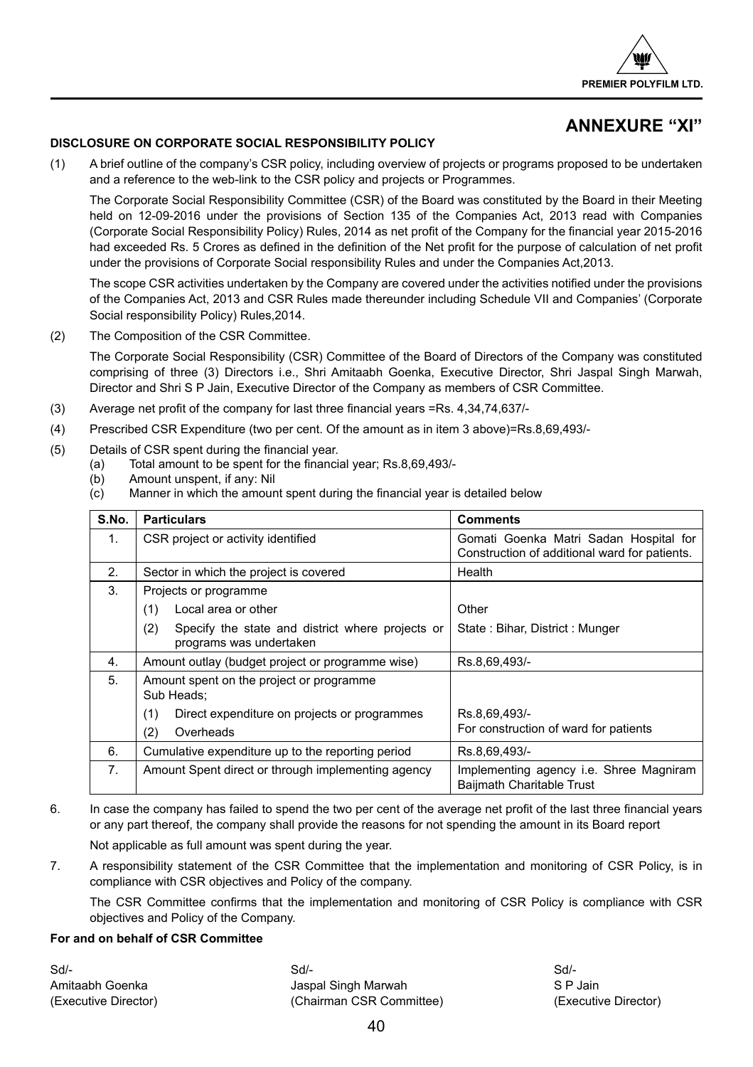# ANNEXURE "XI"

**DISCLOSURE ON CORPORATE SOCIAL RESPONSIBILITY POLICY**

(1) A brief outline of the company's CSR policy, including overview of projects or programs proposed to be undertaken and a reference to the web-link to the CSR policy and projects or Programmes.

The Corporate Social Responsibility Committee (CSR) of the Board was constituted by the Board in their Meeting held on 12-09-2016 under the provisions of Section 135 of the Companies Act, 2013 read with Companies (Corporate Social Responsibility Policy) Rules, 2014 as net profit of the Company for the financial year 2015-2016 had exceeded Rs. 5 Crores as defined in the definition of the Net profit for the purpose of calculation of net profit under the provisions of Corporate Social responsibility Rules and under the Companies Act,2013.

The scope CSR activities undertaken by the Company are covered under the activities notified under the provisions of the Companies Act, 2013 and CSR Rules made thereunder including Schedule VII and Companies' (Corporate Social responsibility Policy) Rules,2014.

(2) The Composition of the CSR Committee.

The Corporate Social Responsibility (CSR) Committee of the Board of Directors of the Company was constituted comprising of three (3) Directors i.e., Shri Amitaabh Goenka, Executive Director, Shri Jaspal Singh Marwah, Director and Shri S P Jain, Executive Director of the Company as members of CSR Committee.

(3) Average net profit of the company for last three financial years =Rs. 4,34,74,637/-

(4) Prescribed CSR Expenditure (two per cent. Of the amount as in item 3 above)=Rs.8,69,493/-

(5) Details of CSR spent during the financial year.
   (a) Total amount to be spent for the financial year; Rs.8,69,493/-
   (b) Amount unspent, if any: Nil
   (c) Manner in which the amount spent during the financial year is detailed below

| S.No. | Particulars | Comments |
|---|---|---|
| 1. | CSR project or activity identified | Gomati Goenka Matri Sadan Hospital for Construction of additional ward for patients. |
| 2. | Sector in which the project is covered | Health |
| 3. | Projects or programme | |
| | (1) Local area or other | Other |
| | (2) Specify the state and district where projects or programs was undertaken | State : Bihar, District : Munger |
| 4. | Amount outlay (budget project or programme wise) | Rs.8,69,493/- |
| 5. | Amount spent on the project or programme Sub Heads; | |
| | (1) Direct expenditure on projects or programmes | Rs.8,69,493/- |
| | (2) Overheads | For construction of ward for patients |
| 6. | Cumulative expenditure up to the reporting period | Rs.8,69,493/- |
| 7. | Amount Spent direct or through implementing agency | Implementing agency i.e. Shree Magniram Baijmath Charitable Trust |

6. In case the company has failed to spend the two per cent of the average net profit of the last three financial years or any part thereof, the company shall provide the reasons for not spending the amount in its Board report

   Not applicable as full amount was spent during the year.

7. A responsibility statement of the CSR Committee that the implementation and monitoring of CSR Policy, is in compliance with CSR objectives and Policy of the company.

   The CSR Committee confirms that the implementation and monitoring of CSR Policy is compliance with CSR objectives and Policy of the Company.

**For and on behalf of CSR Committee**

| Sd/- | Sd/- | Sd/- |
|---|---|---|
| Amitaabh Goenka | Jaspal Singh Marwah | S P Jain |
| (Executive Director) | (Chairman CSR Committee) | (Executive Director) |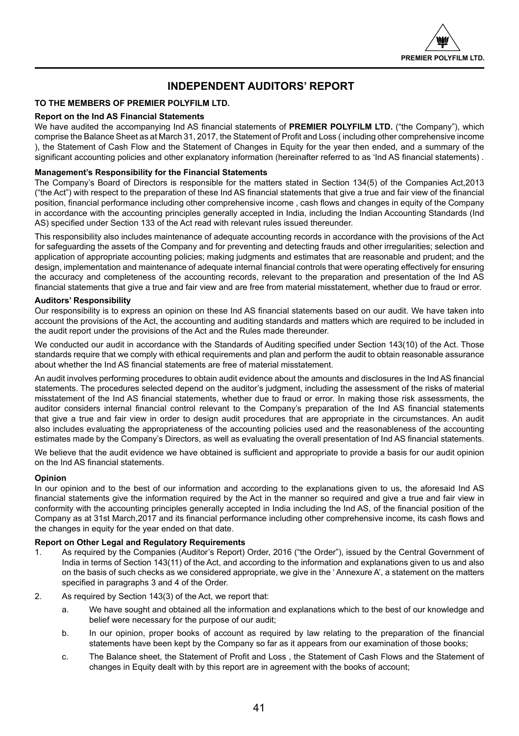# INDEPENDENT AUDITORS' REPORT

**TO THE MEMBERS OF PREMIER POLYFILM LTD.**

**Report on the Ind AS Financial Statements**

We have audited the accompanying Ind AS financial statements of **PREMIER POLYFILM LTD.** ("the Company"), which comprise the Balance Sheet as at March 31, 2017, the Statement of Profit and Loss ( including other comprehensive income ), the Statement of Cash Flow and the Statement of Changes in Equity for the year then ended, and a summary of the significant accounting policies and other explanatory information (hereinafter referred to as 'Ind AS financial statements) .

**Management's Responsibility for the Financial Statements**

The Company's Board of Directors is responsible for the matters stated in Section 134(5) of the Companies Act,2013 ("the Act") with respect to the preparation of these Ind AS financial statements that give a true and fair view of the financial position, financial performance including other comprehensive income , cash flows and changes in equity of the Company in accordance with the accounting principles generally accepted in India, including the Indian Accounting Standards (Ind AS) specified under Section 133 of the Act read with relevant rules issued thereunder.

This responsibility also includes maintenance of adequate accounting records in accordance with the provisions of the Act for safeguarding the assets of the Company and for preventing and detecting frauds and other irregularities; selection and application of appropriate accounting policies; making judgments and estimates that are reasonable and prudent; and the design, implementation and maintenance of adequate internal financial controls that were operating effectively for ensuring the accuracy and completeness of the accounting records, relevant to the preparation and presentation of the Ind AS financial statements that give a true and fair view and are free from material misstatement, whether due to fraud or error.

**Auditors' Responsibility**

Our responsibility is to express an opinion on these Ind AS financial statements based on our audit. We have taken into account the provisions of the Act, the accounting and auditing standards and matters which are required to be included in the audit report under the provisions of the Act and the Rules made thereunder.

We conducted our audit in accordance with the Standards of Auditing specified under Section 143(10) of the Act. Those standards require that we comply with ethical requirements and plan and perform the audit to obtain reasonable assurance about whether the Ind AS financial statements are free of material misstatement.

An audit involves performing procedures to obtain audit evidence about the amounts and disclosures in the Ind AS financial statements. The procedures selected depend on the auditor's judgment, including the assessment of the risks of material misstatement of the Ind AS financial statements, whether due to fraud or error. In making those risk assessments, the auditor considers internal financial control relevant to the Company's preparation of the Ind AS financial statements that give a true and fair view in order to design audit procedures that are appropriate in the circumstances. An audit also includes evaluating the appropriateness of the accounting policies used and the reasonableness of the accounting estimates made by the Company's Directors, as well as evaluating the overall presentation of Ind AS financial statements.

We believe that the audit evidence we have obtained is sufficient and appropriate to provide a basis for our audit opinion on the Ind AS financial statements.

**Opinion**

In our opinion and to the best of our information and according to the explanations given to us, the aforesaid Ind AS financial statements give the information required by the Act in the manner so required and give a true and fair view in conformity with the accounting principles generally accepted in India including the Ind AS, of the financial position of the Company as at 31st March,2017 and its financial performance including other comprehensive income, its cash flows and the changes in equity for the year ended on that date.

**Report on Other Legal and Regulatory Requirements**

1. As required by the Companies (Auditor's Report) Order, 2016 ("the Order"), issued by the Central Government of India in terms of Section 143(11) of the Act, and according to the information and explanations given to us and also on the basis of such checks as we considered appropriate, we give in the ' Annexure A', a statement on the matters specified in paragraphs 3 and 4 of the Order.

2. As required by Section 143(3) of the Act, we report that:

   a. We have sought and obtained all the information and explanations which to the best of our knowledge and belief were necessary for the purpose of our audit;

   b. In our opinion, proper books of account as required by law relating to the preparation of the financial statements have been kept by the Company so far as it appears from our examination of those books;

   c. The Balance sheet, the Statement of Profit and Loss , the Statement of Cash Flows and the Statement of changes in Equity dealt with by this report are in agreement with the books of account;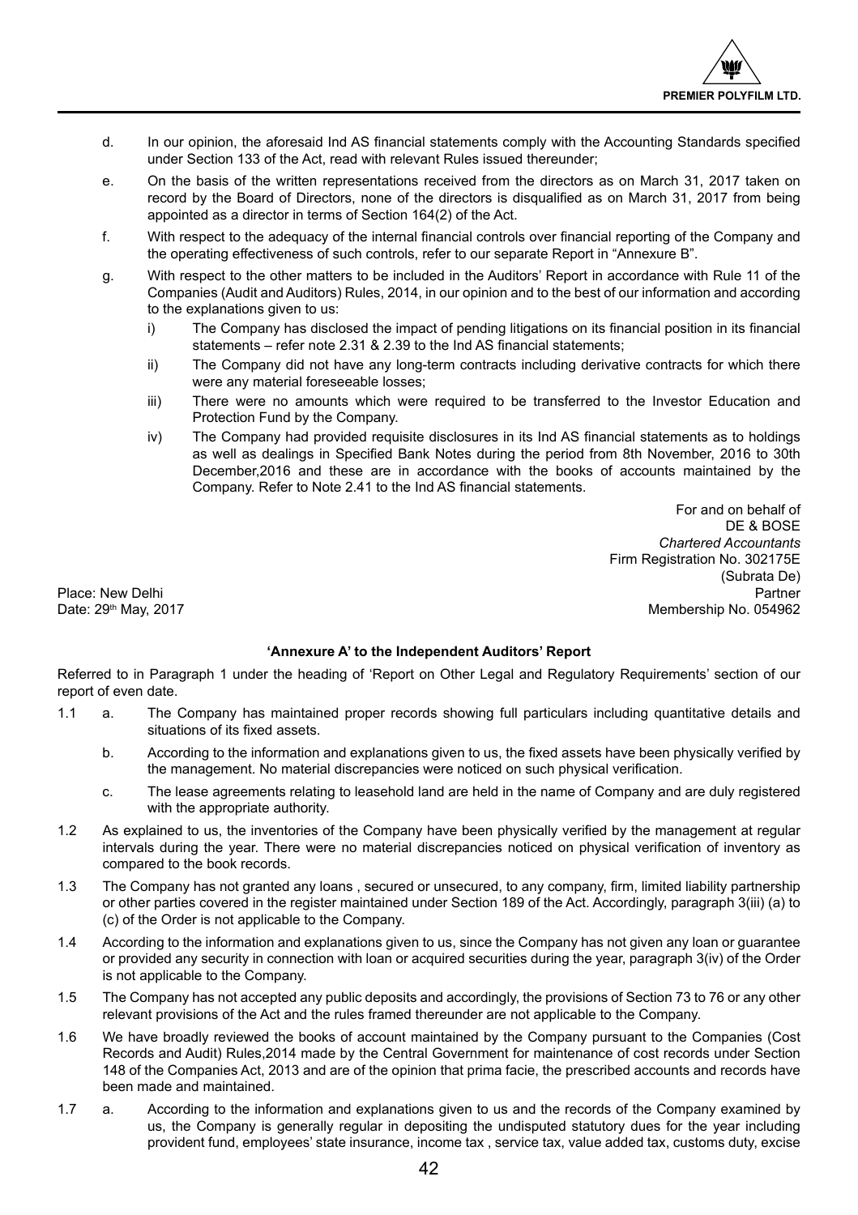d. In our opinion, the aforesaid Ind AS financial statements comply with the Accounting Standards specified under Section 133 of the Act, read with relevant Rules issued thereunder;

e. On the basis of the written representations received from the directors as on March 31, 2017 taken on record by the Board of Directors, none of the directors is disqualified as on March 31, 2017 from being appointed as a director in terms of Section 164(2) of the Act.

f. With respect to the adequacy of the internal financial controls over financial reporting of the Company and the operating effectiveness of such controls, refer to our separate Report in "Annexure B".

g. With respect to the other matters to be included in the Auditors' Report in accordance with Rule 11 of the Companies (Audit and Auditors) Rules, 2014, in our opinion and to the best of our information and according to the explanations given to us:

   i) The Company has disclosed the impact of pending litigations on its financial position in its financial statements – refer note 2.31 & 2.39 to the Ind AS financial statements;

   ii) The Company did not have any long-term contracts including derivative contracts for which there were any material foreseeable losses;

   iii) There were no amounts which were required to be transferred to the Investor Education and Protection Fund by the Company.

   iv) The Company had provided requisite disclosures in its Ind AS financial statements as to holdings as well as dealings in Specified Bank Notes during the period from 8th November, 2016 to 30th December,2016 and these are in accordance with the books of accounts maintained by the Company. Refer to Note 2.41 to the Ind AS financial statements.

For and on behalf of
DE & BOSE
*Chartered Accountants*
Firm Registration No. 302175E
(Subrata De)
Partner
Membership No. 054962

Place: New Delhi
Date: 29th May, 2017

**'Annexure A' to the Independent Auditors' Report**

Referred to in Paragraph 1 under the heading of 'Report on Other Legal and Regulatory Requirements' section of our report of even date.

1.1 a. The Company has maintained proper records showing full particulars including quantitative details and situations of its fixed assets.

b. According to the information and explanations given to us, the fixed assets have been physically verified by the management. No material discrepancies were noticed on such physical verification.

c. The lease agreements relating to leasehold land are held in the name of Company and are duly registered with the appropriate authority.

1.2 As explained to us, the inventories of the Company have been physically verified by the management at regular intervals during the year. There were no material discrepancies noticed on physical verification of inventory as compared to the book records.

1.3 The Company has not granted any loans , secured or unsecured, to any company, firm, limited liability partnership or other parties covered in the register maintained under Section 189 of the Act. Accordingly, paragraph 3(iii) (a) to (c) of the Order is not applicable to the Company.

1.4 According to the information and explanations given to us, since the Company has not given any loan or guarantee or provided any security in connection with loan or acquired securities during the year, paragraph 3(iv) of the Order is not applicable to the Company.

1.5 The Company has not accepted any public deposits and accordingly, the provisions of Section 73 to 76 or any other relevant provisions of the Act and the rules framed thereunder are not applicable to the Company.

1.6 We have broadly reviewed the books of account maintained by the Company pursuant to the Companies (Cost Records and Audit) Rules,2014 made by the Central Government for maintenance of cost records under Section 148 of the Companies Act, 2013 and are of the opinion that prima facie, the prescribed accounts and records have been made and maintained.

1.7 a. According to the information and explanations given to us and the records of the Company examined by us, the Company is generally regular in depositing the undisputed statutory dues for the year including provident fund, employees' state insurance, income tax , service tax, value added tax, customs duty, excise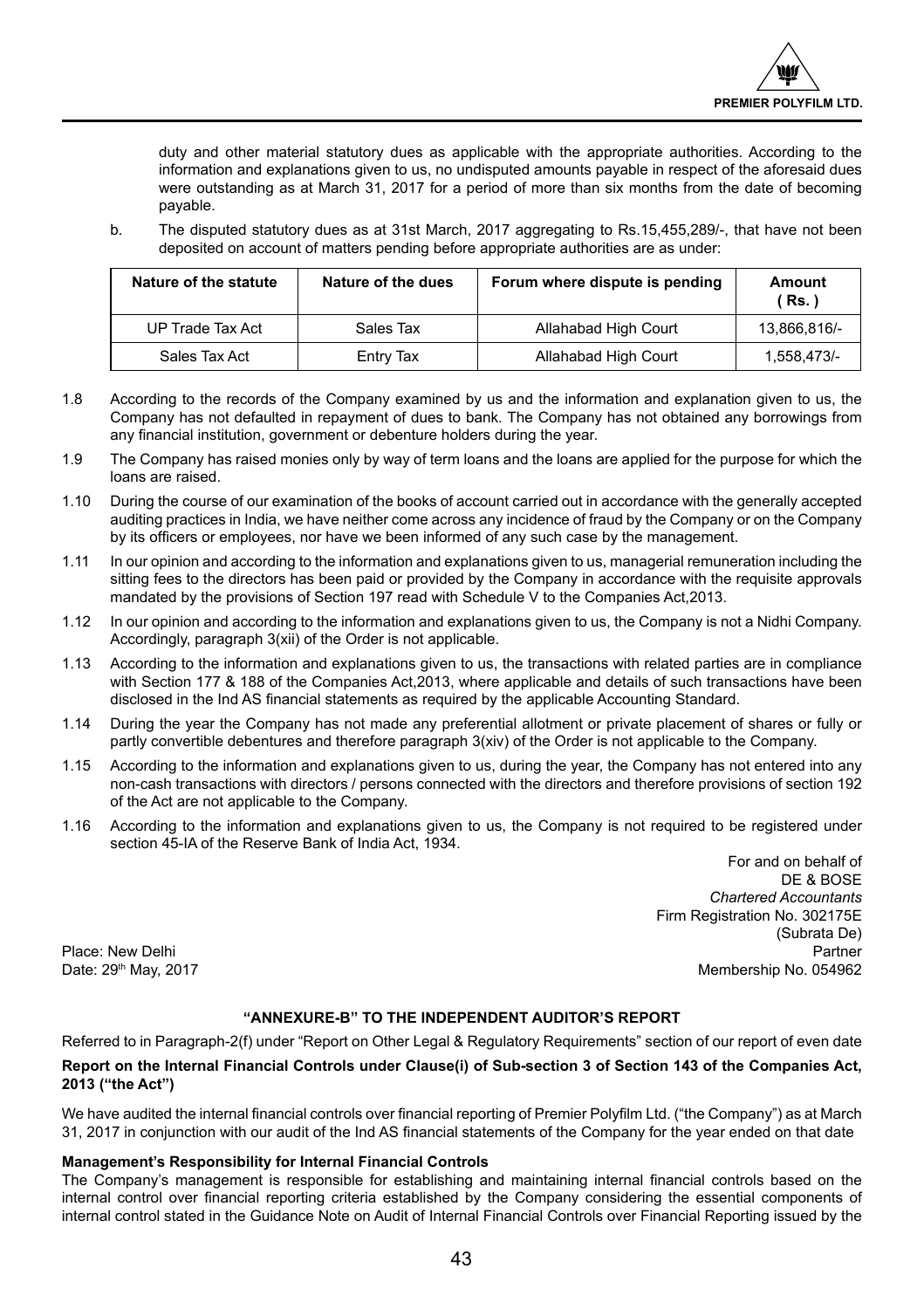duty and other material statutory dues as applicable with the appropriate authorities. According to the information and explanations given to us, no undisputed amounts payable in respect of the aforesaid dues were outstanding as at March 31, 2017 for a period of more than six months from the date of becoming payable.

b. The disputed statutory dues as at 31st March, 2017 aggregating to Rs.15,455,289/-, that have not been deposited on account of matters pending before appropriate authorities are as under:

| Nature of the statute | Nature of the dues | Forum where dispute is pending | Amount ( Rs. ) |
|---|---|---|---|
| UP Trade Tax Act | Sales Tax | Allahabad High Court | 13,866,816/- |
| Sales Tax Act | Entry Tax | Allahabad High Court | 1,558,473/- |

1.8 According to the records of the Company examined by us and the information and explanation given to us, the Company has not defaulted in repayment of dues to bank. The Company has not obtained any borrowings from any financial institution, government or debenture holders during the year.

1.9 The Company has raised monies only by way of term loans and the loans are applied for the purpose for which the loans are raised.

1.10 During the course of our examination of the books of account carried out in accordance with the generally accepted auditing practices in India, we have neither come across any incidence of fraud by the Company or on the Company by its officers or employees, nor have we been informed of any such case by the management.

1.11 In our opinion and according to the information and explanations given to us, managerial remuneration including the sitting fees to the directors has been paid or provided by the Company in accordance with the requisite approvals mandated by the provisions of Section 197 read with Schedule V to the Companies Act,2013.

1.12 In our opinion and according to the information and explanations given to us, the Company is not a Nidhi Company. Accordingly, paragraph 3(xii) of the Order is not applicable.

1.13 According to the information and explanations given to us, the transactions with related parties are in compliance with Section 177 & 188 of the Companies Act,2013, where applicable and details of such transactions have been disclosed in the Ind AS financial statements as required by the applicable Accounting Standard.

1.14 During the year the Company has not made any preferential allotment or private placement of shares or fully or partly convertible debentures and therefore paragraph 3(xiv) of the Order is not applicable to the Company.

1.15 According to the information and explanations given to us, during the year, the Company has not entered into any non-cash transactions with directors / persons connected with the directors and therefore provisions of section 192 of the Act are not applicable to the Company.

1.16 According to the information and explanations given to us, the Company is not required to be registered under section 45-IA of the Reserve Bank of India Act, 1934.

For and on behalf of
DE & BOSE
*Chartered Accountants*
Firm Registration No. 302175E
(Subrata De)
Partner
Membership No. 054962

Place: New Delhi
Date: 29th May, 2017

## "ANNEXURE-B" TO THE INDEPENDENT AUDITOR'S REPORT

Referred to in Paragraph-2(f) under "Report on Other Legal & Regulatory Requirements" section of our report of even date

**Report on the Internal Financial Controls under Clause(i) of Sub-section 3 of Section 143 of the Companies Act, 2013 ("the Act")**

We have audited the internal financial controls over financial reporting of Premier Polyfilm Ltd. ("the Company") as at March 31, 2017 in conjunction with our audit of the Ind AS financial statements of the Company for the year ended on that date

**Management's Responsibility for Internal Financial Controls**

The Company's management is responsible for establishing and maintaining internal financial controls based on the internal control over financial reporting criteria established by the Company considering the essential components of internal control stated in the Guidance Note on Audit of Internal Financial Controls over Financial Reporting issued by the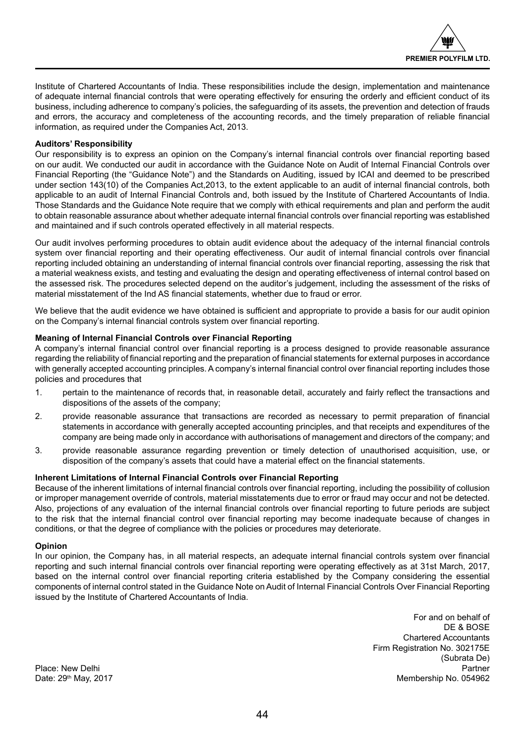Institute of Chartered Accountants of India. These responsibilities include the design, implementation and maintenance of adequate internal financial controls that were operating effectively for ensuring the orderly and efficient conduct of its business, including adherence to company's policies, the safeguarding of its assets, the prevention and detection of frauds and errors, the accuracy and completeness of the accounting records, and the timely preparation of reliable financial information, as required under the Companies Act, 2013.

**Auditors' Responsibility**

Our responsibility is to express an opinion on the Company's internal financial controls over financial reporting based on our audit. We conducted our audit in accordance with the Guidance Note on Audit of Internal Financial Controls over Financial Reporting (the "Guidance Note") and the Standards on Auditing, issued by ICAI and deemed to be prescribed under section 143(10) of the Companies Act,2013, to the extent applicable to an audit of internal financial controls, both applicable to an audit of Internal Financial Controls and, both issued by the Institute of Chartered Accountants of India. Those Standards and the Guidance Note require that we comply with ethical requirements and plan and perform the audit to obtain reasonable assurance about whether adequate internal financial controls over financial reporting was established and maintained and if such controls operated effectively in all material respects.

Our audit involves performing procedures to obtain audit evidence about the adequacy of the internal financial controls system over financial reporting and their operating effectiveness. Our audit of internal financial controls over financial reporting included obtaining an understanding of internal financial controls over financial reporting, assessing the risk that a material weakness exists, and testing and evaluating the design and operating effectiveness of internal control based on the assessed risk. The procedures selected depend on the auditor's judgement, including the assessment of the risks of material misstatement of the Ind AS financial statements, whether due to fraud or error.

We believe that the audit evidence we have obtained is sufficient and appropriate to provide a basis for our audit opinion on the Company's internal financial controls system over financial reporting.

**Meaning of Internal Financial Controls over Financial Reporting**

A company's internal financial control over financial reporting is a process designed to provide reasonable assurance regarding the reliability of financial reporting and the preparation of financial statements for external purposes in accordance with generally accepted accounting principles. A company's internal financial control over financial reporting includes those policies and procedures that

1. pertain to the maintenance of records that, in reasonable detail, accurately and fairly reflect the transactions and dispositions of the assets of the company;
2. provide reasonable assurance that transactions are recorded as necessary to permit preparation of financial statements in accordance with generally accepted accounting principles, and that receipts and expenditures of the company are being made only in accordance with authorisations of management and directors of the company; and
3. provide reasonable assurance regarding prevention or timely detection of unauthorised acquisition, use, or disposition of the company's assets that could have a material effect on the financial statements.

**Inherent Limitations of Internal Financial Controls over Financial Reporting**

Because of the inherent limitations of internal financial controls over financial reporting, including the possibility of collusion or improper management override of controls, material misstatements due to error or fraud may occur and not be detected. Also, projections of any evaluation of the internal financial controls over financial reporting to future periods are subject to the risk that the internal financial control over financial reporting may become inadequate because of changes in conditions, or that the degree of compliance with the policies or procedures may deteriorate.

**Opinion**

In our opinion, the Company has, in all material respects, an adequate internal financial controls system over financial reporting and such internal financial controls over financial reporting were operating effectively as at 31st March, 2017, based on the internal control over financial reporting criteria established by the Company considering the essential components of internal control stated in the Guidance Note on Audit of Internal Financial Controls Over Financial Reporting issued by the Institute of Chartered Accountants of India.

For and on behalf of
DE & BOSE
Chartered Accountants
Firm Registration No. 302175E
(Subrata De)
Partner
Membership No. 054962

Place: New Delhi
Date: 29th May, 2017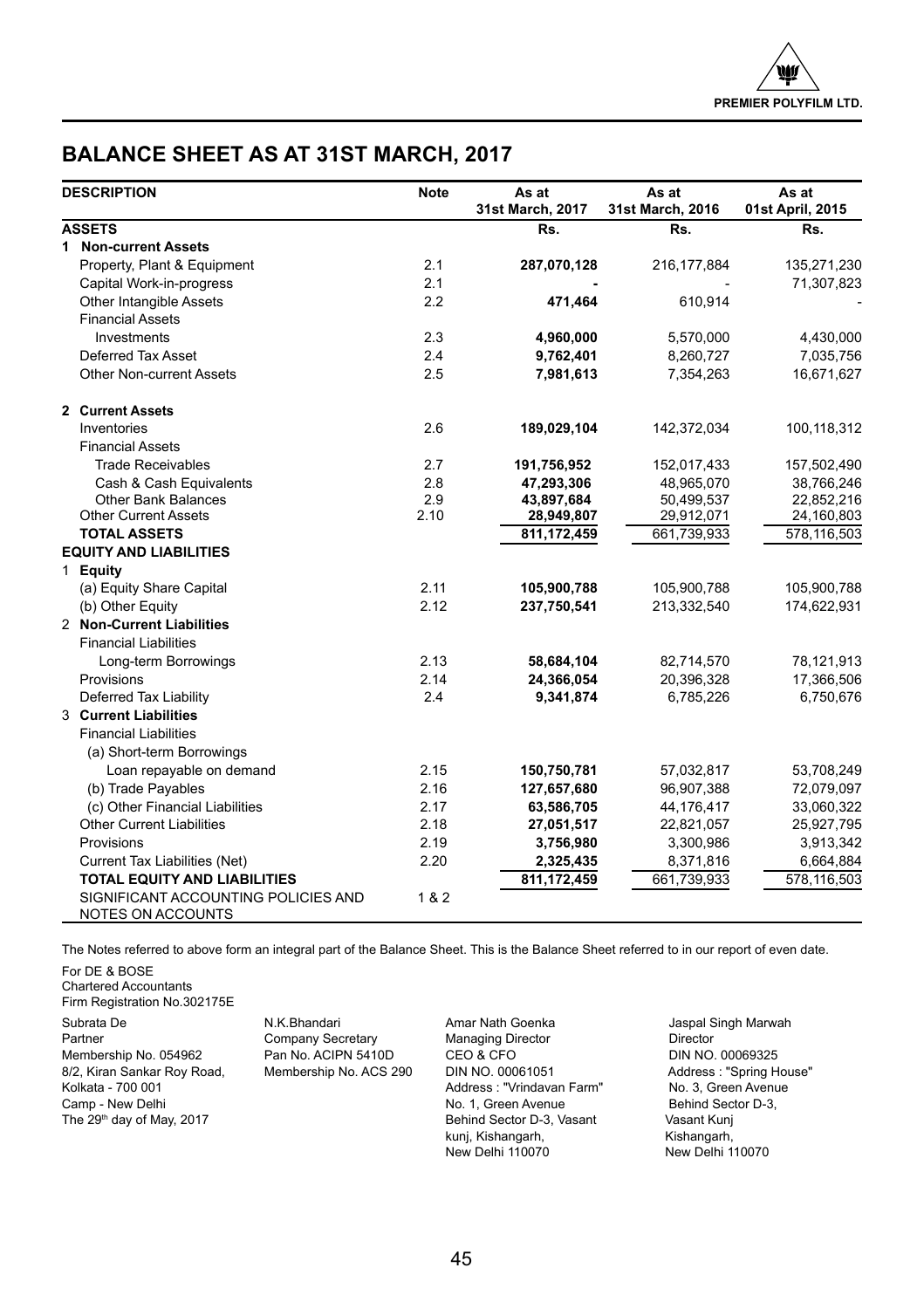# BALANCE SHEET AS AT 31ST MARCH, 2017

| DESCRIPTION | Note | As at 31st March, 2017 | As at 31st March, 2016 | As at 01st April, 2015 |
|---|---|---|---|---|
| **ASSETS** | | **Rs.** | **Rs.** | **Rs.** |
| **1 Non-current Assets** | | | | |
| Property, Plant & Equipment | 2.1 | **287,070,128** | 216,177,884 | 135,271,230 |
| Capital Work-in-progress | 2.1 | **-** | - | 71,307,823 |
| Other Intangible Assets | 2.2 | **471,464** | 610,914 | - |
| Financial Assets | | | | |
| Investments | 2.3 | **4,960,000** | 5,570,000 | 4,430,000 |
| Deferred Tax Asset | 2.4 | **9,762,401** | 8,260,727 | 7,035,756 |
| Other Non-current Assets | 2.5 | **7,981,613** | 7,354,263 | 16,671,627 |
| **2 Current Assets** | | | | |
| Inventories | 2.6 | **189,029,104** | 142,372,034 | 100,118,312 |
| Financial Assets | | | | |
| Trade Receivables | 2.7 | **191,756,952** | 152,017,433 | 157,502,490 |
| Cash & Cash Equivalents | 2.8 | **47,293,306** | 48,965,070 | 38,766,246 |
| Other Bank Balances | 2.9 | **43,897,684** | 50,499,537 | 22,852,216 |
| Other Current Assets | 2.10 | **28,949,807** | 29,912,071 | 24,160,803 |
| **TOTAL ASSETS** | | **811,172,459** | 661,739,933 | 578,116,503 |
| **EQUITY AND LIABILITIES** | | | | |
| **1 Equity** | | | | |
| (a) Equity Share Capital | 2.11 | **105,900,788** | 105,900,788 | 105,900,788 |
| (b) Other Equity | 2.12 | **237,750,541** | 213,332,540 | 174,622,931 |
| **2 Non-Current Liabilities** | | | | |
| Financial Liabilities | | | | |
| Long-term Borrowings | 2.13 | **58,684,104** | 82,714,570 | 78,121,913 |
| Provisions | 2.14 | **24,366,054** | 20,396,328 | 17,366,506 |
| Deferred Tax Liability | 2.4 | **9,341,874** | 6,785,226 | 6,750,676 |
| **3 Current Liabilities** | | | | |
| Financial Liabilities | | | | |
| (a) Short-term Borrowings | | | | |
| Loan repayable on demand | 2.15 | **150,750,781** | 57,032,817 | 53,708,249 |
| (b) Trade Payables | 2.16 | **127,657,680** | 96,907,388 | 72,079,097 |
| (c) Other Financial Liabilities | 2.17 | **63,586,705** | 44,176,417 | 33,060,322 |
| Other Current Liabilities | 2.18 | **27,051,517** | 22,821,057 | 25,927,795 |
| Provisions | 2.19 | **3,756,980** | 3,300,986 | 3,913,342 |
| Current Tax Liabilities (Net) | 2.20 | **2,325,435** | 8,371,816 | 6,664,884 |
| **TOTAL EQUITY AND LIABILITIES** | | **811,172,459** | 661,739,933 | 578,116,503 |
| SIGNIFICANT ACCOUNTING POLICIES AND NOTES ON ACCOUNTS | 1 & 2 | | | |

The Notes referred to above form an integral part of the Balance Sheet. This is the Balance Sheet referred to in our report of even date.

For DE & BOSE
Chartered Accountants
Firm Registration No.302175E

Subrata De
Partner
Membership No. 054962
8/2, Kiran Sankar Roy Road,
Kolkata - 700 001
Camp - New Delhi
The 29th day of May, 2017

N.K.Bhandari
Company Secretary
Pan No. ACIPN 5410D
Membership No. ACS 290

Amar Nath Goenka
Managing Director
CEO & CFO
DIN NO. 00061051
Address : "Vrindavan Farm"
No. 1, Green Avenue
Behind Sector D-3, Vasant
kunj, Kishangarh,
New Delhi 110070

Jaspal Singh Marwah
Director
DIN NO. 00069325
Address : "Spring House"
No. 3, Green Avenue
Behind Sector D-3,
Vasant Kunj
Kishangarh,
New Delhi 110070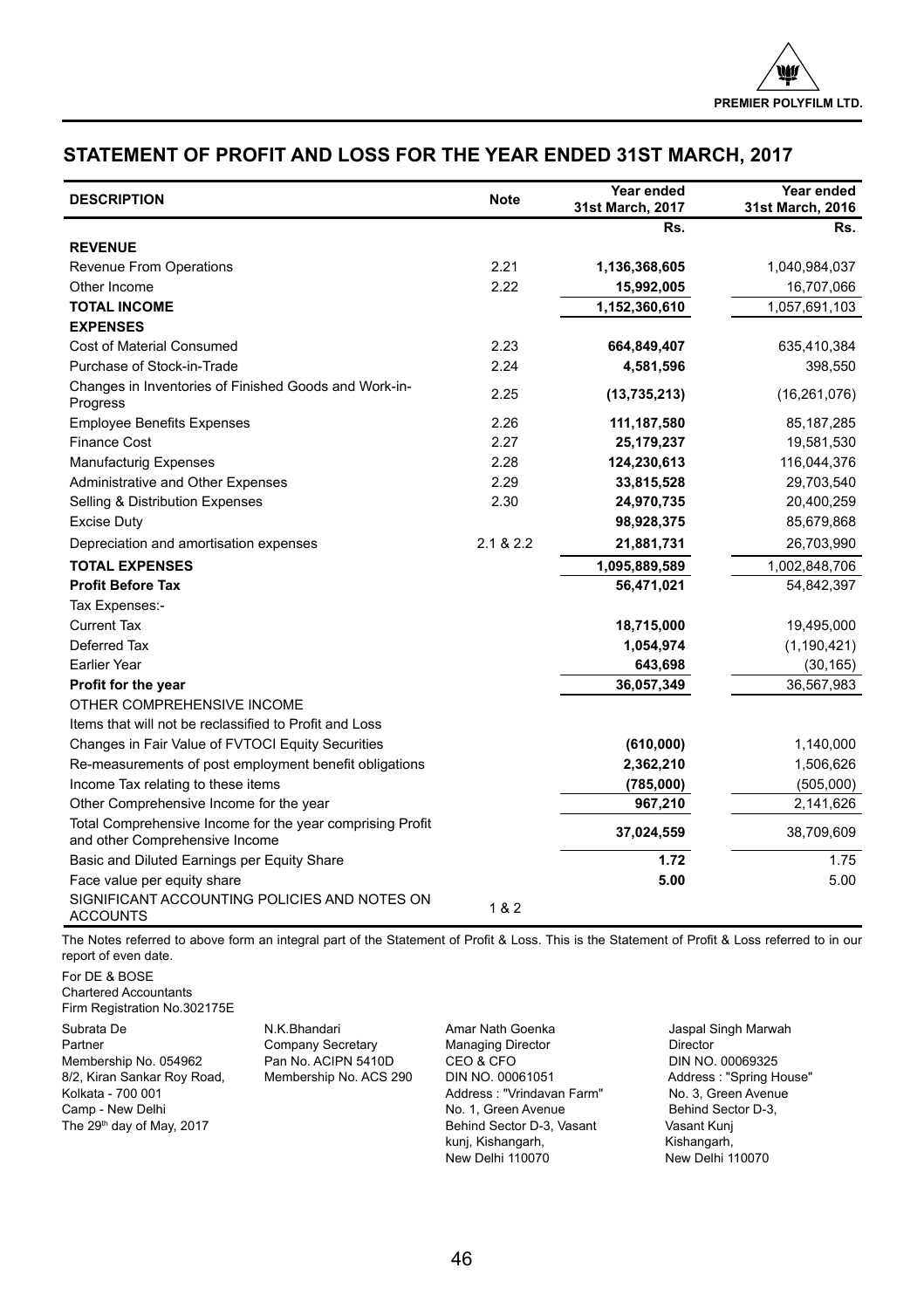## STATEMENT OF PROFIT AND LOSS FOR THE YEAR ENDED 31ST MARCH, 2017

| DESCRIPTION | Note | Year ended 31st March, 2017 | Year ended 31st March, 2016 |
|---|---|---|---|
| | | Rs. | Rs. |
| **REVENUE** | | | |
| Revenue From Operations | 2.21 | **1,136,368,605** | 1,040,984,037 |
| Other Income | 2.22 | **15,992,005** | 16,707,066 |
| **TOTAL INCOME** | | **1,152,360,610** | 1,057,691,103 |
| **EXPENSES** | | | |
| Cost of Material Consumed | 2.23 | **664,849,407** | 635,410,384 |
| Purchase of Stock-in-Trade | 2.24 | **4,581,596** | 398,550 |
| Changes in Inventories of Finished Goods and Work-in-Progress | 2.25 | **(13,735,213)** | (16,261,076) |
| Employee Benefits Expenses | 2.26 | **111,187,580** | 85,187,285 |
| Finance Cost | 2.27 | **25,179,237** | 19,581,530 |
| Manufacturig Expenses | 2.28 | **124,230,613** | 116,044,376 |
| Administrative and Other Expenses | 2.29 | **33,815,528** | 29,703,540 |
| Selling & Distribution Expenses | 2.30 | **24,970,735** | 20,400,259 |
| Excise Duty | | **98,928,375** | 85,679,868 |
| Depreciation and amortisation expenses | 2.1 & 2.2 | **21,881,731** | 26,703,990 |
| **TOTAL EXPENSES** | | **1,095,889,589** | 1,002,848,706 |
| **Profit Before Tax** | | **56,471,021** | 54,842,397 |
| Tax Expenses:- | | | |
| Current Tax | | **18,715,000** | 19,495,000 |
| Deferred Tax | | **1,054,974** | (1,190,421) |
| Earlier Year | | **643,698** | (30,165) |
| **Profit for the year** | | **36,057,349** | 36,567,983 |
| OTHER COMPREHENSIVE INCOME | | | |
| Items that will not be reclassified to Profit and Loss | | | |
| Changes in Fair Value of FVTOCI Equity Securities | | **(610,000)** | 1,140,000 |
| Re-measurements of post employment benefit obligations | | **2,362,210** | 1,506,626 |
| Income Tax relating to these items | | **(785,000)** | (505,000) |
| Other Comprehensive Income for the year | | **967,210** | 2,141,626 |
| Total Comprehensive Income for the year comprising Profit and other Comprehensive Income | | **37,024,559** | 38,709,609 |
| Basic and Diluted Earnings per Equity Share | | **1.72** | 1.75 |
| Face value per equity share | | **5.00** | 5.00 |
| SIGNIFICANT ACCOUNTING POLICIES AND NOTES ON ACCOUNTS | 1 & 2 | | |

The Notes referred to above form an integral part of the Statement of Profit & Loss. This is the Statement of Profit & Loss referred to in our report of even date.

For DE & BOSE
Chartered Accountants
Firm Registration No.302175E

Subrata De
Partner
Membership No. 054962
8/2, Kiran Sankar Roy Road,
Kolkata - 700 001
Camp - New Delhi
The 29th day of May, 2017

N.K.Bhandari
Company Secretary
Pan No. ACIPN 5410D
Membership No. ACS 290

Amar Nath Goenka
Managing Director
CEO & CFO
DIN NO. 00061051
Address : "Vrindavan Farm"
No. 1, Green Avenue
Behind Sector D-3, Vasant kunj, Kishangarh,
New Delhi 110070

Jaspal Singh Marwah
Director
DIN NO. 00069325
Address : "Spring House"
No. 3, Green Avenue
Behind Sector D-3,
Vasant Kunj
Kishangarh,
New Delhi 110070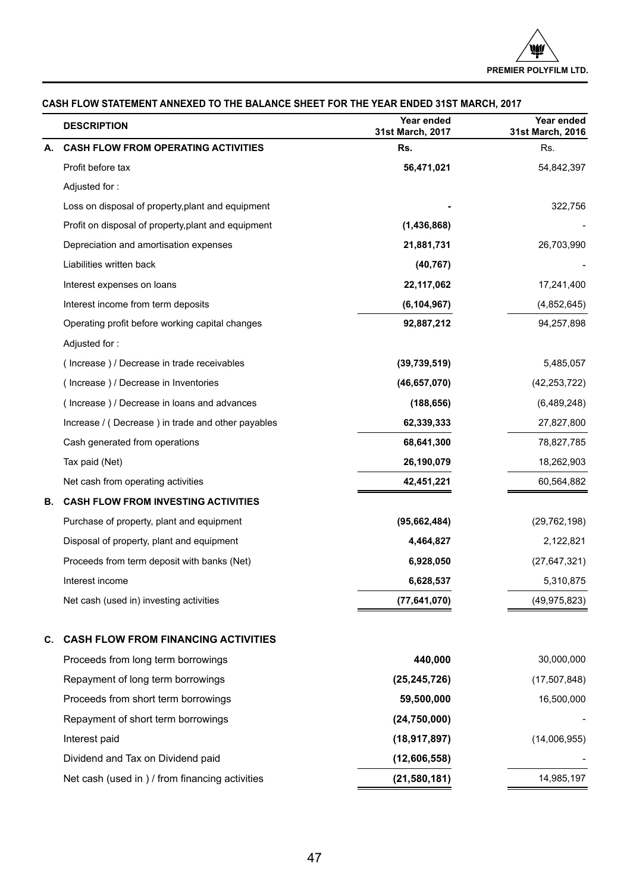## CASH FLOW STATEMENT ANNEXED TO THE BALANCE SHEET FOR THE YEAR ENDED 31ST MARCH, 2017

| | DESCRIPTION | Year ended 31st March, 2017 | Year ended 31st March, 2016 |
|---|---|---|---|
| A. | **CASH FLOW FROM OPERATING ACTIVITIES** | **Rs.** | Rs. |
| | Profit before tax | **56,471,021** | 54,842,397 |
| | Adjusted for : | | |
| | Loss on disposal of property,plant and equipment | **-** | 322,756 |
| | Profit on disposal of property,plant and equipment | **(1,436,868)** | - |
| | Depreciation and amortisation expenses | **21,881,731** | 26,703,990 |
| | Liabilities written back | **(40,767)** | - |
| | Interest expenses on loans | **22,117,062** | 17,241,400 |
| | Interest income from term deposits | **(6,104,967)** | (4,852,645) |
| | Operating profit before working capital changes | **92,887,212** | 94,257,898 |
| | Adjusted for : | | |
| | ( Increase ) / Decrease in trade receivables | **(39,739,519)** | 5,485,057 |
| | ( Increase ) / Decrease in Inventories | **(46,657,070)** | (42,253,722) |
| | ( Increase ) / Decrease in loans and advances | **(188,656)** | (6,489,248) |
| | Increase / ( Decrease ) in trade and other payables | **62,339,333** | 27,827,800 |
| | Cash generated from operations | **68,641,300** | 78,827,785 |
| | Tax paid (Net) | **26,190,079** | 18,262,903 |
| | Net cash from operating activities | **42,451,221** | 60,564,882 |
| B. | **CASH FLOW FROM INVESTING ACTIVITIES** | | |
| | Purchase of property, plant and equipment | **(95,662,484)** | (29,762,198) |
| | Disposal of property, plant and equipment | **4,464,827** | 2,122,821 |
| | Proceeds from term deposit with banks (Net) | **6,928,050** | (27,647,321) |
| | Interest income | **6,628,537** | 5,310,875 |
| | Net cash (used in) investing activities | **(77,641,070)** | (49,975,823) |
| C. | **CASH FLOW FROM FINANCING ACTIVITIES** | | |
| | Proceeds from long term borrowings | **440,000** | 30,000,000 |
| | Repayment of long term borrowings | **(25,245,726)** | (17,507,848) |
| | Proceeds from short term borrowings | **59,500,000** | 16,500,000 |
| | Repayment of short term borrowings | **(24,750,000)** | - |
| | Interest paid | **(18,917,897)** | (14,006,955) |
| | Dividend and Tax on Dividend paid | **(12,606,558)** | - |
| | Net cash (used in ) / from financing activities | **(21,580,181)** | 14,985,197 |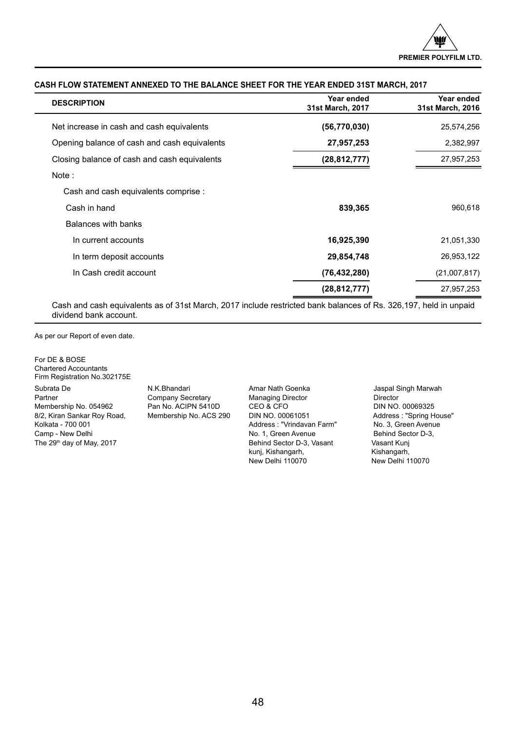## CASH FLOW STATEMENT ANNEXED TO THE BALANCE SHEET FOR THE YEAR ENDED 31ST MARCH, 2017

| DESCRIPTION | Year ended 31st March, 2017 | Year ended 31st March, 2016 |
|---|---|---|
| Net increase in cash and cash equivalents | **(56,770,030)** | 25,574,256 |
| Opening balance of cash and cash equivalents | **27,957,253** | 2,382,997 |
| Closing balance of cash and cash equivalents | **(28,812,777)** | 27,957,253 |
| Note : | | |
| Cash and cash equivalents comprise : | | |
| Cash in hand | **839,365** | 960,618 |
| Balances with banks | | |
| In current accounts | **16,925,390** | 21,051,330 |
| In term deposit accounts | **29,854,748** | 26,953,122 |
| In Cash credit account | **(76,432,280)** | (21,007,817) |
| | **(28,812,777)** | 27,957,253 |

Cash and cash equivalents as of 31st March, 2017 include restricted bank balances of Rs. 326,197, held in unpaid dividend bank account.

As per our Report of even date.

For DE & BOSE
Chartered Accountants
Firm Registration No.302175E

Subrata De
Partner
Membership No. 054962
8/2, Kiran Sankar Roy Road,
Kolkata - 700 001
Camp - New Delhi
The 29th day of May, 2017

N.K.Bhandari
Company Secretary
Pan No. ACIPN 5410D
Membership No. ACS 290

Amar Nath Goenka
Managing Director
CEO & CFO
DIN NO. 00061051
Address : "Vrindavan Farm"
No. 1, Green Avenue
Behind Sector D-3, Vasant
kunj, Kishangarh,
New Delhi 110070

Jaspal Singh Marwah
Director
DIN NO. 00069325
Address : "Spring House"
No. 3, Green Avenue
Behind Sector D-3,
Vasant Kunj
Kishangarh,
New Delhi 110070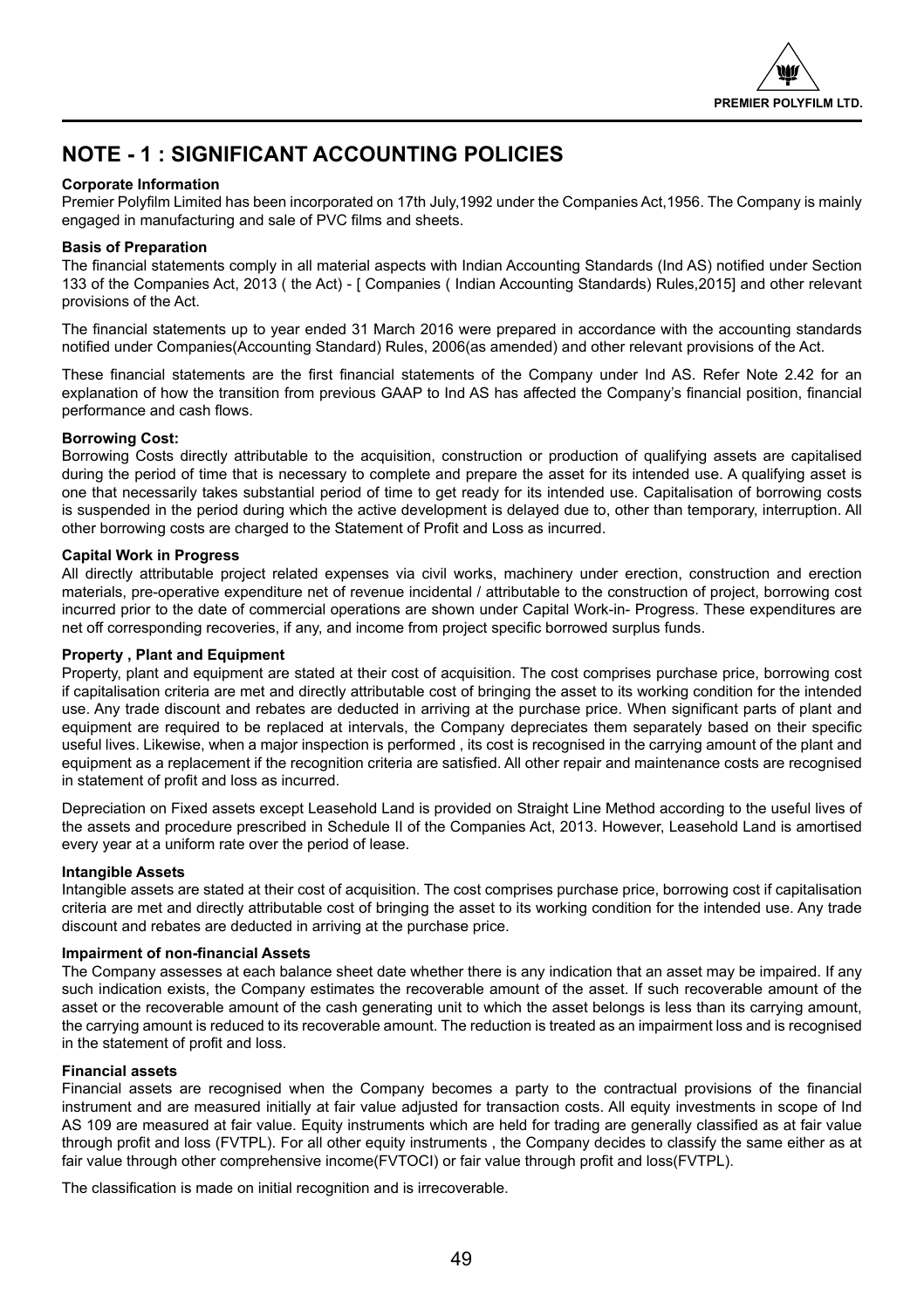# NOTE - 1 : SIGNIFICANT ACCOUNTING POLICIES

**Corporate Information**

Premier Polyfilm Limited has been incorporated on 17th July,1992 under the Companies Act,1956. The Company is mainly engaged in manufacturing and sale of PVC films and sheets.

**Basis of Preparation**

The financial statements comply in all material aspects with Indian Accounting Standards (Ind AS) notified under Section 133 of the Companies Act, 2013 ( the Act) - [ Companies ( Indian Accounting Standards) Rules,2015] and other relevant provisions of the Act.

The financial statements up to year ended 31 March 2016 were prepared in accordance with the accounting standards notified under Companies(Accounting Standard) Rules, 2006(as amended) and other relevant provisions of the Act.

These financial statements are the first financial statements of the Company under Ind AS. Refer Note 2.42 for an explanation of how the transition from previous GAAP to Ind AS has affected the Company's financial position, financial performance and cash flows.

**Borrowing Cost:**

Borrowing Costs directly attributable to the acquisition, construction or production of qualifying assets are capitalised during the period of time that is necessary to complete and prepare the asset for its intended use. A qualifying asset is one that necessarily takes substantial period of time to get ready for its intended use. Capitalisation of borrowing costs is suspended in the period during which the active development is delayed due to, other than temporary, interruption. All other borrowing costs are charged to the Statement of Profit and Loss as incurred.

**Capital Work in Progress**

All directly attributable project related expenses via civil works, machinery under erection, construction and erection materials, pre-operative expenditure net of revenue incidental / attributable to the construction of project, borrowing cost incurred prior to the date of commercial operations are shown under Capital Work-in- Progress. These expenditures are net off corresponding recoveries, if any, and income from project specific borrowed surplus funds.

**Property , Plant and Equipment**

Property, plant and equipment are stated at their cost of acquisition. The cost comprises purchase price, borrowing cost if capitalisation criteria are met and directly attributable cost of bringing the asset to its working condition for the intended use. Any trade discount and rebates are deducted in arriving at the purchase price. When significant parts of plant and equipment are required to be replaced at intervals, the Company depreciates them separately based on their specific useful lives. Likewise, when a major inspection is performed , its cost is recognised in the carrying amount of the plant and equipment as a replacement if the recognition criteria are satisfied. All other repair and maintenance costs are recognised in statement of profit and loss as incurred.

Depreciation on Fixed assets except Leasehold Land is provided on Straight Line Method according to the useful lives of the assets and procedure prescribed in Schedule II of the Companies Act, 2013. However, Leasehold Land is amortised every year at a uniform rate over the period of lease.

**Intangible Assets**

Intangible assets are stated at their cost of acquisition. The cost comprises purchase price, borrowing cost if capitalisation criteria are met and directly attributable cost of bringing the asset to its working condition for the intended use. Any trade discount and rebates are deducted in arriving at the purchase price.

**Impairment of non-financial Assets**

The Company assesses at each balance sheet date whether there is any indication that an asset may be impaired. If any such indication exists, the Company estimates the recoverable amount of the asset. If such recoverable amount of the asset or the recoverable amount of the cash generating unit to which the asset belongs is less than its carrying amount, the carrying amount is reduced to its recoverable amount. The reduction is treated as an impairment loss and is recognised in the statement of profit and loss.

**Financial assets**

Financial assets are recognised when the Company becomes a party to the contractual provisions of the financial instrument and are measured initially at fair value adjusted for transaction costs. All equity investments in scope of Ind AS 109 are measured at fair value. Equity instruments which are held for trading are generally classified as at fair value through profit and loss (FVTPL). For all other equity instruments , the Company decides to classify the same either as at fair value through other comprehensive income(FVTOCI) or fair value through profit and loss(FVTPL).

The classification is made on initial recognition and is irrecoverable.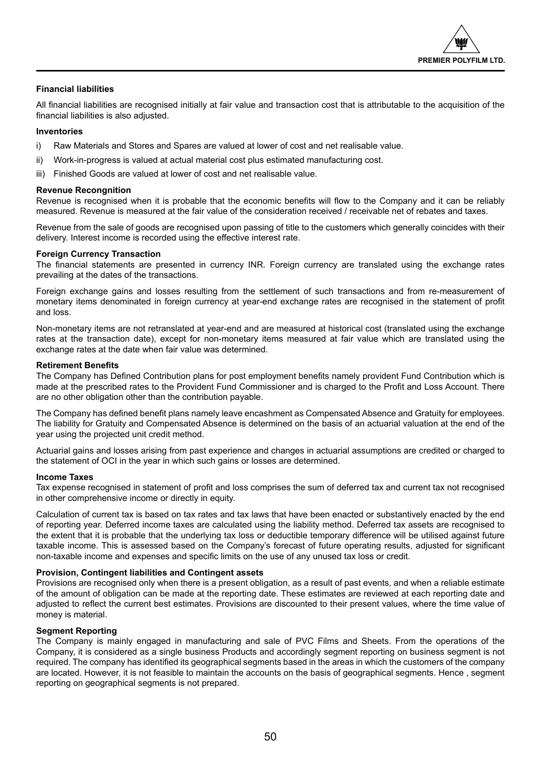#### Financial liabilities

All financial liabilities are recognised initially at fair value and transaction cost that is attributable to the acquisition of the financial liabilities is also adjusted.

#### Inventories

i) Raw Materials and Stores and Spares are valued at lower of cost and net realisable value.

ii) Work-in-progress is valued at actual material cost plus estimated manufacturing cost.

iii) Finished Goods are valued at lower of cost and net realisable value.

#### Revenue Recongnition

Revenue is recognised when it is probable that the economic benefits will flow to the Company and it can be reliably measured. Revenue is measured at the fair value of the consideration received / receivable net of rebates and taxes.

Revenue from the sale of goods are recognised upon passing of title to the customers which generally coincides with their delivery. Interest income is recorded using the effective interest rate.

#### Foreign Currency Transaction

The financial statements are presented in currency INR. Foreign currency are translated using the exchange rates prevailing at the dates of the transactions.

Foreign exchange gains and losses resulting from the settlement of such transactions and from re-measurement of monetary items denominated in foreign currency at year-end exchange rates are recognised in the statement of profit and loss.

Non-monetary items are not retranslated at year-end and are measured at historical cost (translated using the exchange rates at the transaction date), except for non-monetary items measured at fair value which are translated using the exchange rates at the date when fair value was determined.

#### Retirement Benefits

The Company has Defined Contribution plans for post employment benefits namely provident Fund Contribution which is made at the prescribed rates to the Provident Fund Commissioner and is charged to the Profit and Loss Account. There are no other obligation other than the contribution payable.

The Company has defined benefit plans namely leave encashment as Compensated Absence and Gratuity for employees. The liability for Gratuity and Compensated Absence is determined on the basis of an actuarial valuation at the end of the year using the projected unit credit method.

Actuarial gains and losses arising from past experience and changes in actuarial assumptions are credited or charged to the statement of OCI in the year in which such gains or losses are determined.

#### Income Taxes

Tax expense recognised in statement of profit and loss comprises the sum of deferred tax and current tax not recognised in other comprehensive income or directly in equity.

Calculation of current tax is based on tax rates and tax laws that have been enacted or substantively enacted by the end of reporting year. Deferred income taxes are calculated using the liability method. Deferred tax assets are recognised to the extent that it is probable that the underlying tax loss or deductible temporary difference will be utilised against future taxable income. This is assessed based on the Company's forecast of future operating results, adjusted for significant non-taxable income and expenses and specific limits on the use of any unused tax loss or credit.

#### Provision, Contingent liabilities and Contingent assets

Provisions are recognised only when there is a present obligation, as a result of past events, and when a reliable estimate of the amount of obligation can be made at the reporting date. These estimates are reviewed at each reporting date and adjusted to reflect the current best estimates. Provisions are discounted to their present values, where the time value of money is material.

#### Segment Reporting

The Company is mainly engaged in manufacturing and sale of PVC Films and Sheets. From the operations of the Company, it is considered as a single business Products and accordingly segment reporting on business segment is not required. The company has identified its geographical segments based in the areas in which the customers of the company are located. However, it is not feasible to maintain the accounts on the basis of geographical segments. Hence , segment reporting on geographical segments is not prepared.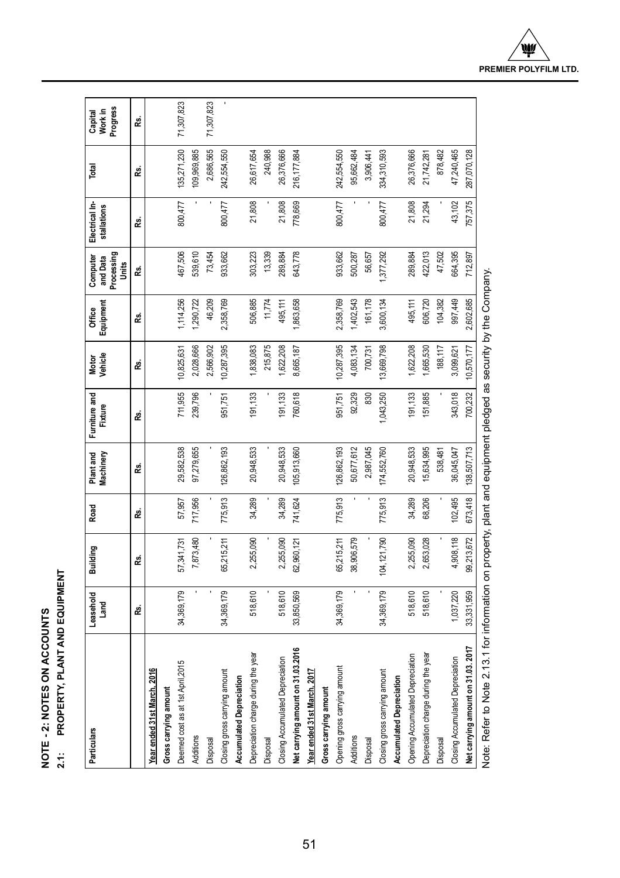# NOTE - 2: NOTES ON ACCOUNTS

## 2.1: PROPERTY, PLANT AND EQUIPMENT

| Particulars | Leasehold Land | Building | Road | Plant and Machinery | Furniture and Fixture | Motor Vehicle | Office Equipment | Computer and Data Processing Units | Electrical Installations | Total | Capital Work in Progress |
|---|---|---|---|---|---|---|---|---|---|---|---|
| | Rs. | Rs. | Rs. | Rs. | Rs. | Rs. | Rs. | Rs. | Rs. | Rs. | Rs. |
| **Year ended 31st March, 2016** | | | | | | | | | | | |
| **Gross carrying amount** | | | | | | | | | | | |
| Deemed cost as at 1st April,2015 | 34,369,179 | 57,341,731 | 57,957 | 29,582,538 | 711,955 | 10,825,631 | 1,114,256 | 467,506 | 800,477 | 135,271,230 | 71,307,823 |
| Additions | - | 7,873,480 | 717,956 | 97,279,655 | 239,796 | 2,028,666 | 1,290,722 | 539,610 | - | 109,969,885 | |
| Disposal | - | - | - | - | - | 2,566,902 | 46,209 | 73,454 | - | 2,686,565 | 71,307,823 |
| Closing gross carrying amount | 34,369,179 | 65,215,211 | 775,913 | 126,862,193 | 951,751 | 10,287,395 | 2,358,769 | 933,662 | 800,477 | 242,554,550 | - |
| **Accumulated Depreciation** | | | | | | | | | | | |
| Depreciation charge during the year | 518,610 | 2,255,090 | 34,289 | 20,948,533 | 191,133 | 1,838,083 | 506,885 | 303,223 | 21,808 | 26,617,654 | |
| Disposal | - | - | - | - | - | 215,875 | 11,774 | 13,339 | - | 240,988 | |
| Closing Accumulated Depreciation | 518,610 | 2,255,090 | 34,289 | 20,948,533 | 191,133 | 1,622,208 | 495,111 | 289,884 | 21,808 | 26,376,666 | |
| **Net carrying amount on 31.03.2016** | 33,850,569 | 62,960,121 | 741,624 | 105,913,660 | 760,618 | 8,665,187 | 1,863,658 | 643,778 | 778,669 | 216,177,884 | |
| **Year ended 31st March, 2017** | | | | | | | | | | | |
| **Gross carrying amount** | | | | | | | | | | | |
| Opening gross carrying amount | 34,369,179 | 65,215,211 | 775,913 | 126,862,193 | 951,751 | 10,287,395 | 2,358,769 | 933,662 | 800,477 | 242,554,550 | |
| Additions | - | 38,906,579 | - | 50,677,612 | 92,329 | 4,083,134 | 1,402,543 | 500,287 | - | 95,662,484 | |
| Disposal | - | - | - | 2,987,045 | 830 | 700,731 | 161,178 | 56,657 | - | 3,906,441 | |
| Closing gross carrying amount | 34,369,179 | 104,121,790 | 775,913 | 174,552,760 | 1,043,250 | 13,669,798 | 3,600,134 | 1,377,292 | 800,477 | 334,310,593 | |
| **Accumulated Depreciation** | | | | | | | | | | | |
| Opening Accumulated Depreciation | 518,610 | 2,255,090 | 34,289 | 20,948,533 | 191,133 | 1,622,208 | 495,111 | 289,884 | 21,808 | 26,376,666 | |
| Depreciation charge during the year | 518,610 | 2,653,028 | 68,206 | 15,634,995 | 151,885 | 1,665,530 | 606,720 | 422,013 | 21,294 | 21,742,281 | |
| Disposal | - | - | - | 538,481 | - | 188,117 | 104,382 | 47,502 | - | 878,482 | |
| Closing Accumulated Depreciation | 1,037,220 | 4,908,118 | 102,495 | 36,045,047 | 343,018 | 3,099,621 | 997,449 | 664,395 | 43,102 | 47,240,465 | |
| **Net carrying amount on 31.03.2017** | 33,331,959 | 99,213,672 | 673,418 | 138,507,713 | 700,232 | 10,570,177 | 2,602,685 | 712,897 | 757,375 | 287,070,128 | |

Note: Refer to Note 2.13.1 for information on property, plant and equipment pledged as security by the Company.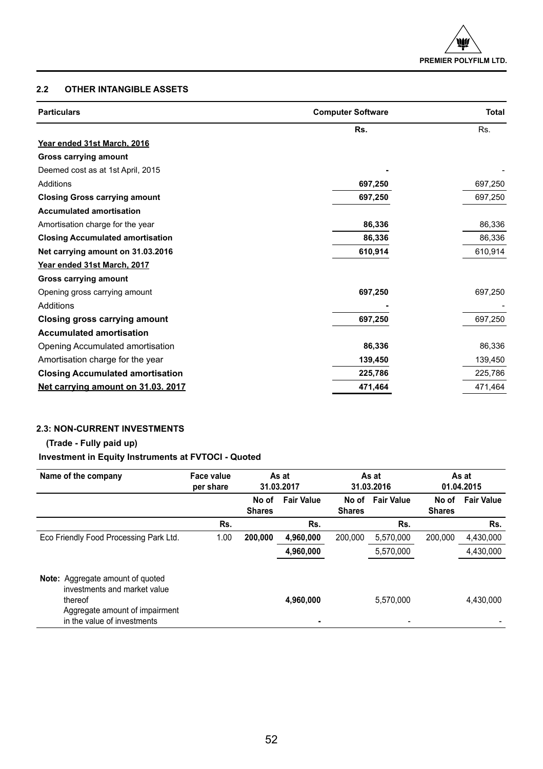### 2.2 OTHER INTANGIBLE ASSETS

| Particulars | Computer Software | Total |
|---|---|---|
| | Rs. | Rs. |
| **Year ended 31st March, 2016** | | |
| **Gross carrying amount** | | |
| Deemed cost as at 1st April, 2015 | - | - |
| Additions | 697,250 | 697,250 |
| **Closing Gross carrying amount** | 697,250 | 697,250 |
| **Accumulated amortisation** | | |
| Amortisation charge for the year | 86,336 | 86,336 |
| **Closing Accumulated amortisation** | 86,336 | 86,336 |
| **Net carrying amount on 31.03.2016** | 610,914 | 610,914 |
| **Year ended 31st March, 2017** | | |
| **Gross carrying amount** | | |
| Opening gross carrying amount | 697,250 | 697,250 |
| Additions | - | - |
| **Closing gross carrying amount** | 697,250 | 697,250 |
| **Accumulated amortisation** | | |
| Opening Accumulated amortisation | 86,336 | 86,336 |
| Amortisation charge for the year | 139,450 | 139,450 |
| **Closing Accumulated amortisation** | 225,786 | 225,786 |
| **Net carrying amount on 31.03. 2017** | 471,464 | 471,464 |

### 2.3: NON-CURRENT INVESTMENTS

**(Trade - Fully paid up)**

**Investment in Equity Instruments at FVTOCI - Quoted**

| Name of the company | Face value per share | As at 31.03.2017 | | As at 31.03.2016 | | As at 01.04.2015 | |
|---|---|---|---|---|---|---|---|
| | | No of Shares | Fair Value | No of Shares | Fair Value | No of Shares | Fair Value |
| | Rs. | | Rs. | | Rs. | | Rs. |
| Eco Friendly Food Processing Park Ltd. | 1.00 | 200,000 | 4,960,000 | 200,000 | 5,570,000 | 200,000 | 4,430,000 |
| | | | 4,960,000 | | 5,570,000 | | 4,430,000 |
| **Note:** Aggregate amount of quoted investments and market value thereof | | | 4,960,000 | | 5,570,000 | | 4,430,000 |
| Aggregate amount of impairment in the value of investments | | | - | | - | | - |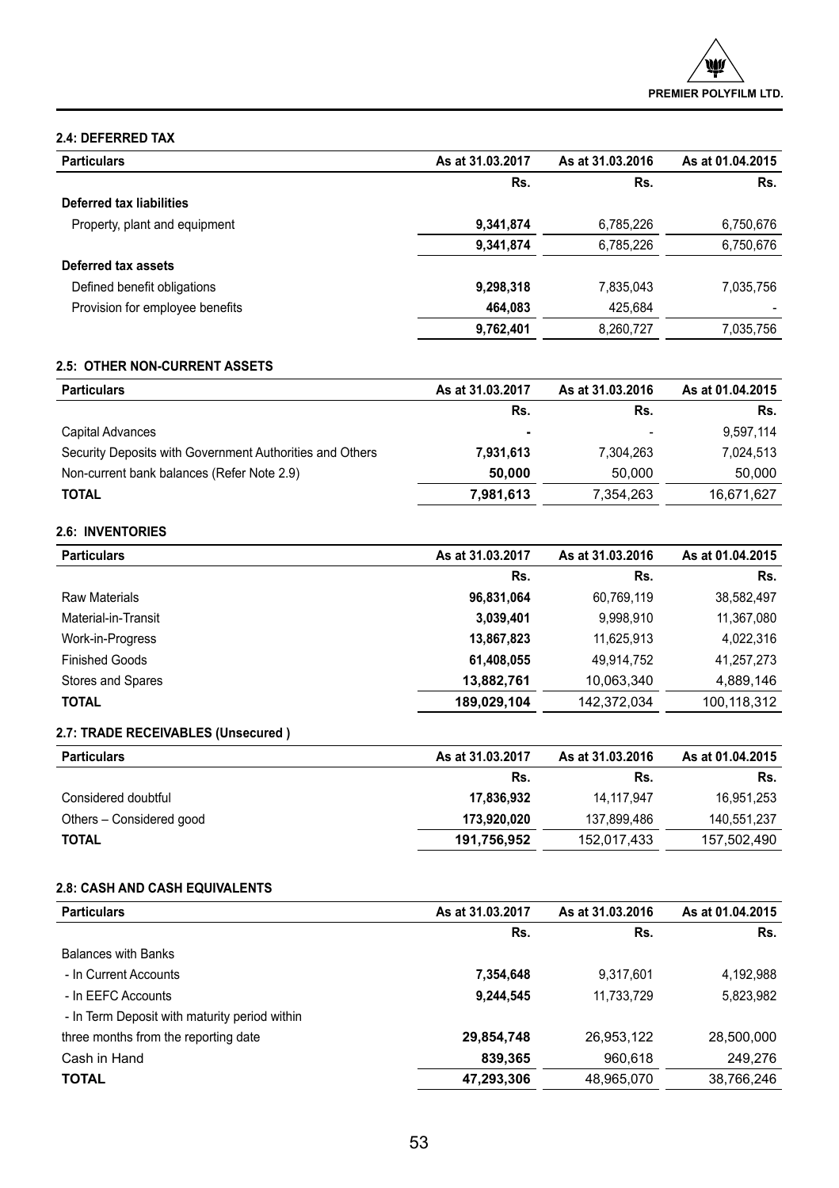## 2.4: DEFERRED TAX

| Particulars | As at 31.03.2017 | As at 31.03.2016 | As at 01.04.2015 |
|---|---|---|---|
| | Rs. | Rs. | Rs. |
| **Deferred tax liabilities** | | | |
| Property, plant and equipment | **9,341,874** | 6,785,226 | 6,750,676 |
| | **9,341,874** | 6,785,226 | 6,750,676 |
| **Deferred tax assets** | | | |
| Defined benefit obligations | **9,298,318** | 7,835,043 | 7,035,756 |
| Provision for employee benefits | **464,083** | 425,684 | - |
| | **9,762,401** | 8,260,727 | 7,035,756 |

## 2.5: OTHER NON-CURRENT ASSETS

| Particulars | As at 31.03.2017 | As at 31.03.2016 | As at 01.04.2015 |
|---|---|---|---|
| | Rs. | Rs. | Rs. |
| Capital Advances | **-** | - | 9,597,114 |
| Security Deposits with Government Authorities and Others | **7,931,613** | 7,304,263 | 7,024,513 |
| Non-current bank balances (Refer Note 2.9) | **50,000** | 50,000 | 50,000 |
| **TOTAL** | **7,981,613** | 7,354,263 | 16,671,627 |

## 2.6: INVENTORIES

| Particulars | As at 31.03.2017 | As at 31.03.2016 | As at 01.04.2015 |
|---|---|---|---|
| | Rs. | Rs. | Rs. |
| Raw Materials | **96,831,064** | 60,769,119 | 38,582,497 |
| Material-in-Transit | **3,039,401** | 9,998,910 | 11,367,080 |
| Work-in-Progress | **13,867,823** | 11,625,913 | 4,022,316 |
| Finished Goods | **61,408,055** | 49,914,752 | 41,257,273 |
| Stores and Spares | **13,882,761** | 10,063,340 | 4,889,146 |
| **TOTAL** | **189,029,104** | 142,372,034 | 100,118,312 |

## 2.7: TRADE RECEIVABLES (Unsecured )

| Particulars | As at 31.03.2017 | As at 31.03.2016 | As at 01.04.2015 |
|---|---|---|---|
| | Rs. | Rs. | Rs. |
| Considered doubtful | **17,836,932** | 14,117,947 | 16,951,253 |
| Others – Considered good | **173,920,020** | 137,899,486 | 140,551,237 |
| **TOTAL** | **191,756,952** | 152,017,433 | 157,502,490 |

## 2.8: CASH AND CASH EQUIVALENTS

| Particulars | As at 31.03.2017 | As at 31.03.2016 | As at 01.04.2015 |
|---|---|---|---|
| | Rs. | Rs. | Rs. |
| Balances with Banks | | | |
| - In Current Accounts | **7,354,648** | 9,317,601 | 4,192,988 |
| - In EEFC Accounts | **9,244,545** | 11,733,729 | 5,823,982 |
| - In Term Deposit with maturity period within three months from the reporting date | **29,854,748** | 26,953,122 | 28,500,000 |
| Cash in Hand | **839,365** | 960,618 | 249,276 |
| **TOTAL** | **47,293,306** | 48,965,070 | 38,766,246 |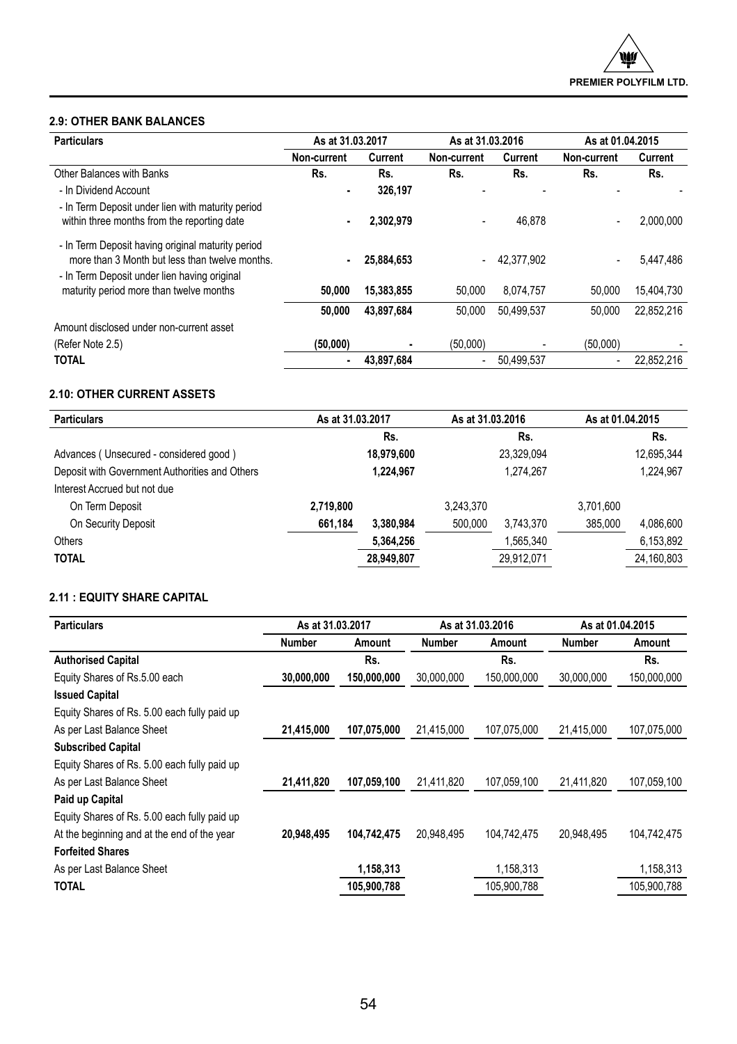### 2.9: OTHER BANK BALANCES

| Particulars | As at 31.03.2017 | | As at 31.03.2016 | | As at 01.04.2015 | |
|---|---|---|---|---|---|---|
| | Non-current | Current | Non-current | Current | Non-current | Current |
| Other Balances with Banks | Rs. | Rs. | Rs. | Rs. | Rs. | Rs. |
| - In Dividend Account | - | 326,197 | - | - | - | - |
| - In Term Deposit under lien with maturity period within three months from the reporting date | - | 2,302,979 | - | 46,878 | - | 2,000,000 |
| - In Term Deposit having original maturity period more than 3 Month but less than twelve months. | - | 25,884,653 | - | 42,377,902 | - | 5,447,486 |
| - In Term Deposit under lien having original maturity period more than twelve months | 50,000 | 15,383,855 | 50,000 | 8,074,757 | 50,000 | 15,404,730 |
| | 50,000 | 43,897,684 | 50,000 | 50,499,537 | 50,000 | 22,852,216 |
| Amount disclosed under non-current asset (Refer Note 2.5) | (50,000) | - | (50,000) | - | (50,000) | - |
| **TOTAL** | - | 43,897,684 | - | 50,499,537 | - | 22,852,216 |

### 2.10: OTHER CURRENT ASSETS

| Particulars | As at 31.03.2017 | | As at 31.03.2016 | | As at 01.04.2015 | |
|---|---|---|---|---|---|---|
| | | Rs. | | Rs. | | Rs. |
| Advances ( Unsecured - considered good ) | | 18,979,600 | | 23,329,094 | | 12,695,344 |
| Deposit with Government Authorities and Others | | 1,224,967 | | 1,274,267 | | 1,224,967 |
| Interest Accrued but not due | | | | | | |
| On Term Deposit | 2,719,800 | | 3,243,370 | | 3,701,600 | |
| On Security Deposit | 661,184 | 3,380,984 | 500,000 | 3,743,370 | 385,000 | 4,086,600 |
| Others | | 5,364,256 | | 1,565,340 | | 6,153,892 |
| **TOTAL** | | 28,949,807 | | 29,912,071 | | 24,160,803 |

### 2.11 : EQUITY SHARE CAPITAL

| Particulars | As at 31.03.2017 | | As at 31.03.2016 | | As at 01.04.2015 | |
|---|---|---|---|---|---|---|
| | Number | Amount | Number | Amount | Number | Amount |
| **Authorised Capital** | | Rs. | | Rs. | | Rs. |
| Equity Shares of Rs.5.00 each | 30,000,000 | 150,000,000 | 30,000,000 | 150,000,000 | 30,000,000 | 150,000,000 |
| **Issued Capital** | | | | | | |
| Equity Shares of Rs. 5.00 each fully paid up | | | | | | |
| As per Last Balance Sheet | 21,415,000 | 107,075,000 | 21,415,000 | 107,075,000 | 21,415,000 | 107,075,000 |
| **Subscribed Capital** | | | | | | |
| Equity Shares of Rs. 5.00 each fully paid up | | | | | | |
| As per Last Balance Sheet | 21,411,820 | 107,059,100 | 21,411,820 | 107,059,100 | 21,411,820 | 107,059,100 |
| **Paid up Capital** | | | | | | |
| Equity Shares of Rs. 5.00 each fully paid up | | | | | | |
| At the beginning and at the end of the year | 20,948,495 | 104,742,475 | 20,948,495 | 104,742,475 | 20,948,495 | 104,742,475 |
| **Forfeited Shares** | | | | | | |
| As per Last Balance Sheet | | 1,158,313 | | 1,158,313 | | 1,158,313 |
| **TOTAL** | | 105,900,788 | | 105,900,788 | | 105,900,788 |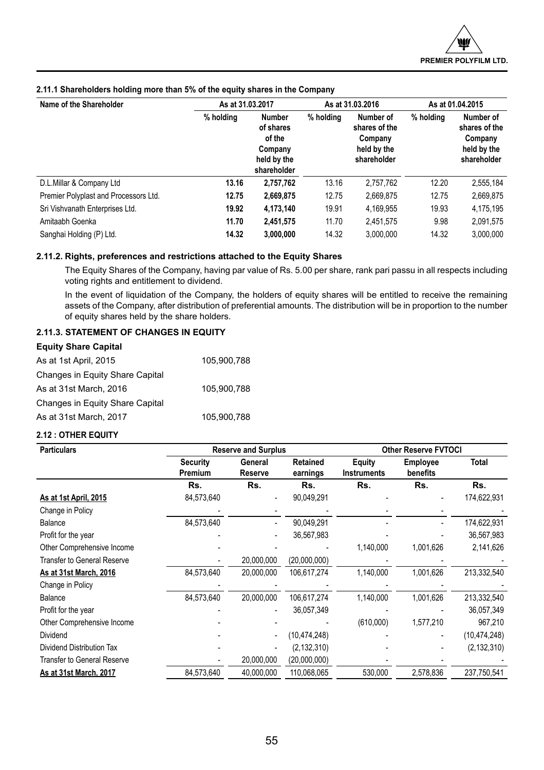#### 2.11.1 Shareholders holding more than 5% of the equity shares in the Company

| Name of the Shareholder | As at 31.03.2017 | | As at 31.03.2016 | | As at 01.04.2015 | |
|---|---|---|---|---|---|---|
| | % holding | Number of shares of the Company held by the shareholder | % holding | Number of shares of the Company held by the shareholder | % holding | Number of shares of the Company held by the shareholder |
| D.L.Millar & Company Ltd | **13.16** | **2,757,762** | 13.16 | 2,757,762 | 12.20 | 2,555,184 |
| Premier Polyplast and Processors Ltd. | **12.75** | **2,669,875** | 12.75 | 2,669,875 | 12.75 | 2,669,875 |
| Sri Vishvanath Enterprises Ltd. | **19.92** | **4,173,140** | 19.91 | 4,169,955 | 19.93 | 4,175,195 |
| Amitaabh Goenka | **11.70** | **2,451,575** | 11.70 | 2,451,575 | 9.98 | 2,091,575 |
| Sanghai Holding (P) Ltd. | **14.32** | **3,000,000** | 14.32 | 3,000,000 | 14.32 | 3,000,000 |

#### 2.11.2. Rights, preferences and restrictions attached to the Equity Shares

The Equity Shares of the Company, having par value of Rs. 5.00 per share, rank pari passu in all respects including voting rights and entitlement to dividend.

In the event of liquidation of the Company, the holders of equity shares will be entitled to receive the remaining assets of the Company, after distribution of preferential amounts. The distribution will be in proportion to the number of equity shares held by the share holders.

#### 2.11.3. STATEMENT OF CHANGES IN EQUITY

**Equity Share Capital**

| | |
|---|---|
| As at 1st April, 2015 | 105,900,788 |
| Changes in Equity Share Capital | |
| As at 31st March, 2016 | 105,900,788 |
| Changes in Equity Share Capital | |
| As at 31st March, 2017 | 105,900,788 |

#### 2.12 : OTHER EQUITY

| Particulars | Reserve and Surplus | | | Other Reserve FVTOCI | | |
|---|---|---|---|---|---|---|
| | Security Premium | General Reserve | Retained earnings | Equity Instruments | Employee benefits | Total |
| | Rs. | Rs. | Rs. | Rs. | Rs. | Rs. |
| As at 1st April, 2015 | 84,573,640 | - | 90,049,291 | - | - | 174,622,931 |
| Change in Policy | - | - | - | - | - | - |
| Balance | 84,573,640 | - | 90,049,291 | - | - | 174,622,931 |
| Profit for the year | - | - | 36,567,983 | | - | 36,567,983 |
| Other Comprehensive Income | - | - | - | 1,140,000 | 1,001,626 | 2,141,626 |
| Transfer to General Reserve | - | 20,000,000 | (20,000,000) | - | - | - |
| As at 31st March, 2016 | 84,573,640 | 20,000,000 | 106,617,274 | 1,140,000 | 1,001,626 | 213,332,540 |
| Change in Policy | - | - | - | - | - | - |
| Balance | 84,573,640 | 20,000,000 | 106,617,274 | 1,140,000 | 1,001,626 | 213,332,540 |
| Profit for the year | - | - | 36,057,349 | | - | 36,057,349 |
| Other Comprehensive Income | - | - | - | (610,000) | 1,577,210 | 967,210 |
| Dividend | - | - | (10,474,248) | | - | (10,474,248) |
| Dividend Distribution Tax | - | - | (2,132,310) | | - | (2,132,310) |
| Transfer to General Reserve | - | 20,000,000 | (20,000,000) | - | - | - |
| As at 31st March, 2017 | 84,573,640 | 40,000,000 | 110,068,065 | 530,000 | 2,578,836 | 237,750,541 |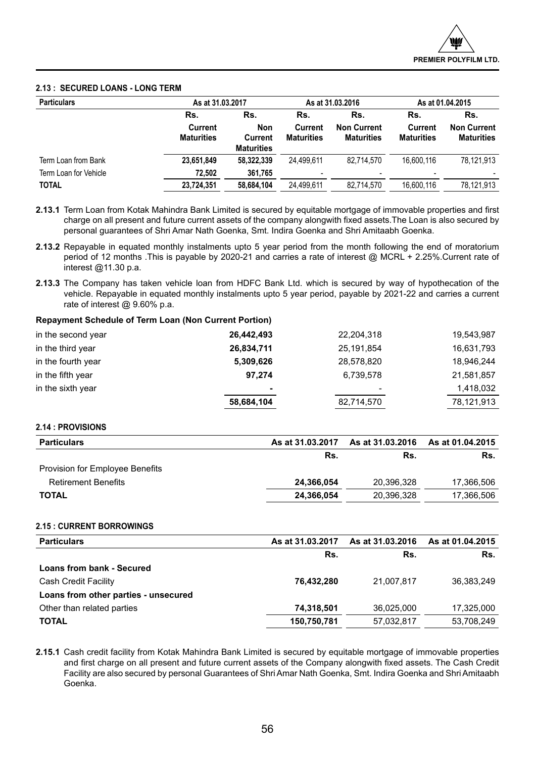### 2.13 : SECURED LOANS - LONG TERM

| Particulars | As at 31.03.2017 | | As at 31.03.2016 | | As at 01.04.2015 | |
|---|---|---|---|---|---|---|
| | Rs. | Rs. | Rs. | Rs. | Rs. | Rs. |
| | Current Maturities | Non Current Maturities | Current Maturities | Non Current Maturities | Current Maturities | Non Current Maturities |
| Term Loan from Bank | **23,651,849** | **58,322,339** | 24,499,611 | 82,714,570 | 16,600,116 | 78,121,913 |
| Term Loan for Vehicle | **72,502** | **361,765** | - | - | - | - |
| **TOTAL** | **23,724,351** | **58,684,104** | 24,499,611 | 82,714,570 | 16,600,116 | 78,121,913 |

**2.13.1** Term Loan from Kotak Mahindra Bank Limited is secured by equitable mortgage of immovable properties and first charge on all present and future current assets of the company alongwith fixed assets.The Loan is also secured by personal guarantees of Shri Amar Nath Goenka, Smt. Indira Goenka and Shri Amitaabh Goenka.

**2.13.2** Repayable in equated monthly instalments upto 5 year period from the month following the end of moratorium period of 12 months .This is payable by 2020-21 and carries a rate of interest @ MCRL + 2.25%.Current rate of interest @11.30 p.a.

**2.13.3** The Company has taken vehicle loan from HDFC Bank Ltd. which is secured by way of hypothecation of the vehicle. Repayable in equated monthly instalments upto 5 year period, payable by 2021-22 and carries a current rate of interest @ 9.60% p.a.

**Repayment Schedule of Term Loan (Non Current Portion)**

| | | | |
|---|---|---|---|
| in the second year | **26,442,493** | 22,204,318 | 19,543,987 |
| in the third year | **26,834,711** | 25,191,854 | 16,631,793 |
| in the fourth year | **5,309,626** | 28,578,820 | 18,946,244 |
| in the fifth year | **97,274** | 6,739,578 | 21,581,857 |
| in the sixth year | **-** | - | 1,418,032 |
| | **58,684,104** | 82,714,570 | 78,121,913 |

### 2.14 : PROVISIONS

| Particulars | As at 31.03.2017 | As at 31.03.2016 | As at 01.04.2015 |
|---|---|---|---|
| | Rs. | Rs. | Rs. |
| Provision for Employee Benefits | | | |
| Retirement Benefits | **24,366,054** | 20,396,328 | 17,366,506 |
| **TOTAL** | **24,366,054** | 20,396,328 | 17,366,506 |

### 2.15 : CURRENT BORROWINGS

| Particulars | As at 31.03.2017 | As at 31.03.2016 | As at 01.04.2015 |
|---|---|---|---|
| | Rs. | Rs. | Rs. |
| **Loans from bank - Secured** | | | |
| Cash Credit Facility | **76,432,280** | 21,007,817 | 36,383,249 |
| **Loans from other parties - unsecured** | | | |
| Other than related parties | **74,318,501** | 36,025,000 | 17,325,000 |
| **TOTAL** | **150,750,781** | 57,032,817 | 53,708,249 |

**2.15.1** Cash credit facility from Kotak Mahindra Bank Limited is secured by equitable mortgage of immovable properties and first charge on all present and future current assets of the Company alongwith fixed assets. The Cash Credit Facility are also secured by personal Guarantees of Shri Amar Nath Goenka, Smt. Indira Goenka and Shri Amitaabh Goenka.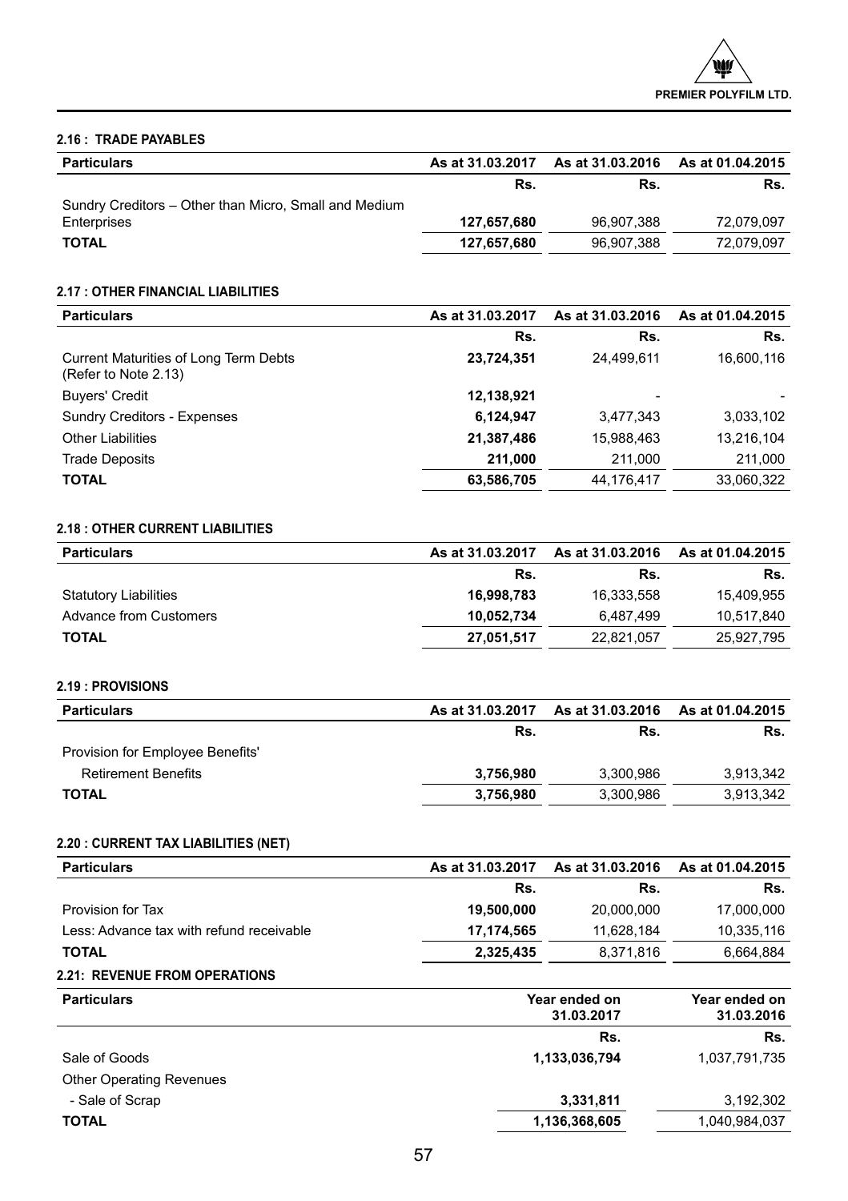### 2.16 : TRADE PAYABLES

| Particulars | As at 31.03.2017 | As at 31.03.2016 | As at 01.04.2015 |
|---|---|---|---|
| | Rs. | Rs. | Rs. |
| Sundry Creditors – Other than Micro, Small and Medium Enterprises | **127,657,680** | 96,907,388 | 72,079,097 |
| **TOTAL** | **127,657,680** | 96,907,388 | 72,079,097 |

### 2.17 : OTHER FINANCIAL LIABILITIES

| Particulars | As at 31.03.2017 | As at 31.03.2016 | As at 01.04.2015 |
|---|---|---|---|
| | Rs. | Rs. | Rs. |
| Current Maturities of Long Term Debts (Refer to Note 2.13) | **23,724,351** | 24,499,611 | 16,600,116 |
| Buyers' Credit | **12,138,921** | - | - |
| Sundry Creditors - Expenses | **6,124,947** | 3,477,343 | 3,033,102 |
| Other Liabilities | **21,387,486** | 15,988,463 | 13,216,104 |
| Trade Deposits | **211,000** | 211,000 | 211,000 |
| **TOTAL** | **63,586,705** | 44,176,417 | 33,060,322 |

### 2.18 : OTHER CURRENT LIABILITIES

| Particulars | As at 31.03.2017 | As at 31.03.2016 | As at 01.04.2015 |
|---|---|---|---|
| | Rs. | Rs. | Rs. |
| Statutory Liabilities | **16,998,783** | 16,333,558 | 15,409,955 |
| Advance from Customers | **10,052,734** | 6,487,499 | 10,517,840 |
| **TOTAL** | **27,051,517** | 22,821,057 | 25,927,795 |

### 2.19 : PROVISIONS

| Particulars | As at 31.03.2017 | As at 31.03.2016 | As at 01.04.2015 |
|---|---|---|---|
| | Rs. | Rs. | Rs. |
| Provision for Employee Benefits' | | | |
| Retirement Benefits | **3,756,980** | 3,300,986 | 3,913,342 |
| **TOTAL** | **3,756,980** | 3,300,986 | 3,913,342 |

### 2.20 : CURRENT TAX LIABILITIES (NET)

| Particulars | As at 31.03.2017 | As at 31.03.2016 | As at 01.04.2015 |
|---|---|---|---|
| | Rs. | Rs. | Rs. |
| Provision for Tax | **19,500,000** | 20,000,000 | 17,000,000 |
| Less: Advance tax with refund receivable | **17,174,565** | 11,628,184 | 10,335,116 |
| **TOTAL** | **2,325,435** | 8,371,816 | 6,664,884 |

### 2.21: REVENUE FROM OPERATIONS

| Particulars | Year ended on 31.03.2017 | Year ended on 31.03.2016 |
|---|---|---|
| | Rs. | Rs. |
| Sale of Goods | **1,133,036,794** | 1,037,791,735 |
| Other Operating Revenues | | |
| - Sale of Scrap | **3,331,811** | 3,192,302 |
| **TOTAL** | **1,136,368,605** | 1,040,984,037 |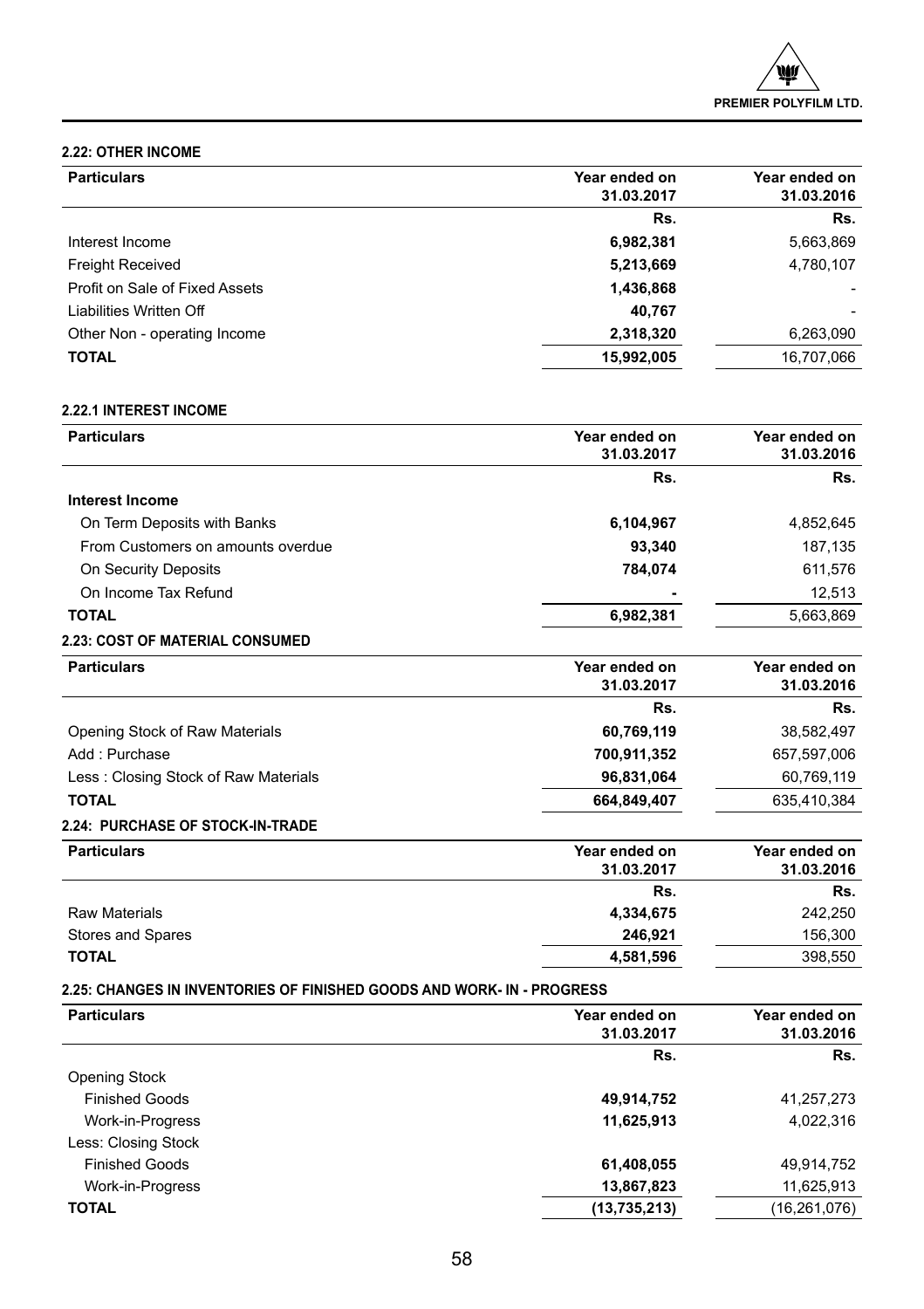### 2.22: OTHER INCOME

| Particulars | Year ended on 31.03.2017 | Year ended on 31.03.2016 |
|---|---|---|
| | Rs. | Rs. |
| Interest Income | **6,982,381** | 5,663,869 |
| Freight Received | **5,213,669** | 4,780,107 |
| Profit on Sale of Fixed Assets | **1,436,868** | - |
| Liabilities Written Off | **40,767** | - |
| Other Non - operating Income | **2,318,320** | 6,263,090 |
| **TOTAL** | **15,992,005** | 16,707,066 |

### 2.22.1 INTEREST INCOME

| Particulars | Year ended on 31.03.2017 | Year ended on 31.03.2016 |
|---|---|---|
| | Rs. | Rs. |
| **Interest Income** | | |
| On Term Deposits with Banks | **6,104,967** | 4,852,645 |
| From Customers on amounts overdue | **93,340** | 187,135 |
| On Security Deposits | **784,074** | 611,576 |
| On Income Tax Refund | **-** | 12,513 |
| **TOTAL** | **6,982,381** | 5,663,869 |

### 2.23: COST OF MATERIAL CONSUMED

| Particulars | Year ended on 31.03.2017 | Year ended on 31.03.2016 |
|---|---|---|
| | Rs. | Rs. |
| Opening Stock of Raw Materials | **60,769,119** | 38,582,497 |
| Add : Purchase | **700,911,352** | 657,597,006 |
| Less : Closing Stock of Raw Materials | **96,831,064** | 60,769,119 |
| **TOTAL** | **664,849,407** | 635,410,384 |

### 2.24: PURCHASE OF STOCK-IN-TRADE

| Particulars | Year ended on 31.03.2017 | Year ended on 31.03.2016 |
|---|---|---|
| | Rs. | Rs. |
| Raw Materials | **4,334,675** | 242,250 |
| Stores and Spares | **246,921** | 156,300 |
| **TOTAL** | **4,581,596** | 398,550 |

### 2.25: CHANGES IN INVENTORIES OF FINISHED GOODS AND WORK- IN - PROGRESS

| Particulars | Year ended on 31.03.2017 | Year ended on 31.03.2016 |
|---|---|---|
| | Rs. | Rs. |
| Opening Stock | | |
| Finished Goods | **49,914,752** | 41,257,273 |
| Work-in-Progress | **11,625,913** | 4,022,316 |
| Less: Closing Stock | | |
| Finished Goods | **61,408,055** | 49,914,752 |
| Work-in-Progress | **13,867,823** | 11,625,913 |
| **TOTAL** | **(13,735,213)** | (16,261,076) |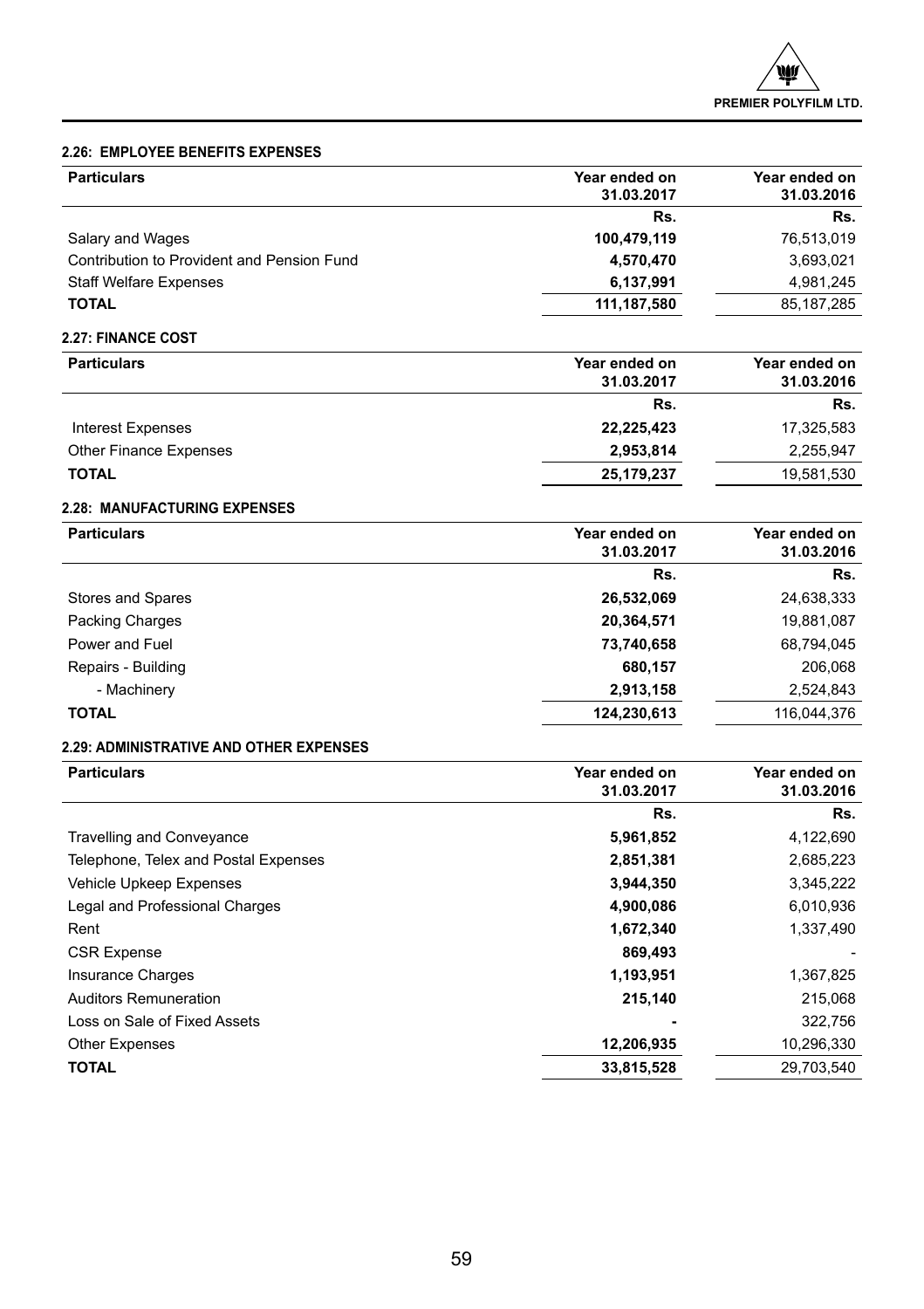### 2.26: EMPLOYEE BENEFITS EXPENSES

| Particulars | Year ended on 31.03.2017 | Year ended on 31.03.2016 |
|---|---|---|
| | Rs. | Rs. |
| Salary and Wages | **100,479,119** | 76,513,019 |
| Contribution to Provident and Pension Fund | **4,570,470** | 3,693,021 |
| Staff Welfare Expenses | **6,137,991** | 4,981,245 |
| **TOTAL** | **111,187,580** | 85,187,285 |

### 2.27: FINANCE COST

| Particulars | Year ended on 31.03.2017 | Year ended on 31.03.2016 |
|---|---|---|
| | Rs. | Rs. |
| Interest Expenses | **22,225,423** | 17,325,583 |
| Other Finance Expenses | **2,953,814** | 2,255,947 |
| **TOTAL** | **25,179,237** | 19,581,530 |

### 2.28: MANUFACTURING EXPENSES

| Particulars | Year ended on 31.03.2017 | Year ended on 31.03.2016 |
|---|---|---|
| | Rs. | Rs. |
| Stores and Spares | **26,532,069** | 24,638,333 |
| Packing Charges | **20,364,571** | 19,881,087 |
| Power and Fuel | **73,740,658** | 68,794,045 |
| Repairs - Building | **680,157** | 206,068 |
| - Machinery | **2,913,158** | 2,524,843 |
| **TOTAL** | **124,230,613** | 116,044,376 |

### 2.29: ADMINISTRATIVE AND OTHER EXPENSES

| Particulars | Year ended on 31.03.2017 | Year ended on 31.03.2016 |
|---|---|---|
| | Rs. | Rs. |
| Travelling and Conveyance | **5,961,852** | 4,122,690 |
| Telephone, Telex and Postal Expenses | **2,851,381** | 2,685,223 |
| Vehicle Upkeep Expenses | **3,944,350** | 3,345,222 |
| Legal and Professional Charges | **4,900,086** | 6,010,936 |
| Rent | **1,672,340** | 1,337,490 |
| CSR Expense | **869,493** | - |
| Insurance Charges | **1,193,951** | 1,367,825 |
| Auditors Remuneration | **215,140** | 215,068 |
| Loss on Sale of Fixed Assets | **-** | 322,756 |
| Other Expenses | **12,206,935** | 10,296,330 |
| **TOTAL** | **33,815,528** | 29,703,540 |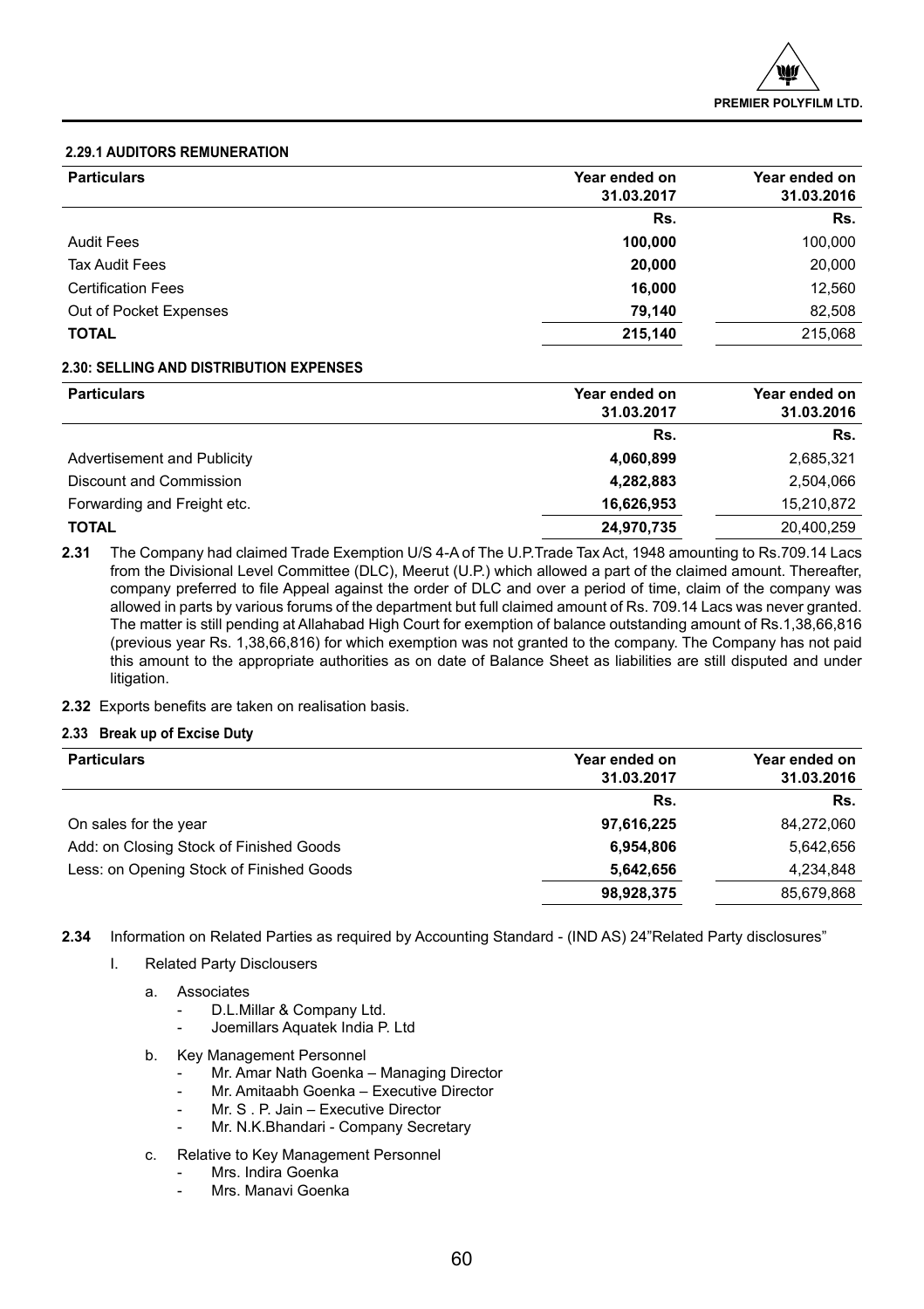#### 2.29.1 AUDITORS REMUNERATION

| Particulars | Year ended on 31.03.2017 | Year ended on 31.03.2016 |
|---|---|---|
| | Rs. | Rs. |
| Audit Fees | **100,000** | 100,000 |
| Tax Audit Fees | **20,000** | 20,000 |
| Certification Fees | **16,000** | 12,560 |
| Out of Pocket Expenses | **79,140** | 82,508 |
| **TOTAL** | **215,140** | 215,068 |

#### 2.30: SELLING AND DISTRIBUTION EXPENSES

| Particulars | Year ended on 31.03.2017 | Year ended on 31.03.2016 |
|---|---|---|
| | Rs. | Rs. |
| Advertisement and Publicity | **4,060,899** | 2,685,321 |
| Discount and Commission | **4,282,883** | 2,504,066 |
| Forwarding and Freight etc. | **16,626,953** | 15,210,872 |
| **TOTAL** | **24,970,735** | 20,400,259 |

**2.31** The Company had claimed Trade Exemption U/S 4-A of The U.P.Trade Tax Act, 1948 amounting to Rs.709.14 Lacs from the Divisional Level Committee (DLC), Meerut (U.P.) which allowed a part of the claimed amount. Thereafter, company preferred to file Appeal against the order of DLC and over a period of time, claim of the company was allowed in parts by various forums of the department but full claimed amount of Rs. 709.14 Lacs was never granted. The matter is still pending at Allahabad High Court for exemption of balance outstanding amount of Rs.1,38,66,816 (previous year Rs. 1,38,66,816) for which exemption was not granted to the company. The Company has not paid this amount to the appropriate authorities as on date of Balance Sheet as liabilities are still disputed and under litigation.

**2.32** Exports benefits are taken on realisation basis.

#### 2.33 Break up of Excise Duty

| Particulars | Year ended on 31.03.2017 | Year ended on 31.03.2016 |
|---|---|---|
| | Rs. | Rs. |
| On sales for the year | **97,616,225** | 84,272,060 |
| Add: on Closing Stock of Finished Goods | **6,954,806** | 5,642,656 |
| Less: on Opening Stock of Finished Goods | **5,642,656** | 4,234,848 |
| | **98,928,375** | 85,679,868 |

**2.34** Information on Related Parties as required by Accounting Standard - (IND AS) 24"Related Party disclosures"

I. Related Party Disclousers

a. Associates
- D.L.Millar & Company Ltd.
- Joemillars Aquatek India P. Ltd

b. Key Management Personnel
- Mr. Amar Nath Goenka – Managing Director
- Mr. Amitaabh Goenka – Executive Director
- Mr. S . P. Jain – Executive Director
- Mr. N.K.Bhandari - Company Secretary

c. Relative to Key Management Personnel
- Mrs. Indira Goenka
- Mrs. Manavi Goenka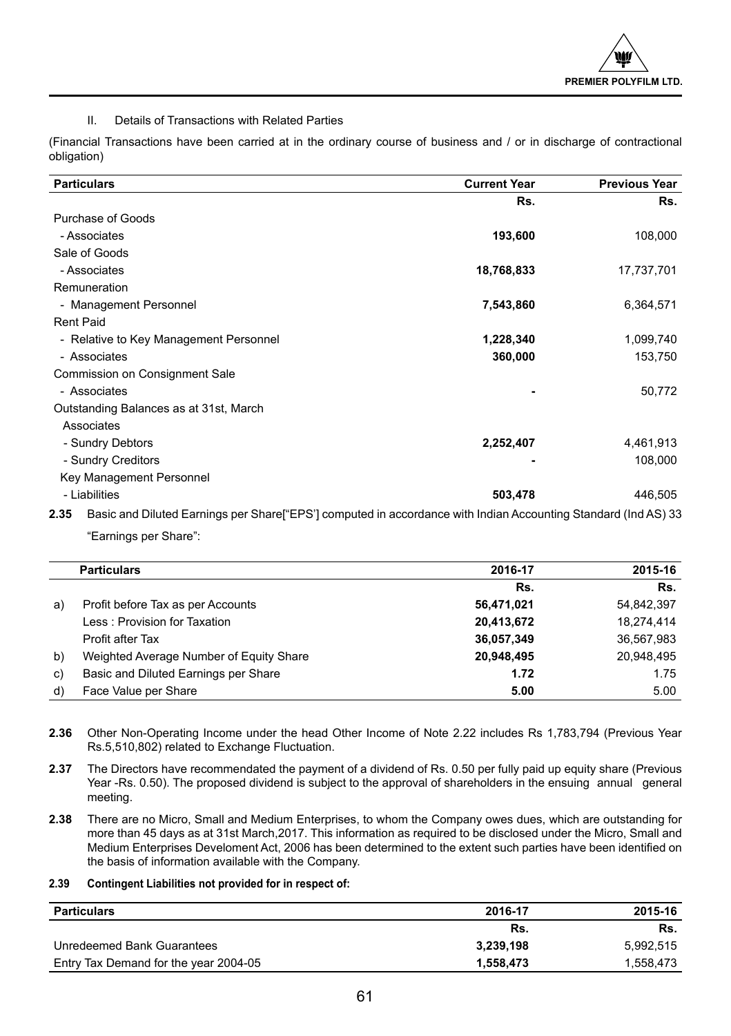II. Details of Transactions with Related Parties

(Financial Transactions have been carried at in the ordinary course of business and / or in discharge of contractional obligation)

| Particulars | Current Year | Previous Year |
|---|---|---|
| | Rs. | Rs. |
| Purchase of Goods | | |
| - Associates | **193,600** | 108,000 |
| Sale of Goods | | |
| - Associates | **18,768,833** | 17,737,701 |
| Remuneration | | |
| - Management Personnel | **7,543,860** | 6,364,571 |
| Rent Paid | | |
| - Relative to Key Management Personnel | **1,228,340** | 1,099,740 |
| - Associates | **360,000** | 153,750 |
| Commission on Consignment Sale | | |
| - Associates | **-** | 50,772 |
| Outstanding Balances as at 31st, March | | |
| Associates | | |
| - Sundry Debtors | **2,252,407** | 4,461,913 |
| - Sundry Creditors | **-** | 108,000 |
| Key Management Personnel | | |
| - Liabilities | **503,478** | 446,505 |

**2.35** Basic and Diluted Earnings per Share["EPS'] computed in accordance with Indian Accounting Standard (Ind AS) 33 "Earnings per Share":

| | Particulars | 2016-17 | 2015-16 |
|---|---|---|---|
| | | Rs. | Rs. |
| a) | Profit before Tax as per Accounts | **56,471,021** | 54,842,397 |
| | Less : Provision for Taxation | **20,413,672** | 18,274,414 |
| | Profit after Tax | **36,057,349** | 36,567,983 |
| b) | Weighted Average Number of Equity Share | **20,948,495** | 20,948,495 |
| c) | Basic and Diluted Earnings per Share | **1.72** | 1.75 |
| d) | Face Value per Share | **5.00** | 5.00 |

**2.36** Other Non-Operating Income under the head Other Income of Note 2.22 includes Rs 1,783,794 (Previous Year Rs.5,510,802) related to Exchange Fluctuation.

**2.37** The Directors have recommendated the payment of a dividend of Rs. 0.50 per fully paid up equity share (Previous Year -Rs. 0.50). The proposed dividend is subject to the approval of shareholders in the ensuing annual general meeting.

**2.38** There are no Micro, Small and Medium Enterprises, to whom the Company owes dues, which are outstanding for more than 45 days as at 31st March,2017. This information as required to be disclosed under the Micro, Small and Medium Enterprises Develoment Act, 2006 has been determined to the extent such parties have been identified on the basis of information available with the Company.

**2.39 Contingent Liabilities not provided for in respect of:**

| Particulars | 2016-17 | 2015-16 |
|---|---|---|
| | Rs. | Rs. |
| Unredeemed Bank Guarantees | **3,239,198** | 5,992,515 |
| Entry Tax Demand for the year 2004-05 | **1,558,473** | 1,558,473 |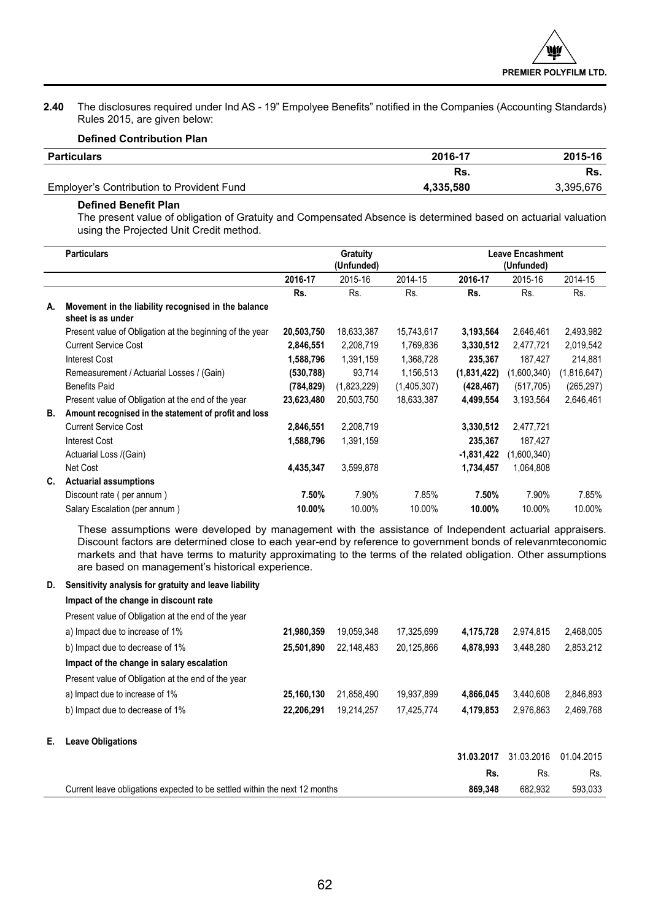**2.40** The disclosures required under Ind AS - 19" Empolyee Benefits" notified in the Companies (Accounting Standards) Rules 2015, are given below:

**Defined Contribution Plan**

| Particulars | 2016-17 | 2015-16 |
|---|---|---|
| | **Rs.** | **Rs.** |
| Employer's Contribution to Provident Fund | **4,335,580** | 3,395,676 |

**Defined Benefit Plan**

The present value of obligation of Gratuity and Compensated Absence is determined based on actuarial valuation using the Projected Unit Credit method.

| | Particulars | Gratuity (Unfunded) | | | Leave Encashment (Unfunded) | | |
|---|---|---|---|---|---|---|---|
| | | **2016-17** | 2015-16 | 2014-15 | **2016-17** | 2015-16 | 2014-15 |
| | | **Rs.** | Rs. | Rs. | **Rs.** | Rs. | Rs. |
| **A.** | **Movement in the liability recognised in the balance sheet is as under** | | | | | | |
| | Present value of Obligation at the beginning of the year | **20,503,750** | 18,633,387 | 15,743,617 | **3,193,564** | 2,646,461 | 2,493,982 |
| | Current Service Cost | **2,846,551** | 2,208,719 | 1,769,836 | **3,330,512** | 2,477,721 | 2,019,542 |
| | Interest Cost | **1,588,796** | 1,391,159 | 1,368,728 | **235,367** | 187,427 | 214,881 |
| | Remeasurement / Actuarial Losses / (Gain) | **(530,788)** | 93,714 | 1,156,513 | **(1,831,422)** | (1,600,340) | (1,816,647) |
| | Benefits Paid | **(784,829)** | (1,823,229) | (1,405,307) | **(428,467)** | (517,705) | (265,297) |
| | Present value of Obligation at the end of the year | **23,623,480** | 20,503,750 | 18,633,387 | **4,499,554** | 3,193,564 | 2,646,461 |
| **B.** | **Amount recognised in the statement of profit and loss** | | | | | | |
| | Current Service Cost | **2,846,551** | 2,208,719 | | **3,330,512** | 2,477,721 | |
| | Interest Cost | **1,588,796** | 1,391,159 | | **235,367** | 187,427 | |
| | Actuarial Loss /(Gain) | | | | **-1,831,422** | (1,600,340) | |
| | Net Cost | **4,435,347** | 3,599,878 | | **1,734,457** | 1,064,808 | |
| **C.** | **Actuarial assumptions** | | | | | | |
| | Discount rate ( per annum ) | **7.50%** | 7.90% | 7.85% | **7.50%** | 7.90% | 7.85% |
| | Salary Escalation (per annum ) | **10.00%** | 10.00% | 10.00% | **10.00%** | 10.00% | 10.00% |

These assumptions were developed by management with the assistance of Independent actuarial appraisers. Discount factors are determined close to each year-end by reference to government bonds of relevanmteconomic markets and that have terms to maturity approximating to the terms of the related obligation. Other assumptions are based on management's historical experience.

| | | | | | | | |
|---|---|---|---|---|---|---|---|
| **D.** | **Sensitivity analysis for gratuity and leave liability** | | | | | | |
| | **Impact of the change in discount rate** | | | | | | |
| | Present value of Obligation at the end of the year | | | | | | |
| | a) Impact due to increase of 1% | **21,980,359** | 19,059,348 | 17,325,699 | **4,175,728** | 2,974,815 | 2,468,005 |
| | b) Impact due to decrease of 1% | **25,501,890** | 22,148,483 | 20,125,866 | **4,878,993** | 3,448,280 | 2,853,212 |
| | **Impact of the change in salary escalation** | | | | | | |
| | Present value of Obligation at the end of the year | | | | | | |
| | a) Impact due to increase of 1% | **25,160,130** | 21,858,490 | 19,937,899 | **4,866,045** | 3,440,608 | 2,846,893 |
| | b) Impact due to decrease of 1% | **22,206,291** | 19,214,257 | 17,425,774 | **4,179,853** | 2,976,863 | 2,469,768 |

| | | | | |
|---|---|---|---|---|
| **E.** | **Leave Obligations** | | | |
| | | **31.03.2017** | 31.03.2016 | 01.04.2015 |
| | | **Rs.** | Rs. | Rs. |
| | Current leave obligations expected to be settled within the next 12 months | **869,348** | 682,932 | 593,033 |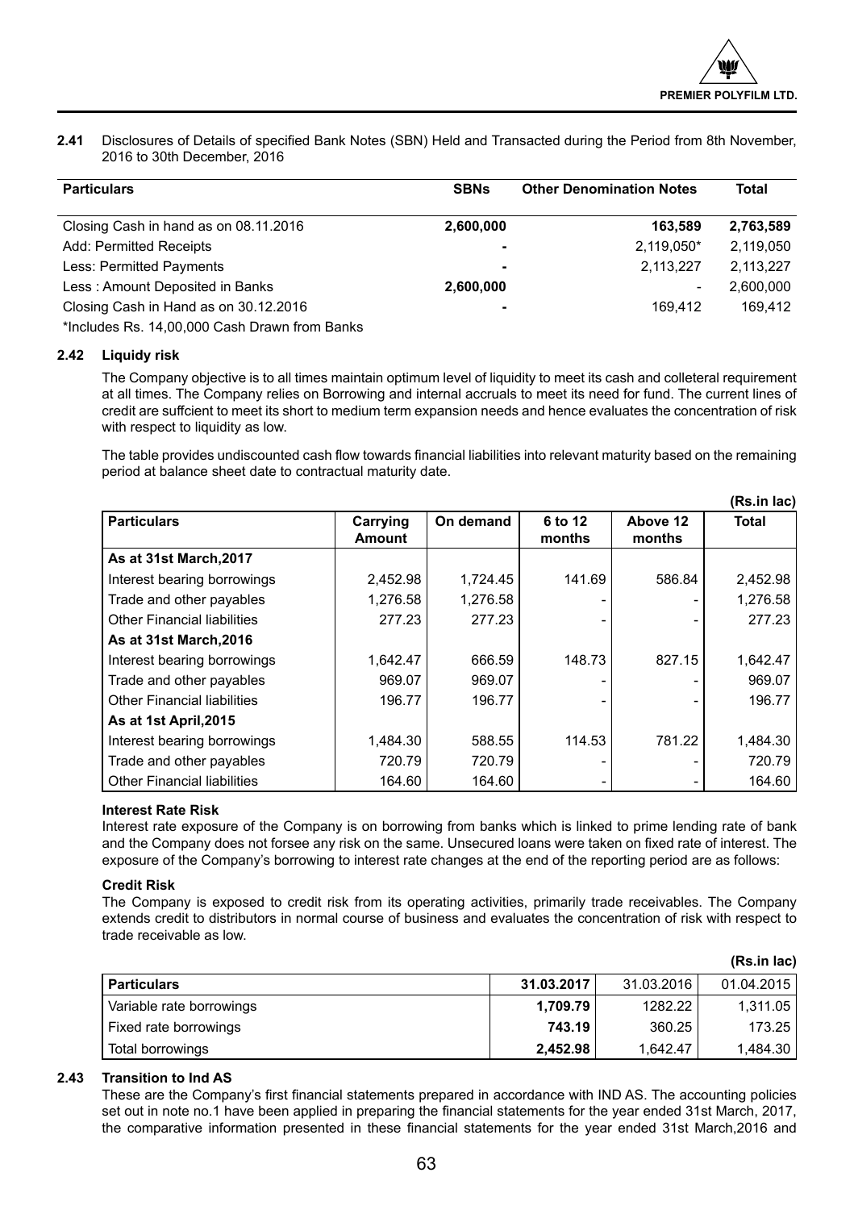**2.41** Disclosures of Details of specified Bank Notes (SBN) Held and Transacted during the Period from 8th November, 2016 to 30th December, 2016

| Particulars | SBNs | Other Denomination Notes | Total |
|---|---|---|---|
| Closing Cash in hand as on 08.11.2016 | **2,600,000** | **163,589** | **2,763,589** |
| Add: Permitted Receipts | **-** | 2,119,050* | 2,119,050 |
| Less: Permitted Payments | **-** | 2,113,227 | 2,113,227 |
| Less : Amount Deposited in Banks | **2,600,000** | - | 2,600,000 |
| Closing Cash in Hand as on 30.12.2016 | **-** | 169,412 | 169,412 |

*Includes Rs. 14,00,000 Cash Drawn from Banks

**2.42 Liquidity risk**

The Company objective is to all times maintain optimum level of liquidity to meet its cash and colleteral requirement at all times. The Company relies on Borrowing and internal accruals to meet its need for fund. The current lines of credit are suffcient to meet its short to medium term expansion needs and hence evaluates the concentration of risk with respect to liquidity as low.

The table provides undiscounted cash flow towards financial liabilities into relevant maturity based on the remaining period at balance sheet date to contractual maturity date.

**(Rs.in lac)**

| Particulars | Carrying Amount | On demand | 6 to 12 months | Above 12 months | Total |
|---|---|---|---|---|---|
| **As at 31st March,2017** | | | | | |
| Interest bearing borrowings | 2,452.98 | 1,724.45 | 141.69 | 586.84 | 2,452.98 |
| Trade and other payables | 1,276.58 | 1,276.58 | - | - | 1,276.58 |
| Other Financial liabilities | 277.23 | 277.23 | - | - | 277.23 |
| **As at 31st March,2016** | | | | | |
| Interest bearing borrowings | 1,642.47 | 666.59 | 148.73 | 827.15 | 1,642.47 |
| Trade and other payables | 969.07 | 969.07 | - | - | 969.07 |
| Other Financial liabilities | 196.77 | 196.77 | - | - | 196.77 |
| **As at 1st April,2015** | | | | | |
| Interest bearing borrowings | 1,484.30 | 588.55 | 114.53 | 781.22 | 1,484.30 |
| Trade and other payables | 720.79 | 720.79 | - | - | 720.79 |
| Other Financial liabilities | 164.60 | 164.60 | - | - | 164.60 |

**Interest Rate Risk**

Interest rate exposure of the Company is on borrowing from banks which is linked to prime lending rate of bank and the Company does not forsee any risk on the same. Unsecured loans were taken on fixed rate of interest. The exposure of the Company's borrowing to interest rate changes at the end of the reporting period are as follows:

**Credit Risk**

The Company is exposed to credit risk from its operating activities, primarily trade receivables. The Company extends credit to distributors in normal course of business and evaluates the concentration of risk with respect to trade receivable as low.

**(Rs.in lac)**

| Particulars | 31.03.2017 | 31.03.2016 | 01.04.2015 |
|---|---|---|---|
| Variable rate borrowings | **1,709.79** | 1282.22 | 1,311.05 |
| Fixed rate borrowings | **743.19** | 360.25 | 173.25 |
| Total borrowings | **2,452.98** | 1,642.47 | 1,484.30 |

**2.43 Transition to Ind AS**

These are the Company's first financial statements prepared in accordance with IND AS. The accounting policies set out in note no.1 have been applied in preparing the financial statements for the year ended 31st March, 2017, the comparative information presented in these financial statements for the year ended 31st March,2016 and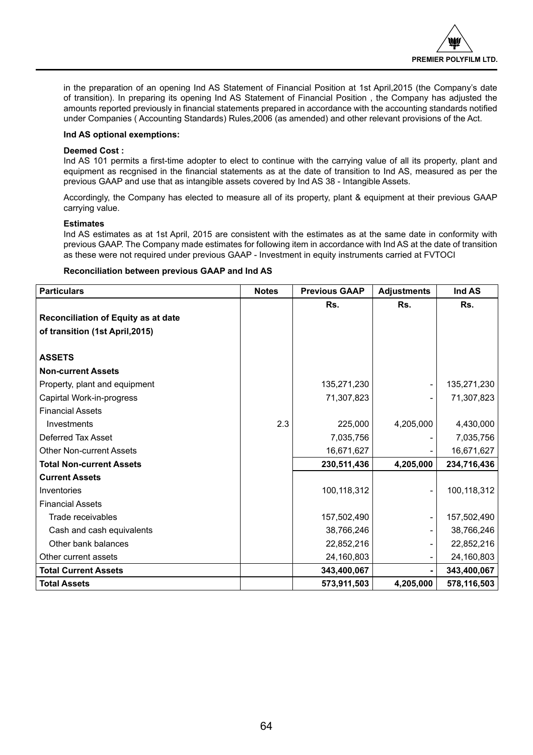in the preparation of an opening Ind AS Statement of Financial Position at 1st April,2015 (the Company's date of transition). In preparing its opening Ind AS Statement of Financial Position , the Company has adjusted the amounts reported previously in financial statements prepared in accordance with the accounting standards notified under Companies ( Accounting Standards) Rules,2006 (as amended) and other relevant provisions of the Act.

**Ind AS optional exemptions:**

**Deemed Cost :**

Ind AS 101 permits a first-time adopter to elect to continue with the carrying value of all its property, plant and equipment as recgnised in the financial statements as at the date of transition to Ind AS, measured as per the previous GAAP and use that as intangible assets covered by Ind AS 38 - Intangible Assets.

Accordingly, the Company has elected to measure all of its property, plant & equipment at their previous GAAP carrying value.

**Estimates**

Ind AS estimates as at 1st April, 2015 are consistent with the estimates as at the same date in conformity with previous GAAP. The Company made estimates for following item in accordance with Ind AS at the date of transition as these were not required under previous GAAP - Investment in equity instruments carried at FVTOCI

**Reconciliation between previous GAAP and Ind AS**

| Particulars | Notes | Previous GAAP | Adjustments | Ind AS |
|---|---|---|---|---|
| | | Rs. | Rs. | Rs. |
| **Reconciliation of Equity as at date of transition (1st April,2015)** | | | | |
| **ASSETS** | | | | |
| **Non-current Assets** | | | | |
| Property, plant and equipment | | 135,271,230 | - | 135,271,230 |
| Capirtal Work-in-progress | | 71,307,823 | - | 71,307,823 |
| Financial Assets | | | | |
| Investments | 2.3 | 225,000 | 4,205,000 | 4,430,000 |
| Deferred Tax Asset | | 7,035,756 | - | 7,035,756 |
| Other Non-current Assets | | 16,671,627 | - | 16,671,627 |
| **Total Non-current Assets** | | **230,511,436** | **4,205,000** | **234,716,436** |
| **Current Assets** | | | | |
| Inventories | | 100,118,312 | - | 100,118,312 |
| Financial Assets | | | | |
| Trade receivables | | 157,502,490 | - | 157,502,490 |
| Cash and cash equivalents | | 38,766,246 | - | 38,766,246 |
| Other bank balances | | 22,852,216 | - | 22,852,216 |
| Other current assets | | 24,160,803 | - | 24,160,803 |
| **Total Current Assets** | | **343,400,067** | **-** | **343,400,067** |
| **Total Assets** | | **573,911,503** | **4,205,000** | **578,116,503** |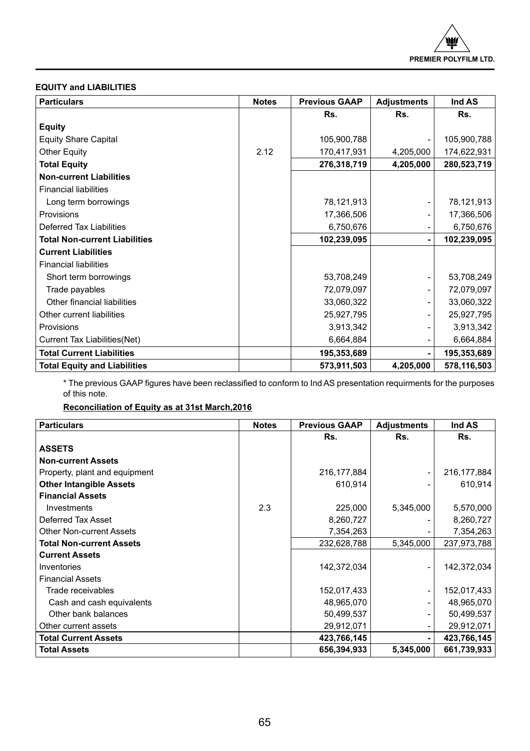**EQUITY and LIABILITIES**

| Particulars | Notes | Previous GAAP | Adjustments | Ind AS |
|---|---|---|---|---|
| | | Rs. | Rs. | Rs. |
| **Equity** | | | | |
| Equity Share Capital | | 105,900,788 | - | 105,900,788 |
| Other Equity | 2.12 | 170,417,931 | 4,205,000 | 174,622,931 |
| **Total Equity** | | **276,318,719** | **4,205,000** | **280,523,719** |
| **Non-current Liabilities** | | | | |
| Financial liabilities | | | | |
| Long term borrowings | | 78,121,913 | - | 78,121,913 |
| Provisions | | 17,366,506 | - | 17,366,506 |
| Deferred Tax Liabilities | | 6,750,676 | - | 6,750,676 |
| **Total Non-current Liabilities** | | **102,239,095** | **-** | **102,239,095** |
| **Current Liabilities** | | | | |
| Financial liabilities | | | | |
| Short term borrowings | | 53,708,249 | - | 53,708,249 |
| Trade payables | | 72,079,097 | - | 72,079,097 |
| Other financial liabilities | | 33,060,322 | - | 33,060,322 |
| Other current liabilities | | 25,927,795 | - | 25,927,795 |
| Provisions | | 3,913,342 | - | 3,913,342 |
| Current Tax Liabilities(Net) | | 6,664,884 | - | 6,664,884 |
| **Total Current Liabilities** | | **195,353,689** | **-** | **195,353,689** |
| **Total Equity and Liabilities** | | **573,911,503** | **4,205,000** | **578,116,503** |

* The previous GAAP figures have been reclassified to conform to Ind AS presentation requirments for the purposes of this note.

**Reconciliation of Equity as at 31st March,2016**

| Particulars | Notes | Previous GAAP | Adjustments | Ind AS |
|---|---|---|---|---|
| | | Rs. | Rs. | Rs. |
| **ASSETS** | | | | |
| **Non-current Assets** | | | | |
| Property, plant and equipment | | 216,177,884 | - | 216,177,884 |
| **Other Intangible Assets** | | 610,914 | - | 610,914 |
| **Financial Assets** | | | | |
| Investments | 2.3 | 225,000 | 5,345,000 | 5,570,000 |
| Deferred Tax Asset | | 8,260,727 | - | 8,260,727 |
| Other Non-current Assets | | 7,354,263 | - | 7,354,263 |
| **Total Non-current Assets** | | 232,628,788 | 5,345,000 | 237,973,788 |
| **Current Assets** | | | | |
| Inventories | | 142,372,034 | - | 142,372,034 |
| Financial Assets | | | | |
| Trade receivables | | 152,017,433 | - | 152,017,433 |
| Cash and cash equivalents | | 48,965,070 | - | 48,965,070 |
| Other bank balances | | 50,499,537 | - | 50,499,537 |
| Other current assets | | 29,912,071 | - | 29,912,071 |
| **Total Current Assets** | | **423,766,145** | **-** | **423,766,145** |
| **Total Assets** | | **656,394,933** | **5,345,000** | **661,739,933** |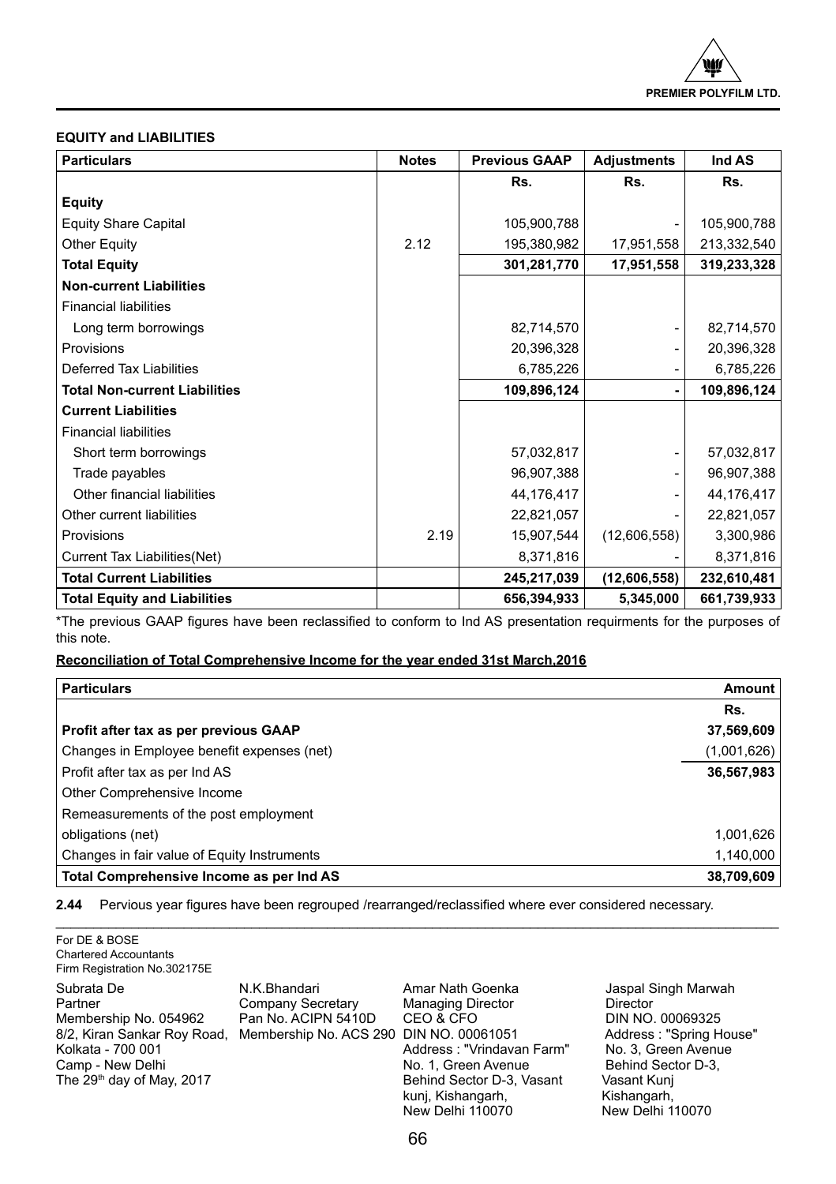**EQUITY and LIABILITIES**

| Particulars | Notes | Previous GAAP | Adjustments | Ind AS |
|---|---|---|---|---|
| | | Rs. | Rs. | Rs. |
| **Equity** | | | | |
| Equity Share Capital | | 105,900,788 | - | 105,900,788 |
| Other Equity | 2.12 | 195,380,982 | 17,951,558 | 213,332,540 |
| **Total Equity** | | **301,281,770** | **17,951,558** | **319,233,328** |
| **Non-current Liabilities** | | | | |
| Financial liabilities | | | | |
| Long term borrowings | | 82,714,570 | - | 82,714,570 |
| Provisions | | 20,396,328 | - | 20,396,328 |
| Deferred Tax Liabilities | | 6,785,226 | - | 6,785,226 |
| **Total Non-current Liabilities** | | **109,896,124** | **-** | **109,896,124** |
| **Current Liabilities** | | | | |
| Financial liabilities | | | | |
| Short term borrowings | | 57,032,817 | - | 57,032,817 |
| Trade payables | | 96,907,388 | - | 96,907,388 |
| Other financial liabilities | | 44,176,417 | - | 44,176,417 |
| Other current liabilities | | 22,821,057 | - | 22,821,057 |
| Provisions | 2.19 | 15,907,544 | (12,606,558) | 3,300,986 |
| Current Tax Liabilities(Net) | | 8,371,816 | - | 8,371,816 |
| **Total Current Liabilities** | | **245,217,039** | **(12,606,558)** | **232,610,481** |
| **Total Equity and Liabilities** | | **656,394,933** | **5,345,000** | **661,739,933** |

*The previous GAAP figures have been reclassified to conform to Ind AS presentation requirments for the purposes of this note.

**Reconciliation of Total Comprehensive Income for the year ended 31st March,2016**

| Particulars | Amount |
|---|---|
| | Rs. |
| **Profit after tax as per previous GAAP** | **37,569,609** |
| Changes in Employee benefit expenses (net) | (1,001,626) |
| Profit after tax as per Ind AS | **36,567,983** |
| Other Comprehensive Income | |
| Remeasurements of the post employment | |
| obligations (net) | 1,001,626 |
| Changes in fair value of Equity Instruments | 1,140,000 |
| **Total Comprehensive Income as per Ind AS** | **38,709,609** |

**2.44** Pervious year figures have been regrouped /rearranged/reclassified where ever considered necessary.

For DE & BOSE
Chartered Accountants
Firm Registration No.302175E

Subrata De
Partner
Membership No. 054962
8/2, Kiran Sankar Roy Road,
Kolkata - 700 001
Camp - New Delhi
The 29th day of May, 2017

N.K.Bhandari
Company Secretary
Pan No. ACIPN 5410D
Membership No. ACS 290

Amar Nath Goenka
Managing Director
CEO & CFO
DIN NO. 00061051
Address : "Vrindavan Farm"
No. 1, Green Avenue
Behind Sector D-3, Vasant
kunj, Kishangarh,
New Delhi 110070

Jaspal Singh Marwah
Director
DIN NO. 00069325
Address : "Spring House"
No. 3, Green Avenue
Behind Sector D-3,
Vasant Kunj
Kishangarh,
New Delhi 110070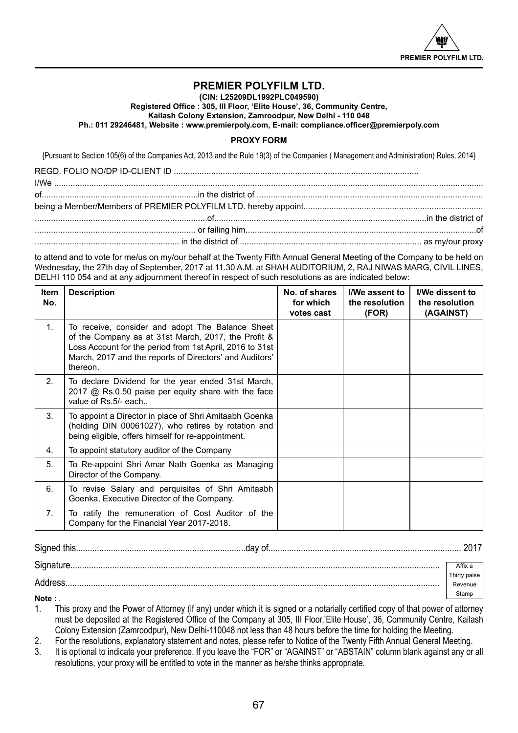# PREMIER POLYFILM LTD.

**(CIN: L25209DL1992PLC049590)**

**Registered Office : 305, III Floor, 'Elite House', 36, Community Centre,**
**Kailash Colony Extension, Zamroodpur, New Delhi - 110 048**
**Ph.: 011 29246481, Website : www.premierpoly.com, E-mail: compliance.officer@premierpoly.com**

## PROXY FORM

{Pursuant to Section 105(6) of the Companies Act, 2013 and the Rule 19(3) of the Companies ( Management and Administration) Rules, 2014}

REGD. FOLIO NO/DP ID-CLIENT ID ........................................................................................................

I/We ..........................................................................................................................................................................

of..................................................................in the district of ...............................................................................

being a Member/Members of PREMIER POLYFILM LTD. hereby appoint.............................................................

........................................................................of..........................................................................in the district of

.................................................................... or failing him..................................................................................of

............................................................ in the district of ............................................................................ as my/our proxy

to attend and to vote for me/us on my/our behalf at the Twenty Fifth Annual General Meeting of the Company to be held on Wednesday, the 27th day of September, 2017 at 11.30 A.M. at SHAH AUDITORIUM, 2, RAJ NIWAS MARG, CIVIL LINES, DELHI 110 054 and at any adjournment thereof in respect of such resolutions as are indicated below:

| Item No. | Description | No. of shares for which votes cast | I/We assent to the resolution (FOR) | I/We dissent to the resolution (AGAINST) |
|---|---|---|---|---|
| 1. | To receive, consider and adopt The Balance Sheet of the Company as at 31st March, 2017, the Profit & Loss Account for the period from 1st April, 2016 to 31st March, 2017 and the reports of Directors' and Auditors' thereon. | | | |
| 2. | To declare Dividend for the year ended 31st March, 2017 @ Rs.0.50 paise per equity share with the face value of Rs.5/- each.. | | | |
| 3. | To appoint a Director in place of Shri Amitaabh Goenka (holding DIN 00061027), who retires by rotation and being eligible, offers himself for re-appointment. | | | |
| 4. | To appoint statutory auditor of the Company | | | |
| 5. | To Re-appoint Shri Amar Nath Goenka as Managing Director of the Company. | | | |
| 6. | To revise Salary and perquisites of Shri Amitaabh Goenka, Executive Director of the Company. | | | |
| 7. | To ratify the remuneration of Cost Auditor of the Company for the Financial Year 2017-2018. | | | |

Signed this.........................................................................day of.................................................................................. 2017

Signature.............................................................................................................................................................

Address...............................................................................................................................................................

Affix a Thirty paise Revenue Stamp

**Note :** .

1. This proxy and the Power of Attorney (if any) under which it is signed or a notarially certified copy of that power of attorney must be deposited at the Registered Office of the Company at 305, III Floor,'Elite House', 36, Community Centre, Kailash Colony Extension (Zamroodpur), New Delhi-110048 not less than 48 hours before the time for holding the Meeting.
2. For the resolutions, explanatory statement and notes, please refer to Notice of the Twenty Fifth Annual General Meeting.
3. It is optional to indicate your preference. If you leave the "FOR" or "AGAINST" or "ABSTAIN" column blank against any or all resolutions, your proxy will be entitled to vote in the manner as he/she thinks appropriate.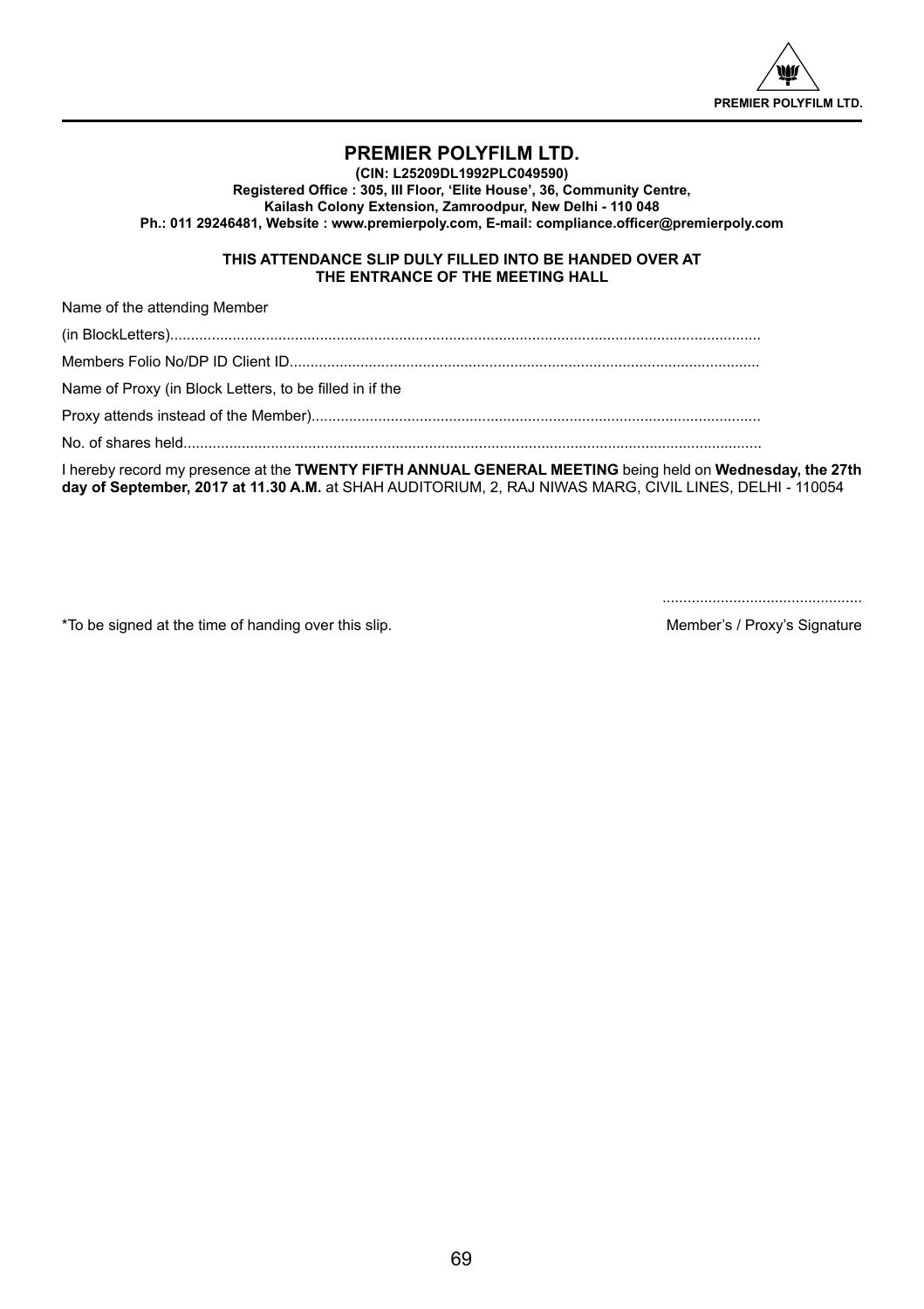# PREMIER POLYFILM LTD.

**(CIN: L25209DL1992PLC049590)**
**Registered Office : 305, III Floor, 'Elite House', 36, Community Centre,**
**Kailash Colony Extension, Zamroodpur, New Delhi - 110 048**
**Ph.: 011 29246481, Website : www.premierpoly.com, E-mail: compliance.officer@premierpoly.com**

**THIS ATTENDANCE SLIP DULY FILLED INTO BE HANDED OVER AT THE ENTRANCE OF THE MEETING HALL**

Name of the attending Member

(in BlockLetters).............................................................................................................................................

Members Folio No/DP ID Client ID...............................................................................................................

Name of Proxy (in Block Letters, to be filled in if the

Proxy attends instead of the Member)..........................................................................................................

No. of shares held.........................................................................................................................................

I hereby record my presence at the **TWENTY FIFTH ANNUAL GENERAL MEETING** being held on **Wednesday, the 27th day of September, 2017 at 11.30 A.M.** at SHAH AUDITORIUM, 2, RAJ NIWAS MARG, CIVIL LINES, DELHI - 110054

...............................................

*To be signed at the time of handing over this slip. Member's / Proxy's Signature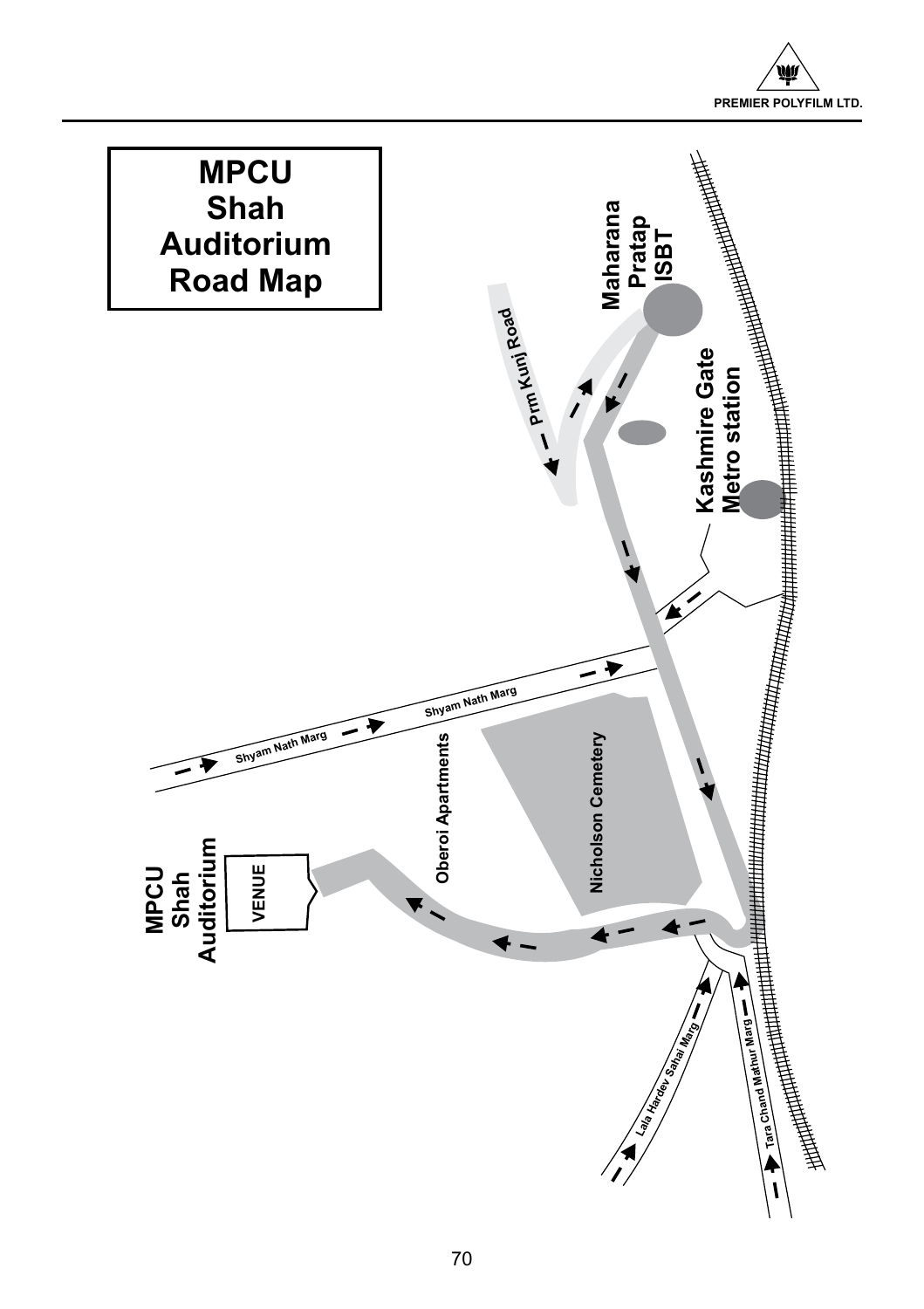# MPCU Shah Auditorium Road Map

Maharana Pratap ISBT

Prm Kunj Road

Kashmire Gate Metro station

Shyam Nath Marg

Shyam Nath Marg

Oberoi Apartments

Nicholson Cemetery

MPCU Shah Auditorium

VENUE

Lala Hardev Sahai Marg

Tara Chand Mathur Marg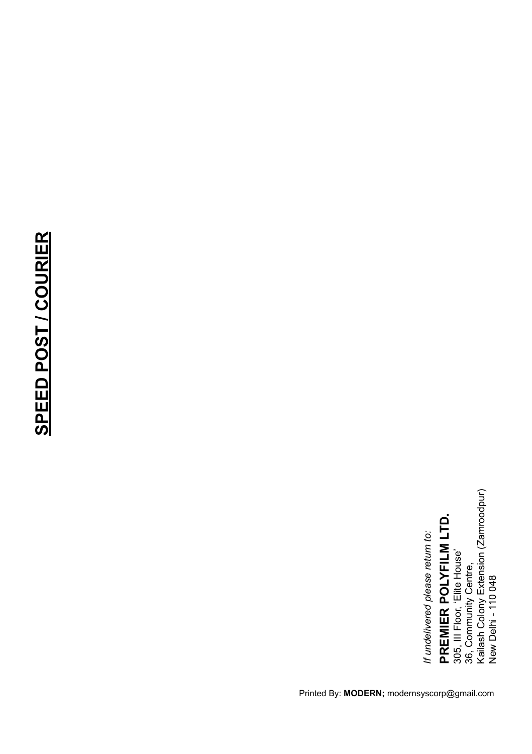**SPEED POST / COURIER**

*If undelivered please return to:*

**PREMIER POLYFILM LTD.**
305, III Floor, 'Elite House'
36, Community Centre,
Kailash Colony Extension (Zamroodpur)
New Delhi - 110 048

Printed By: **MODERN;** modernsyscorp@gmail.com